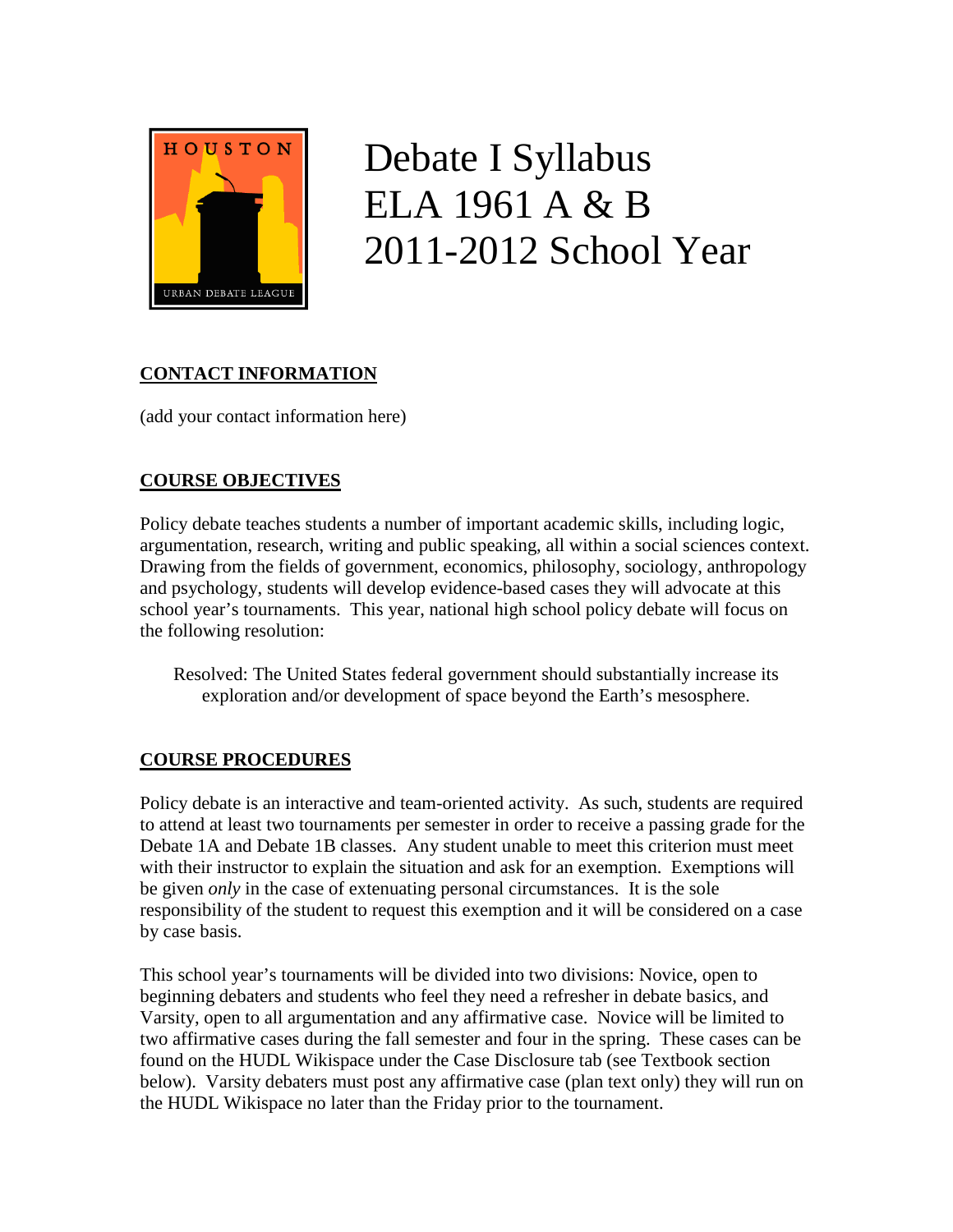# Debate I Syllabus
# ELA 1961 A & B
# 2011-2012 School Year

## CONTACT INFORMATION

(add your contact information here)

## COURSE OBJECTIVES

Policy debate teaches students a number of important academic skills, including logic, argumentation, research, writing and public speaking, all within a social sciences context. Drawing from the fields of government, economics, philosophy, sociology, anthropology and psychology, students will develop evidence-based cases they will advocate at this school year's tournaments. This year, national high school policy debate will focus on the following resolution:

> Resolved: The United States federal government should substantially increase its exploration and/or development of space beyond the Earth's mesosphere.

## COURSE PROCEDURES

Policy debate is an interactive and team-oriented activity. As such, students are required to attend at least two tournaments per semester in order to receive a passing grade for the Debate 1A and Debate 1B classes. Any student unable to meet this criterion must meet with their instructor to explain the situation and ask for an exemption. Exemptions will be given *only* in the case of extenuating personal circumstances. It is the sole responsibility of the student to request this exemption and it will be considered on a case by case basis.

This school year's tournaments will be divided into two divisions: Novice, open to beginning debaters and students who feel they need a refresher in debate basics, and Varsity, open to all argumentation and any affirmative case. Novice will be limited to two affirmative cases during the fall semester and four in the spring. These cases can be found on the HUDL Wikispace under the Case Disclosure tab (see Textbook section below). Varsity debaters must post any affirmative case (plan text only) they will run on the HUDL Wikispace no later than the Friday prior to the tournament.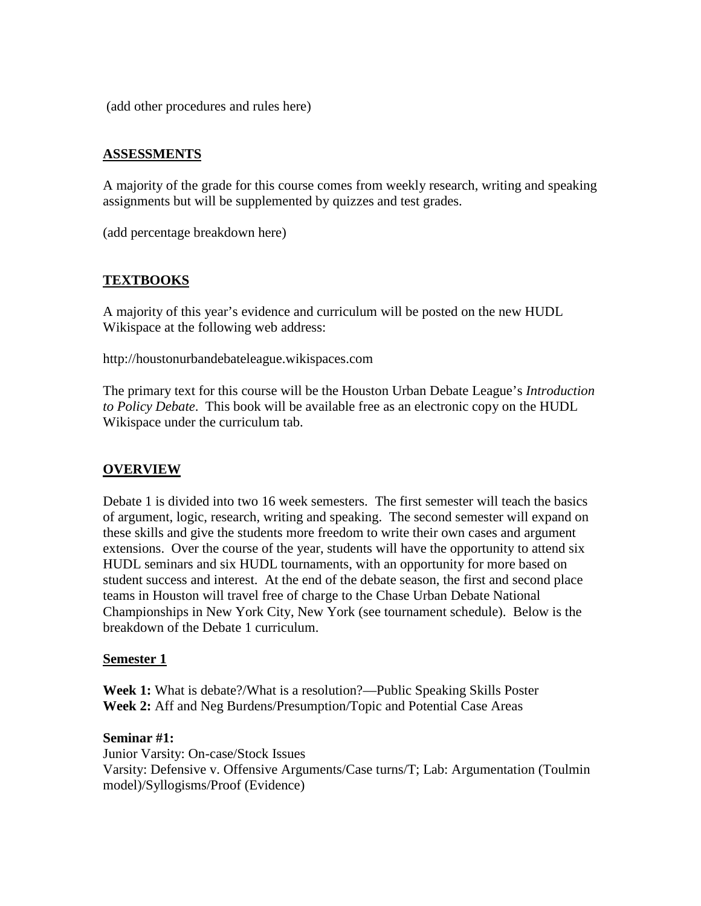(add other procedures and rules here)

## ASSESSMENTS

A majority of the grade for this course comes from weekly research, writing and speaking assignments but will be supplemented by quizzes and test grades.

(add percentage breakdown here)

## TEXTBOOKS

A majority of this year's evidence and curriculum will be posted on the new HUDL Wikispace at the following web address:

http://houstonurbandebateleague.wikispaces.com

The primary text for this course will be the Houston Urban Debate League's *Introduction to Policy Debate*. This book will be available free as an electronic copy on the HUDL Wikispace under the curriculum tab.

## OVERVIEW

Debate 1 is divided into two 16 week semesters. The first semester will teach the basics of argument, logic, research, writing and speaking. The second semester will expand on these skills and give the students more freedom to write their own cases and argument extensions. Over the course of the year, students will have the opportunity to attend six HUDL seminars and six HUDL tournaments, with an opportunity for more based on student success and interest. At the end of the debate season, the first and second place teams in Houston will travel free of charge to the Chase Urban Debate National Championships in New York City, New York (see tournament schedule). Below is the breakdown of the Debate 1 curriculum.

### Semester 1

**Week 1:** What is debate?/What is a resolution?—Public Speaking Skills Poster
**Week 2:** Aff and Neg Burdens/Presumption/Topic and Potential Case Areas

**Seminar #1:**
Junior Varsity: On-case/Stock Issues
Varsity: Defensive v. Offensive Arguments/Case turns/T; Lab: Argumentation (Toulmin model)/Syllogisms/Proof (Evidence)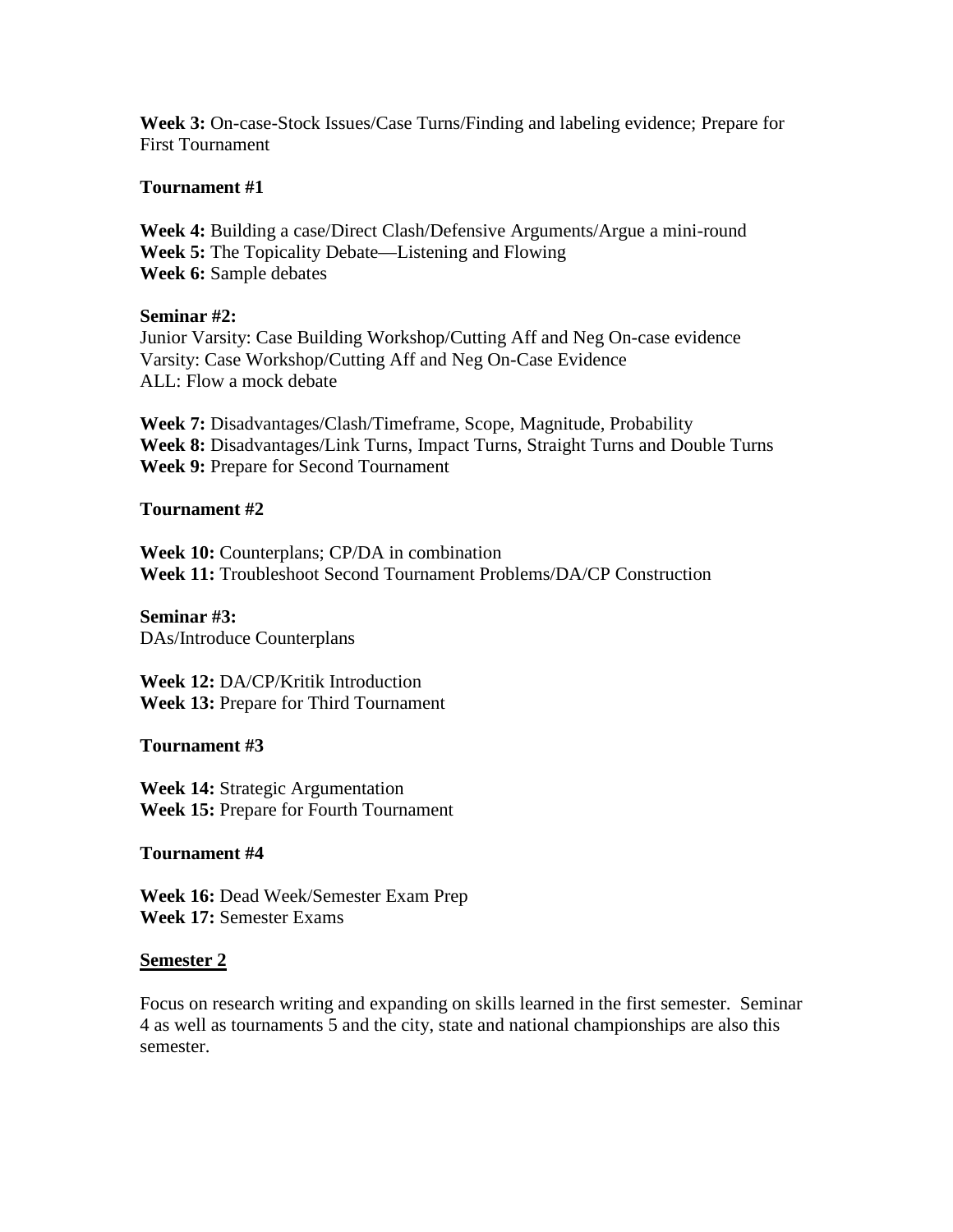**Week 3:** On-case-Stock Issues/Case Turns/Finding and labeling evidence; Prepare for First Tournament

**Tournament #1**

**Week 4:** Building a case/Direct Clash/Defensive Arguments/Argue a mini-round
**Week 5:** The Topicality Debate—Listening and Flowing
**Week 6:** Sample debates

**Seminar #2:**
Junior Varsity: Case Building Workshop/Cutting Aff and Neg On-case evidence
Varsity: Case Workshop/Cutting Aff and Neg On-Case Evidence
ALL: Flow a mock debate

**Week 7:** Disadvantages/Clash/Timeframe, Scope, Magnitude, Probability
**Week 8:** Disadvantages/Link Turns, Impact Turns, Straight Turns and Double Turns
**Week 9:** Prepare for Second Tournament

**Tournament #2**

**Week 10:** Counterplans; CP/DA in combination
**Week 11:** Troubleshoot Second Tournament Problems/DA/CP Construction

**Seminar #3:**
DAs/Introduce Counterplans

**Week 12:** DA/CP/Kritik Introduction
**Week 13:** Prepare for Third Tournament

**Tournament #3**

**Week 14:** Strategic Argumentation
**Week 15:** Prepare for Fourth Tournament

**Tournament #4**

**Week 16:** Dead Week/Semester Exam Prep
**Week 17:** Semester Exams

**Semester 2**

Focus on research writing and expanding on skills learned in the first semester. Seminar 4 as well as tournaments 5 and the city, state and national championships are also this semester.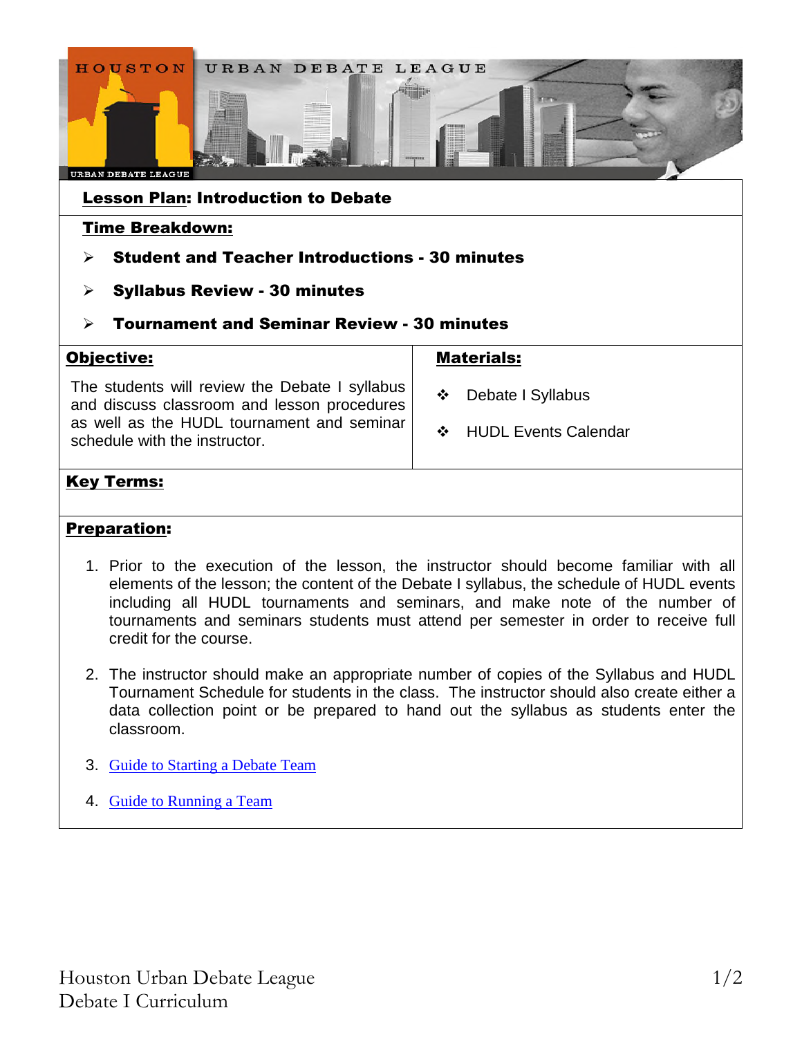## Lesson Plan: Introduction to Debate

### Time Breakdown:

- **Student and Teacher Introductions - 30 minutes**
- **Syllabus Review - 30 minutes**
- **Tournament and Seminar Review - 30 minutes**

| **Objective:** | **Materials:** |
|---|---|
| The students will review the Debate I syllabus and discuss classroom and lesson procedures as well as the HUDL tournament and seminar schedule with the instructor. | - Debate I Syllabus<br>- HUDL Events Calendar |

### Key Terms:

### Preparation:

1. Prior to the execution of the lesson, the instructor should become familiar with all elements of the lesson; the content of the Debate I syllabus, the schedule of HUDL events including all HUDL tournaments and seminars, and make note of the number of tournaments and seminars students must attend per semester in order to receive full credit for the course.
2. The instructor should make an appropriate number of copies of the Syllabus and HUDL Tournament Schedule for students in the class. The instructor should also create either a data collection point or be prepared to hand out the syllabus as students enter the classroom.
3. Guide to Starting a Debate Team
4. Guide to Running a Team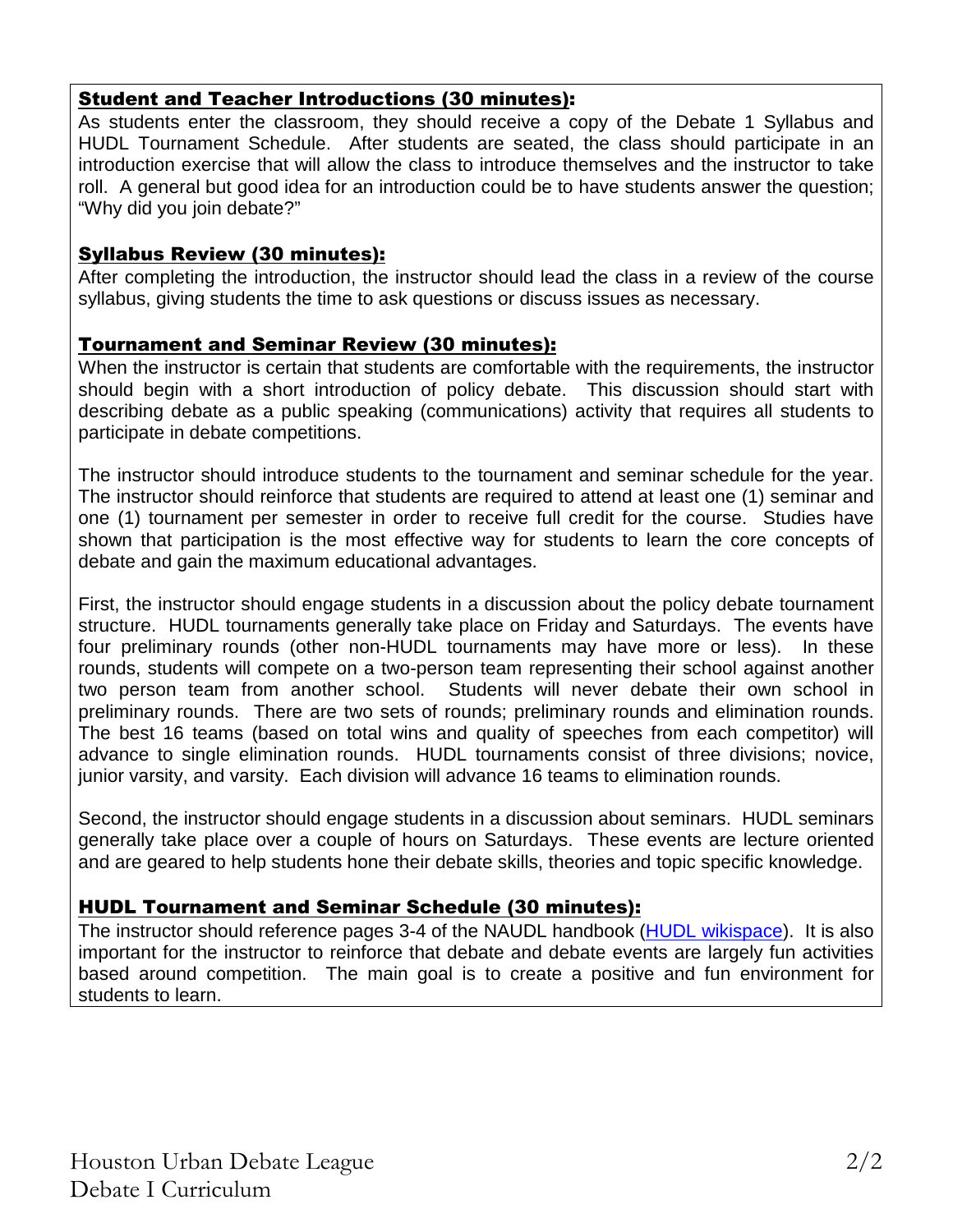## Student and Teacher Introductions (30 minutes):

As students enter the classroom, they should receive a copy of the Debate 1 Syllabus and HUDL Tournament Schedule. After students are seated, the class should participate in an introduction exercise that will allow the class to introduce themselves and the instructor to take roll. A general but good idea for an introduction could be to have students answer the question; "Why did you join debate?"

## Syllabus Review (30 minutes):

After completing the introduction, the instructor should lead the class in a review of the course syllabus, giving students the time to ask questions or discuss issues as necessary.

## Tournament and Seminar Review (30 minutes):

When the instructor is certain that students are comfortable with the requirements, the instructor should begin with a short introduction of policy debate. This discussion should start with describing debate as a public speaking (communications) activity that requires all students to participate in debate competitions.

The instructor should introduce students to the tournament and seminar schedule for the year. The instructor should reinforce that students are required to attend at least one (1) seminar and one (1) tournament per semester in order to receive full credit for the course. Studies have shown that participation is the most effective way for students to learn the core concepts of debate and gain the maximum educational advantages.

First, the instructor should engage students in a discussion about the policy debate tournament structure. HUDL tournaments generally take place on Friday and Saturdays. The events have four preliminary rounds (other non-HUDL tournaments may have more or less). In these rounds, students will compete on a two-person team representing their school against another two person team from another school. Students will never debate their own school in preliminary rounds. There are two sets of rounds; preliminary rounds and elimination rounds. The best 16 teams (based on total wins and quality of speeches from each competitor) will advance to single elimination rounds. HUDL tournaments consist of three divisions; novice, junior varsity, and varsity. Each division will advance 16 teams to elimination rounds.

Second, the instructor should engage students in a discussion about seminars. HUDL seminars generally take place over a couple of hours on Saturdays. These events are lecture oriented and are geared to help students hone their debate skills, theories and topic specific knowledge.

## HUDL Tournament and Seminar Schedule (30 minutes):

The instructor should reference pages 3-4 of the NAUDL handbook ([HUDL wikispace]). It is also important for the instructor to reinforce that debate and debate events are largely fun activities based around competition. The main goal is to create a positive and fun environment for students to learn.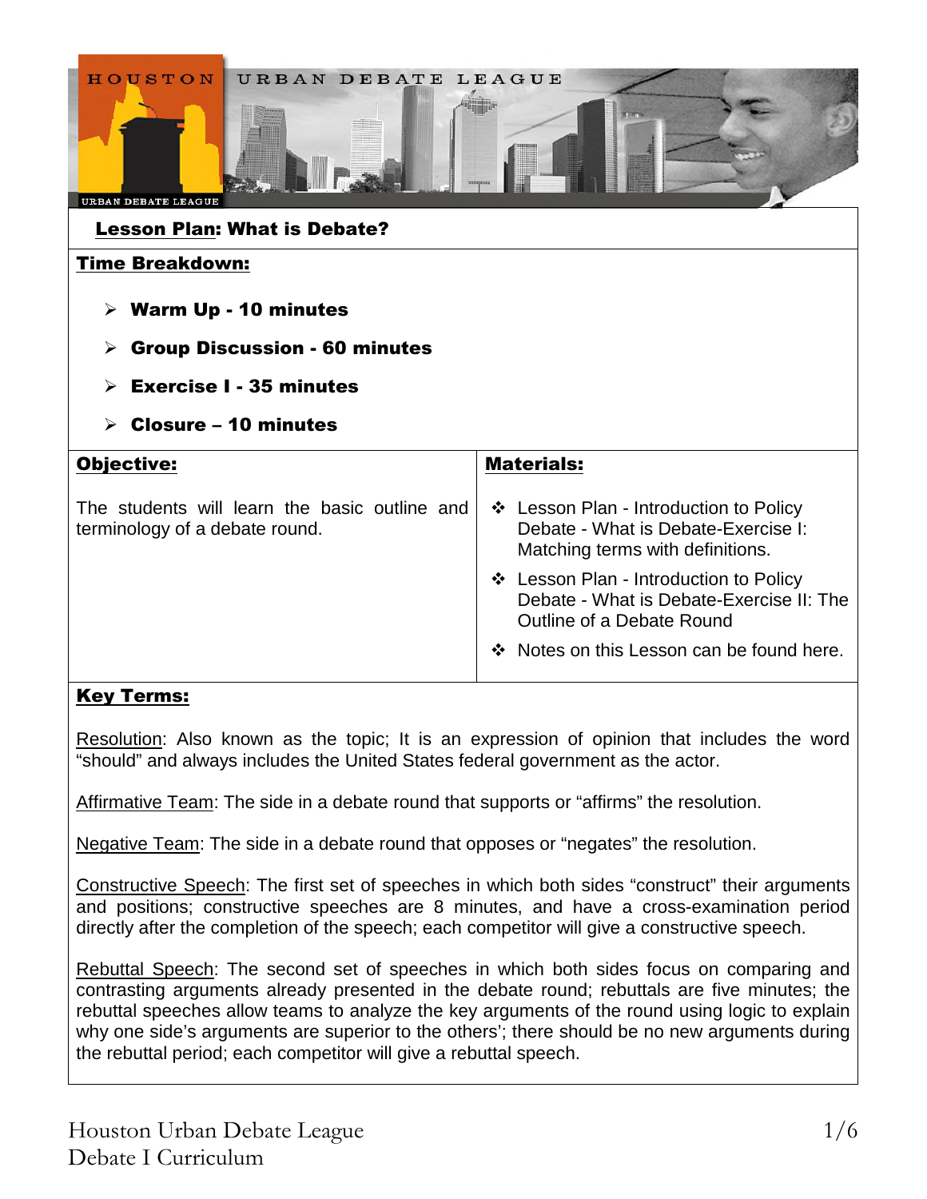## Lesson Plan: What is Debate?

### Time Breakdown:

- **Warm Up - 10 minutes**
- **Group Discussion - 60 minutes**
- **Exercise I - 35 minutes**
- **Closure – 10 minutes**

| **Objective:** | **Materials:** |
|---|---|
| The students will learn the basic outline and terminology of a debate round. | ❖ Lesson Plan - Introduction to Policy Debate - What is Debate-Exercise I: Matching terms with definitions.<br>❖ Lesson Plan - Introduction to Policy Debate - What is Debate-Exercise II: The Outline of a Debate Round<br>❖ Notes on this Lesson can be found here. |

### Key Terms:

Resolution: Also known as the topic; It is an expression of opinion that includes the word "should" and always includes the United States federal government as the actor.

Affirmative Team: The side in a debate round that supports or "affirms" the resolution.

Negative Team: The side in a debate round that opposes or "negates" the resolution.

Constructive Speech: The first set of speeches in which both sides "construct" their arguments and positions; constructive speeches are 8 minutes, and have a cross-examination period directly after the completion of the speech; each competitor will give a constructive speech.

Rebuttal Speech: The second set of speeches in which both sides focus on comparing and contrasting arguments already presented in the debate round; rebuttals are five minutes; the rebuttal speeches allow teams to analyze the key arguments of the round using logic to explain why one side's arguments are superior to the others'; there should be no new arguments during the rebuttal period; each competitor will give a rebuttal speech.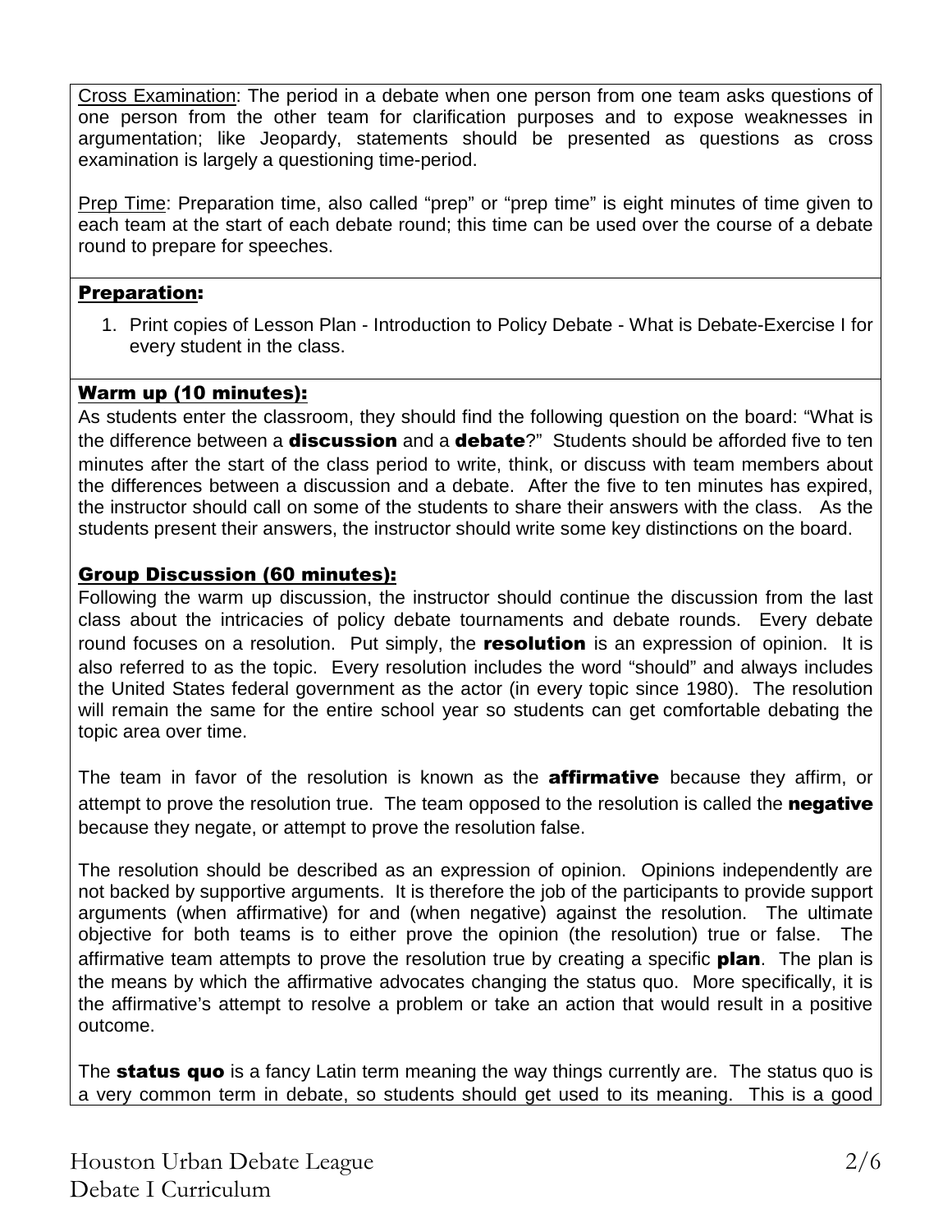Cross Examination: The period in a debate when one person from one team asks questions of one person from the other team for clarification purposes and to expose weaknesses in argumentation; like Jeopardy, statements should be presented as questions as cross examination is largely a questioning time-period.

Prep Time: Preparation time, also called "prep" or "prep time" is eight minutes of time given to each team at the start of each debate round; this time can be used over the course of a debate round to prepare for speeches.

## Preparation:

1. Print copies of Lesson Plan - Introduction to Policy Debate - What is Debate-Exercise I for every student in the class.

## Warm up (10 minutes):

As students enter the classroom, they should find the following question on the board: "What is the difference between a **discussion** and a **debate**?" Students should be afforded five to ten minutes after the start of the class period to write, think, or discuss with team members about the differences between a discussion and a debate. After the five to ten minutes has expired, the instructor should call on some of the students to share their answers with the class. As the students present their answers, the instructor should write some key distinctions on the board.

## Group Discussion (60 minutes):

Following the warm up discussion, the instructor should continue the discussion from the last class about the intricacies of policy debate tournaments and debate rounds. Every debate round focuses on a resolution. Put simply, the **resolution** is an expression of opinion. It is also referred to as the topic. Every resolution includes the word "should" and always includes the United States federal government as the actor (in every topic since 1980). The resolution will remain the same for the entire school year so students can get comfortable debating the topic area over time.

The team in favor of the resolution is known as the **affirmative** because they affirm, or attempt to prove the resolution true. The team opposed to the resolution is called the **negative** because they negate, or attempt to prove the resolution false.

The resolution should be described as an expression of opinion. Opinions independently are not backed by supportive arguments. It is therefore the job of the participants to provide support arguments (when affirmative) for and (when negative) against the resolution. The ultimate objective for both teams is to either prove the opinion (the resolution) true or false. The affirmative team attempts to prove the resolution true by creating a specific **plan**. The plan is the means by which the affirmative advocates changing the status quo. More specifically, it is the affirmative's attempt to resolve a problem or take an action that would result in a positive outcome.

The **status quo** is a fancy Latin term meaning the way things currently are. The status quo is a very common term in debate, so students should get used to its meaning. This is a good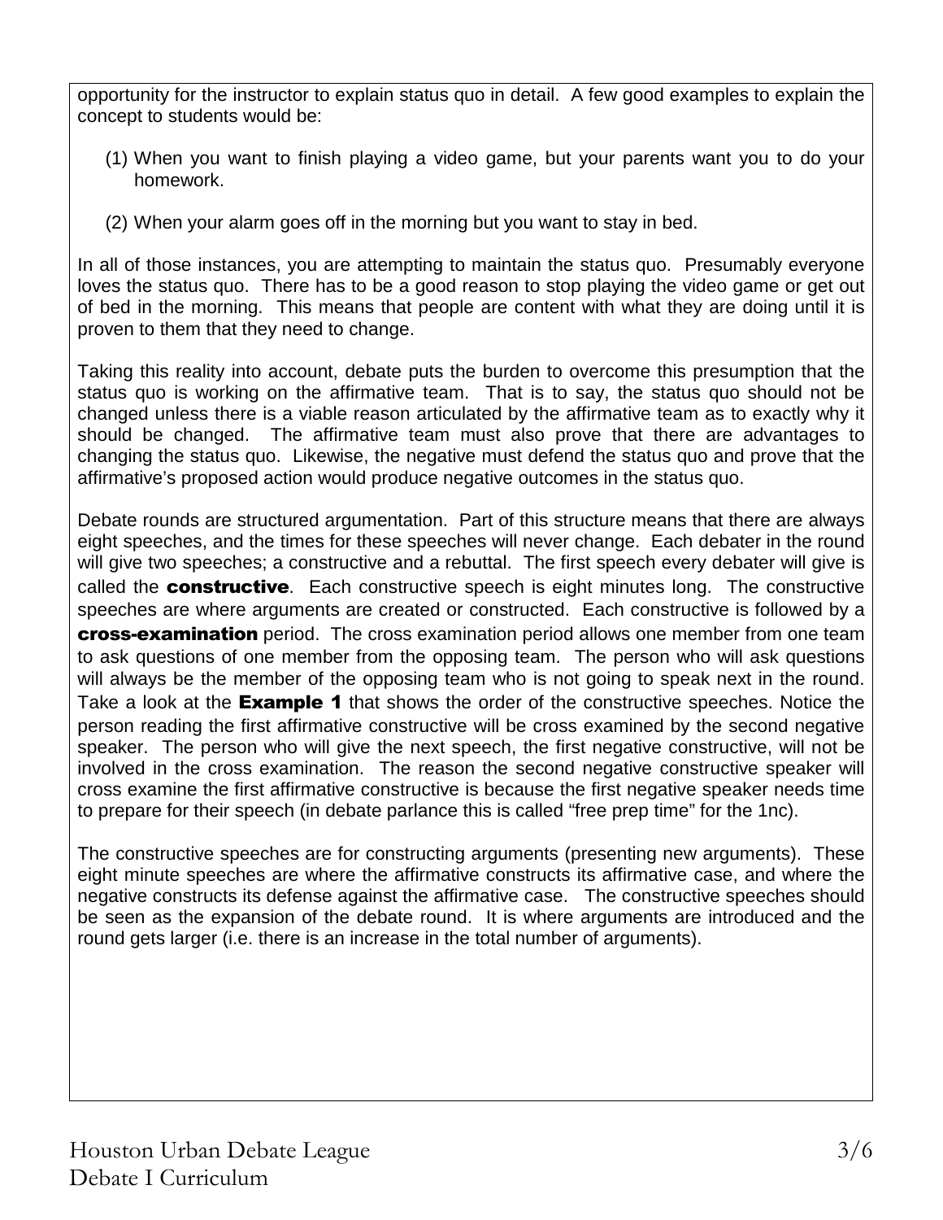opportunity for the instructor to explain status quo in detail. A few good examples to explain the concept to students would be:

(1) When you want to finish playing a video game, but your parents want you to do your homework.

(2) When your alarm goes off in the morning but you want to stay in bed.

In all of those instances, you are attempting to maintain the status quo. Presumably everyone loves the status quo. There has to be a good reason to stop playing the video game or get out of bed in the morning. This means that people are content with what they are doing until it is proven to them that they need to change.

Taking this reality into account, debate puts the burden to overcome this presumption that the status quo is working on the affirmative team. That is to say, the status quo should not be changed unless there is a viable reason articulated by the affirmative team as to exactly why it should be changed. The affirmative team must also prove that there are advantages to changing the status quo. Likewise, the negative must defend the status quo and prove that the affirmative's proposed action would produce negative outcomes in the status quo.

Debate rounds are structured argumentation. Part of this structure means that there are always eight speeches, and the times for these speeches will never change. Each debater in the round will give two speeches; a constructive and a rebuttal. The first speech every debater will give is called the **constructive**. Each constructive speech is eight minutes long. The constructive speeches are where arguments are created or constructed. Each constructive is followed by a **cross-examination** period. The cross examination period allows one member from one team to ask questions of one member from the opposing team. The person who will ask questions will always be the member of the opposing team who is not going to speak next in the round. Take a look at the **Example 1** that shows the order of the constructive speeches. Notice the person reading the first affirmative constructive will be cross examined by the second negative speaker. The person who will give the next speech, the first negative constructive, will not be involved in the cross examination. The reason the second negative constructive speaker will cross examine the first affirmative constructive is because the first negative speaker needs time to prepare for their speech (in debate parlance this is called "free prep time" for the 1nc).

The constructive speeches are for constructing arguments (presenting new arguments). These eight minute speeches are where the affirmative constructs its affirmative case, and where the negative constructs its defense against the affirmative case. The constructive speeches should be seen as the expansion of the debate round. It is where arguments are introduced and the round gets larger (i.e. there is an increase in the total number of arguments).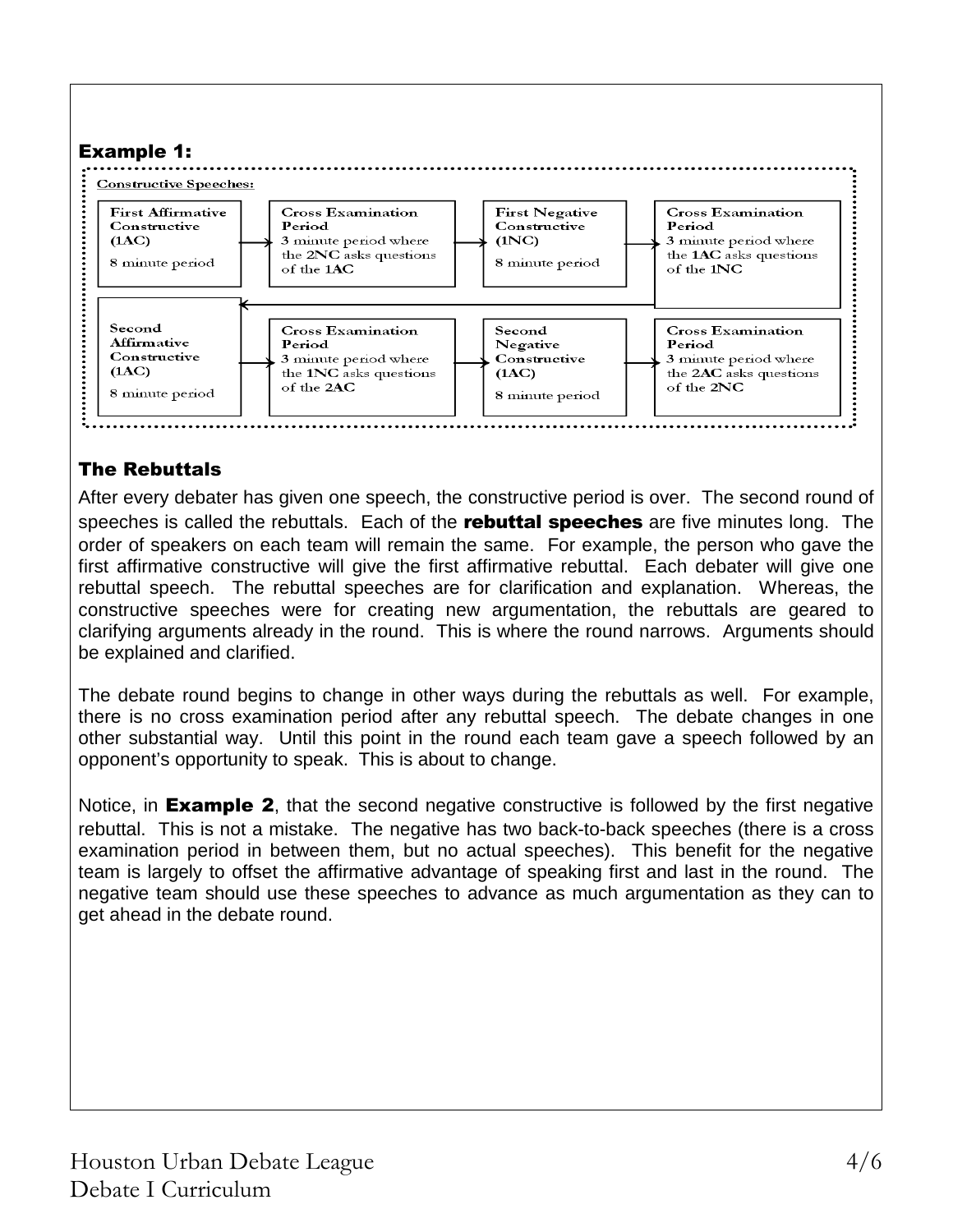### Example 1:

**Constructive Speeches:**

| | | | |
|---|---|---|---|
| **First Affirmative Constructive (1AC)** 8 minute period | **Cross Examination Period** 3 minute period where the **2NC** asks questions of the **1AC** | **First Negative Constructive (1NC)** 8 minute period | **Cross Examination Period** 3 minute period where the **1AC** asks questions of the **1NC** |
| **Second Affirmative Constructive (1AC)** 8 minute period | **Cross Examination Period** 3 minute period where the **1NC** asks questions of the **2AC** | **Second Negative Constructive (1AC)** 8 minute period | **Cross Examination Period** 3 minute period where the **2AC** asks questions of the **2NC** |

### The Rebuttals

After every debater has given one speech, the constructive period is over. The second round of speeches is called the rebuttals. Each of the **rebuttal speeches** are five minutes long. The order of speakers on each team will remain the same. For example, the person who gave the first affirmative constructive will give the first affirmative rebuttal. Each debater will give one rebuttal speech. The rebuttal speeches are for clarification and explanation. Whereas, the constructive speeches were for creating new argumentation, the rebuttals are geared to clarifying arguments already in the round. This is where the round narrows. Arguments should be explained and clarified.

The debate round begins to change in other ways during the rebuttals as well. For example, there is no cross examination period after any rebuttal speech. The debate changes in one other substantial way. Until this point in the round each team gave a speech followed by an opponent's opportunity to speak. This is about to change.

Notice, in **Example 2**, that the second negative constructive is followed by the first negative rebuttal. This is not a mistake. The negative has two back-to-back speeches (there is a cross examination period in between them, but no actual speeches). This benefit for the negative team is largely to offset the affirmative advantage of speaking first and last in the round. The negative team should use these speeches to advance as much argumentation as they can to get ahead in the debate round.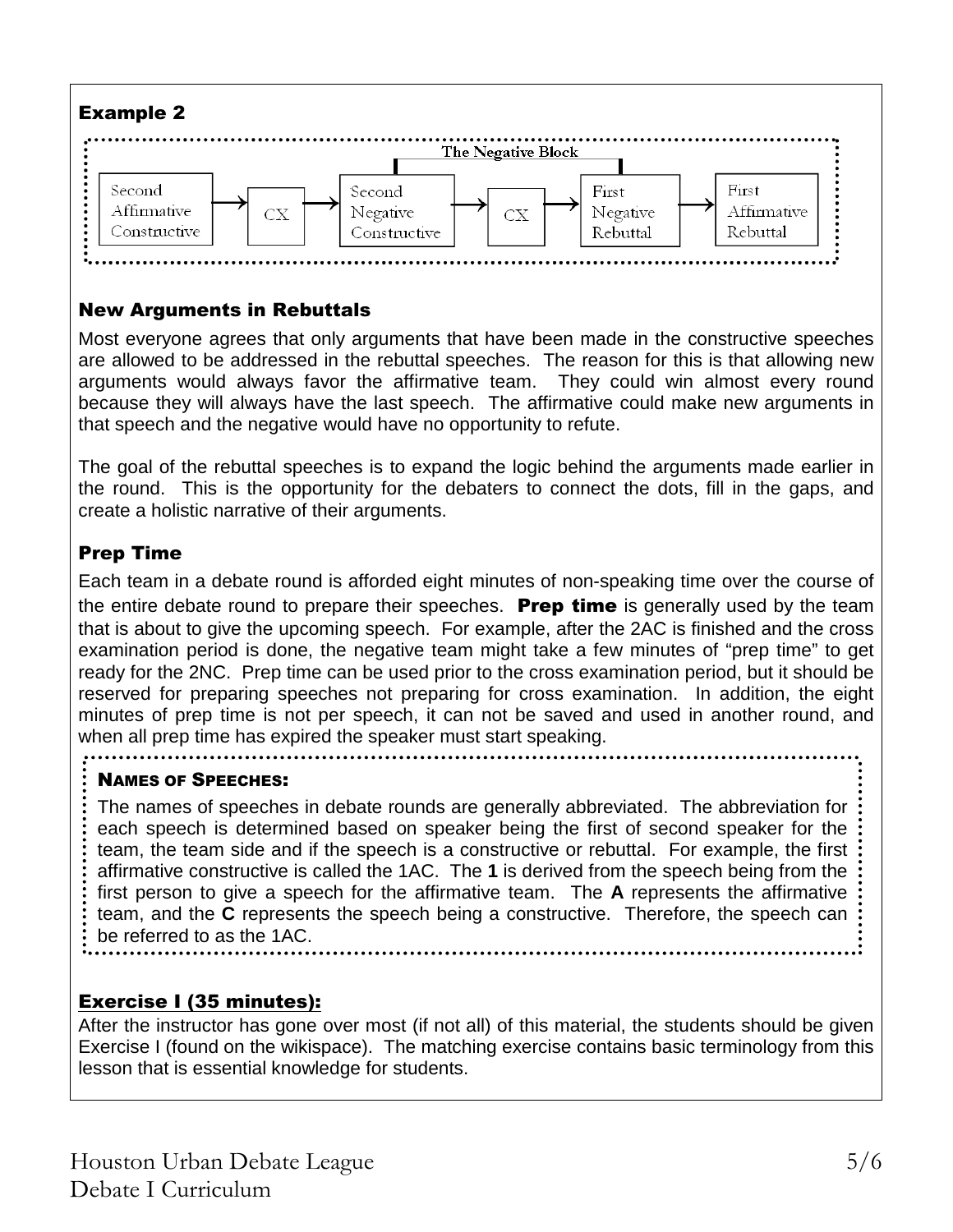### Example 2

The Negative Block

Second Affirmative Constructive → CX → Second Negative Constructive → CX → First Negative Rebuttal → First Affirmative Rebuttal

### New Arguments in Rebuttals

Most everyone agrees that only arguments that have been made in the constructive speeches are allowed to be addressed in the rebuttal speeches. The reason for this is that allowing new arguments would always favor the affirmative team. They could win almost every round because they will always have the last speech. The affirmative could make new arguments in that speech and the negative would have no opportunity to refute.

The goal of the rebuttal speeches is to expand the logic behind the arguments made earlier in the round. This is the opportunity for the debaters to connect the dots, fill in the gaps, and create a holistic narrative of their arguments.

### Prep Time

Each team in a debate round is afforded eight minutes of non-speaking time over the course of the entire debate round to prepare their speeches. **Prep time** is generally used by the team that is about to give the upcoming speech. For example, after the 2AC is finished and the cross examination period is done, the negative team might take a few minutes of "prep time" to get ready for the 2NC. Prep time can be used prior to the cross examination period, but it should be reserved for preparing speeches not preparing for cross examination. In addition, the eight minutes of prep time is not per speech, it can not be saved and used in another round, and when all prep time has expired the speaker must start speaking.

**NAMES OF SPEECHES:**

The names of speeches in debate rounds are generally abbreviated. The abbreviation for each speech is determined based on speaker being the first of second speaker for the team, the team side and if the speech is a constructive or rebuttal. For example, the first affirmative constructive is called the 1AC. The **1** is derived from the speech being from the first person to give a speech for the affirmative team. The **A** represents the affirmative team, and the **C** represents the speech being a constructive. Therefore, the speech can be referred to as the 1AC.

### Exercise I (35 minutes):

After the instructor has gone over most (if not all) of this material, the students should be given Exercise I (found on the wikispace). The matching exercise contains basic terminology from this lesson that is essential knowledge for students.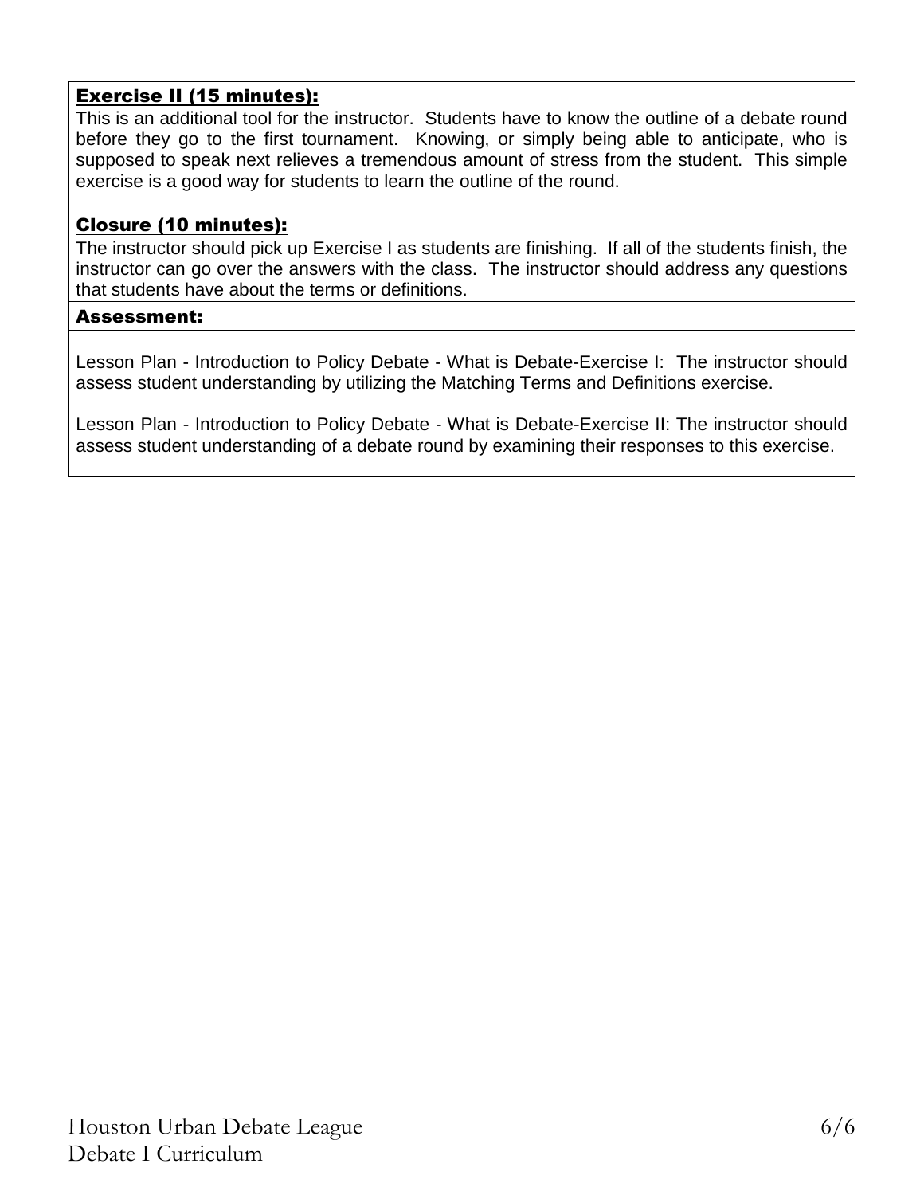### Exercise II (15 minutes):

This is an additional tool for the instructor. Students have to know the outline of a debate round before they go to the first tournament. Knowing, or simply being able to anticipate, who is supposed to speak next relieves a tremendous amount of stress from the student. This simple exercise is a good way for students to learn the outline of the round.

### Closure (10 minutes):

The instructor should pick up Exercise I as students are finishing. If all of the students finish, the instructor can go over the answers with the class. The instructor should address any questions that students have about the terms or definitions.

### Assessment:

Lesson Plan - Introduction to Policy Debate - What is Debate-Exercise I: The instructor should assess student understanding by utilizing the Matching Terms and Definitions exercise.

Lesson Plan - Introduction to Policy Debate - What is Debate-Exercise II: The instructor should assess student understanding of a debate round by examining their responses to this exercise.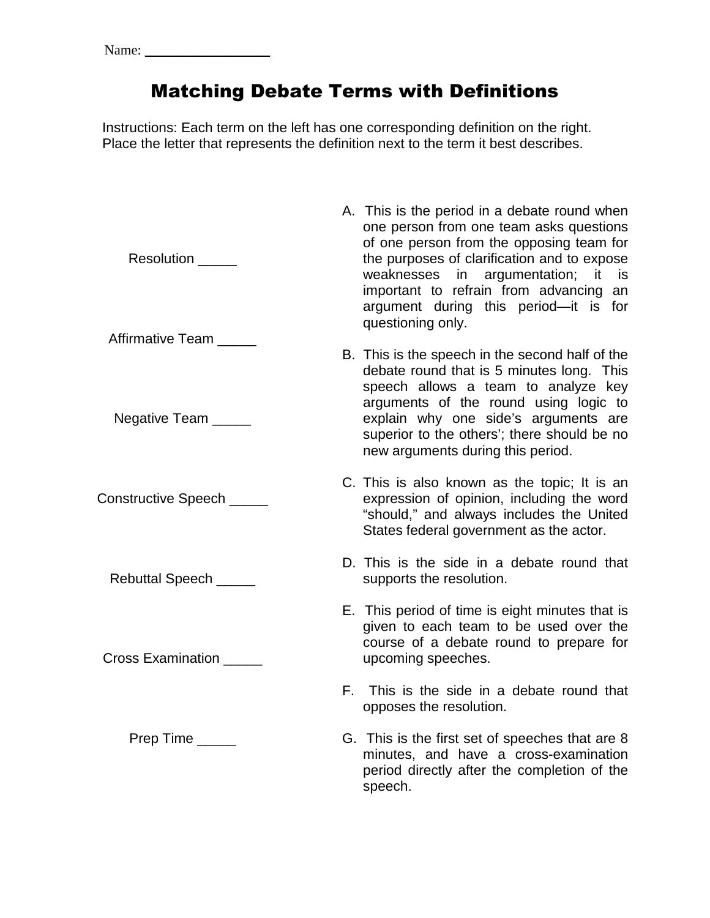Name: ________________

# Matching Debate Terms with Definitions

Instructions: Each term on the left has one corresponding definition on the right. Place the letter that represents the definition next to the term it best describes.

Resolution _____

Affirmative Team _____

Negative Team _____

Constructive Speech _____

Rebuttal Speech _____

Cross Examination _____

Prep Time _____

A. This is the period in a debate round when one person from one team asks questions of one person from the opposing team for the purposes of clarification and to expose weaknesses in argumentation; it is important to refrain from advancing an argument during this period—it is for questioning only.

B. This is the speech in the second half of the debate round that is 5 minutes long. This speech allows a team to analyze key arguments of the round using logic to explain why one side's arguments are superior to the others'; there should be no new arguments during this period.

C. This is also known as the topic; It is an expression of opinion, including the word "should," and always includes the United States federal government as the actor.

D. This is the side in a debate round that supports the resolution.

E. This period of time is eight minutes that is given to each team to be used over the course of a debate round to prepare for upcoming speeches.

F. This is the side in a debate round that opposes the resolution.

G. This is the first set of speeches that are 8 minutes, and have a cross-examination period directly after the completion of the speech.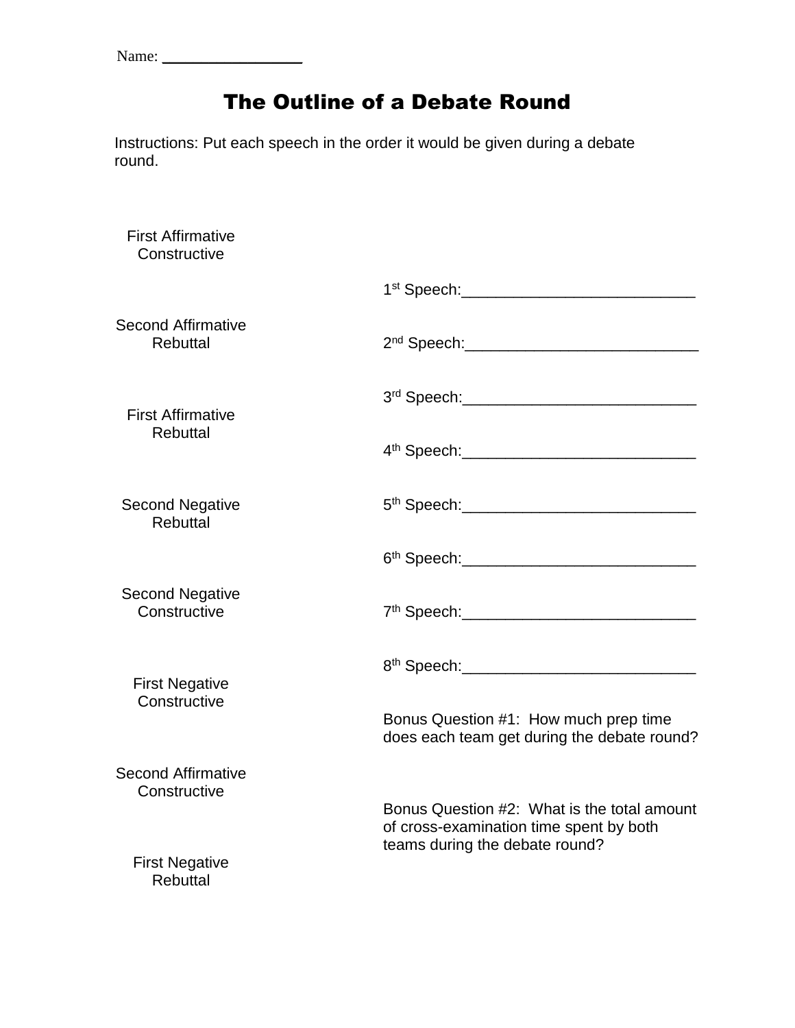Name: ______________

# The Outline of a Debate Round

Instructions: Put each speech in the order it would be given during a debate round.

First Affirmative Constructive

Second Affirmative Rebuttal

First Affirmative Rebuttal

Second Negative Rebuttal

Second Negative Constructive

First Negative Constructive

Second Affirmative Constructive

First Negative Rebuttal

1st Speech:___________________________

2nd Speech:___________________________

3rd Speech:___________________________

4th Speech:___________________________

5th Speech:___________________________

6th Speech:___________________________

7th Speech:___________________________

8th Speech:___________________________

Bonus Question #1: How much prep time does each team get during the debate round?

Bonus Question #2: What is the total amount of cross-examination time spent by both teams during the debate round?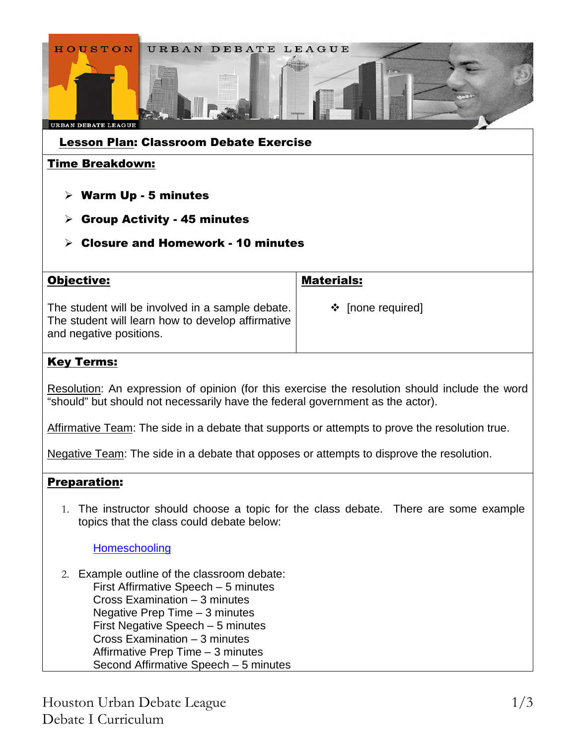## **Lesson Plan: Classroom Debate Exercise**

**Time Breakdown:**

- **Warm Up - 5 minutes**
- **Group Activity - 45 minutes**
- **Closure and Homework - 10 minutes**

| **Objective:** | **Materials:** |
|---|---|
| The student will be involved in a sample debate. The student will learn how to develop affirmative and negative positions. | ❖ [none required] |

**Key Terms:**

Resolution: An expression of opinion (for this exercise the resolution should include the word "should" but should not necessarily have the federal government as the actor).

Affirmative Team: The side in a debate that supports or attempts to prove the resolution true.

Negative Team: The side in a debate that opposes or attempts to disprove the resolution.

**Preparation:**

1. The instructor should choose a topic for the class debate. There are some example topics that the class could debate below:

   Homeschooling

2. Example outline of the classroom debate:
   First Affirmative Speech – 5 minutes
   Cross Examination – 3 minutes
   Negative Prep Time – 3 minutes
   First Negative Speech – 5 minutes
   Cross Examination – 3 minutes
   Affirmative Prep Time – 3 minutes
   Second Affirmative Speech – 5 minutes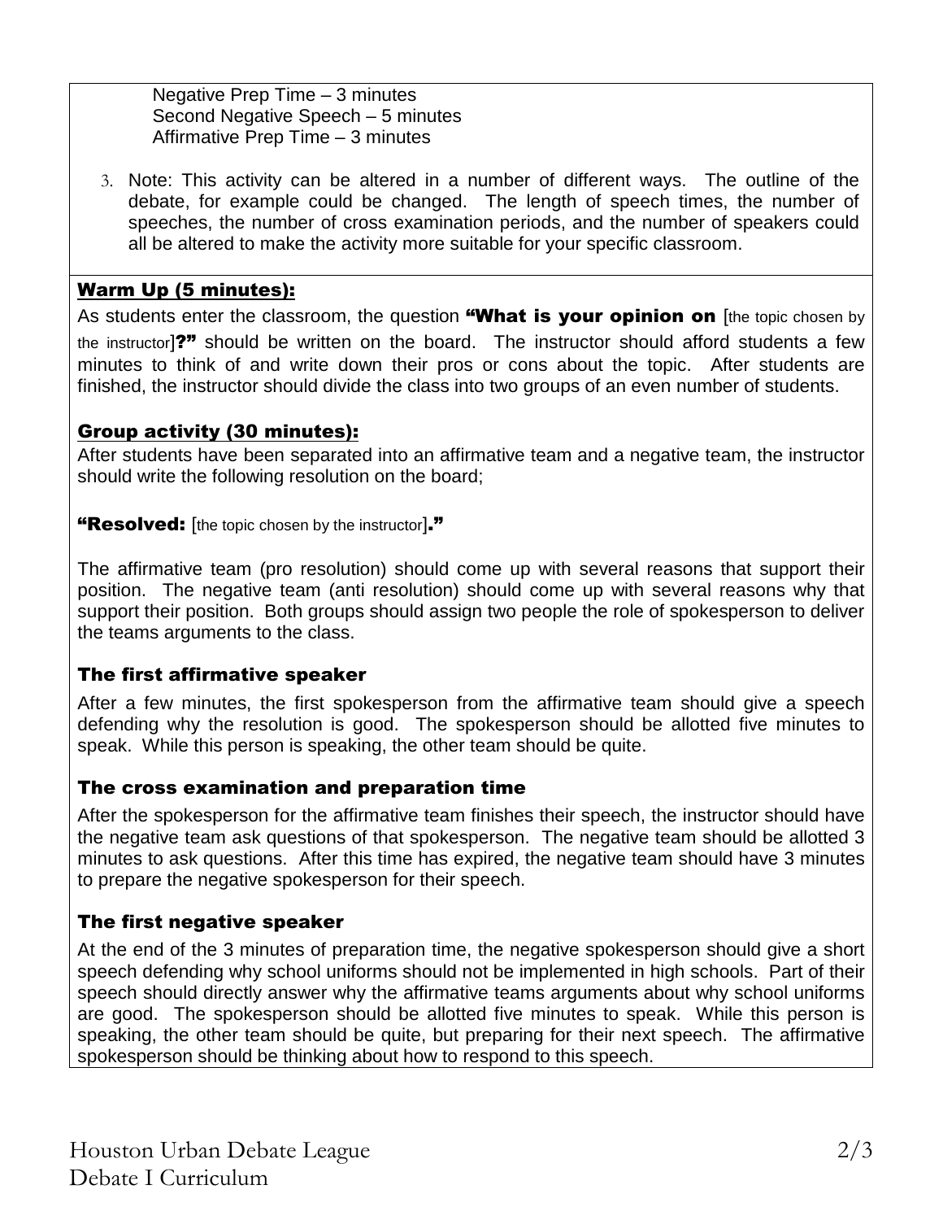Negative Prep Time – 3 minutes
Second Negative Speech – 5 minutes
Affirmative Prep Time – 3 minutes

3. Note: This activity can be altered in a number of different ways. The outline of the debate, for example could be changed. The length of speech times, the number of speeches, the number of cross examination periods, and the number of speakers could all be altered to make the activity more suitable for your specific classroom.

### Warm Up (5 minutes):

As students enter the classroom, the question **"What is your opinion on** [the topic chosen by the instructor]**?"** should be written on the board. The instructor should afford students a few minutes to think of and write down their pros or cons about the topic. After students are finished, the instructor should divide the class into two groups of an even number of students.

### Group activity (30 minutes):

After students have been separated into an affirmative team and a negative team, the instructor should write the following resolution on the board;

**"Resolved:** [the topic chosen by the instructor]**."**

The affirmative team (pro resolution) should come up with several reasons that support their position. The negative team (anti resolution) should come up with several reasons why that support their position. Both groups should assign two people the role of spokesperson to deliver the teams arguments to the class.

### The first affirmative speaker

After a few minutes, the first spokesperson from the affirmative team should give a speech defending why the resolution is good. The spokesperson should be allotted five minutes to speak. While this person is speaking, the other team should be quite.

### The cross examination and preparation time

After the spokesperson for the affirmative team finishes their speech, the instructor should have the negative team ask questions of that spokesperson. The negative team should be allotted 3 minutes to ask questions. After this time has expired, the negative team should have 3 minutes to prepare the negative spokesperson for their speech.

### The first negative speaker

At the end of the 3 minutes of preparation time, the negative spokesperson should give a short speech defending why school uniforms should not be implemented in high schools. Part of their speech should directly answer why the affirmative teams arguments about why school uniforms are good. The spokesperson should be allotted five minutes to speak. While this person is speaking, the other team should be quite, but preparing for their next speech. The affirmative spokesperson should be thinking about how to respond to this speech.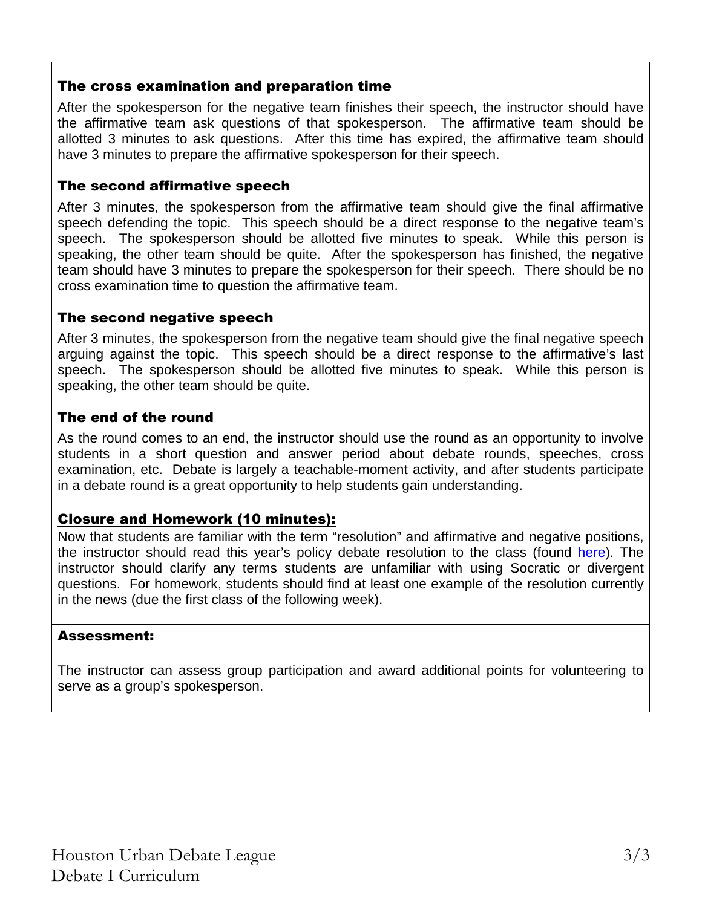### The cross examination and preparation time

After the spokesperson for the negative team finishes their speech, the instructor should have the affirmative team ask questions of that spokesperson. The affirmative team should be allotted 3 minutes to ask questions. After this time has expired, the affirmative team should have 3 minutes to prepare the affirmative spokesperson for their speech.

### The second affirmative speech

After 3 minutes, the spokesperson from the affirmative team should give the final affirmative speech defending the topic. This speech should be a direct response to the negative team's speech. The spokesperson should be allotted five minutes to speak. While this person is speaking, the other team should be quite. After the spokesperson has finished, the negative team should have 3 minutes to prepare the spokesperson for their speech. There should be no cross examination time to question the affirmative team.

### The second negative speech

After 3 minutes, the spokesperson from the negative team should give the final negative speech arguing against the topic. This speech should be a direct response to the affirmative's last speech. The spokesperson should be allotted five minutes to speak. While this person is speaking, the other team should be quite.

### The end of the round

As the round comes to an end, the instructor should use the round as an opportunity to involve students in a short question and answer period about debate rounds, speeches, cross examination, etc. Debate is largely a teachable-moment activity, and after students participate in a debate round is a great opportunity to help students gain understanding.

### Closure and Homework (10 minutes):

Now that students are familiar with the term "resolution" and affirmative and negative positions, the instructor should read this year's policy debate resolution to the class (found here). The instructor should clarify any terms students are unfamiliar with using Socratic or divergent questions. For homework, students should find at least one example of the resolution currently in the news (due the first class of the following week).

### Assessment:

The instructor can assess group participation and award additional points for volunteering to serve as a group's spokesperson.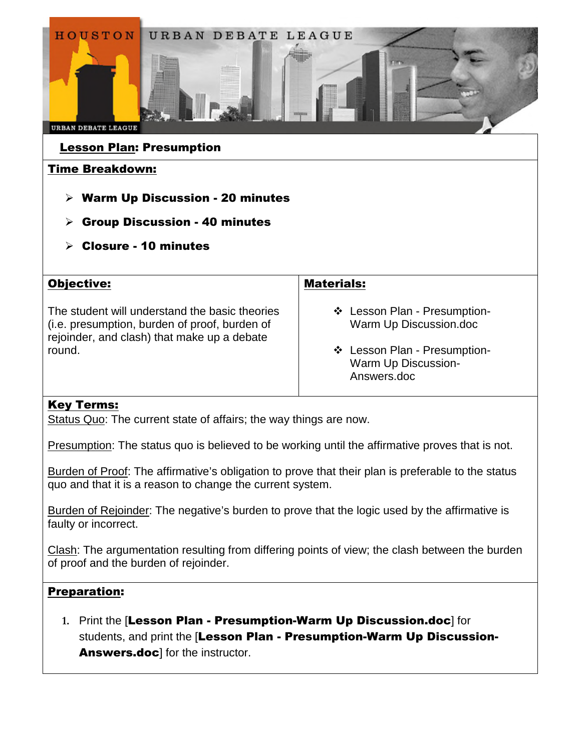HOUSTON URBAN DEBATE LEAGUE

**Lesson Plan: Presumption**

**Time Breakdown:**

- **Warm Up Discussion - 20 minutes**
- **Group Discussion - 40 minutes**
- **Closure - 10 minutes**

**Objective:**

The student will understand the basic theories (i.e. presumption, burden of proof, burden of rejoinder, and clash) that make up a debate round.

**Materials:**

- Lesson Plan - Presumption-Warm Up Discussion.doc
- Lesson Plan - Presumption-Warm Up Discussion-Answers.doc

**Key Terms:**

Status Quo: The current state of affairs; the way things are now.

Presumption: The status quo is believed to be working until the affirmative proves that is not.

Burden of Proof: The affirmative's obligation to prove that their plan is preferable to the status quo and that it is a reason to change the current system.

Burden of Rejoinder: The negative's burden to prove that the logic used by the affirmative is faulty or incorrect.

Clash: The argumentation resulting from differing points of view; the clash between the burden of proof and the burden of rejoinder.

**Preparation:**

1. Print the [**Lesson Plan - Presumption-Warm Up Discussion.doc**] for students, and print the [**Lesson Plan - Presumption-Warm Up Discussion-Answers.doc**] for the instructor.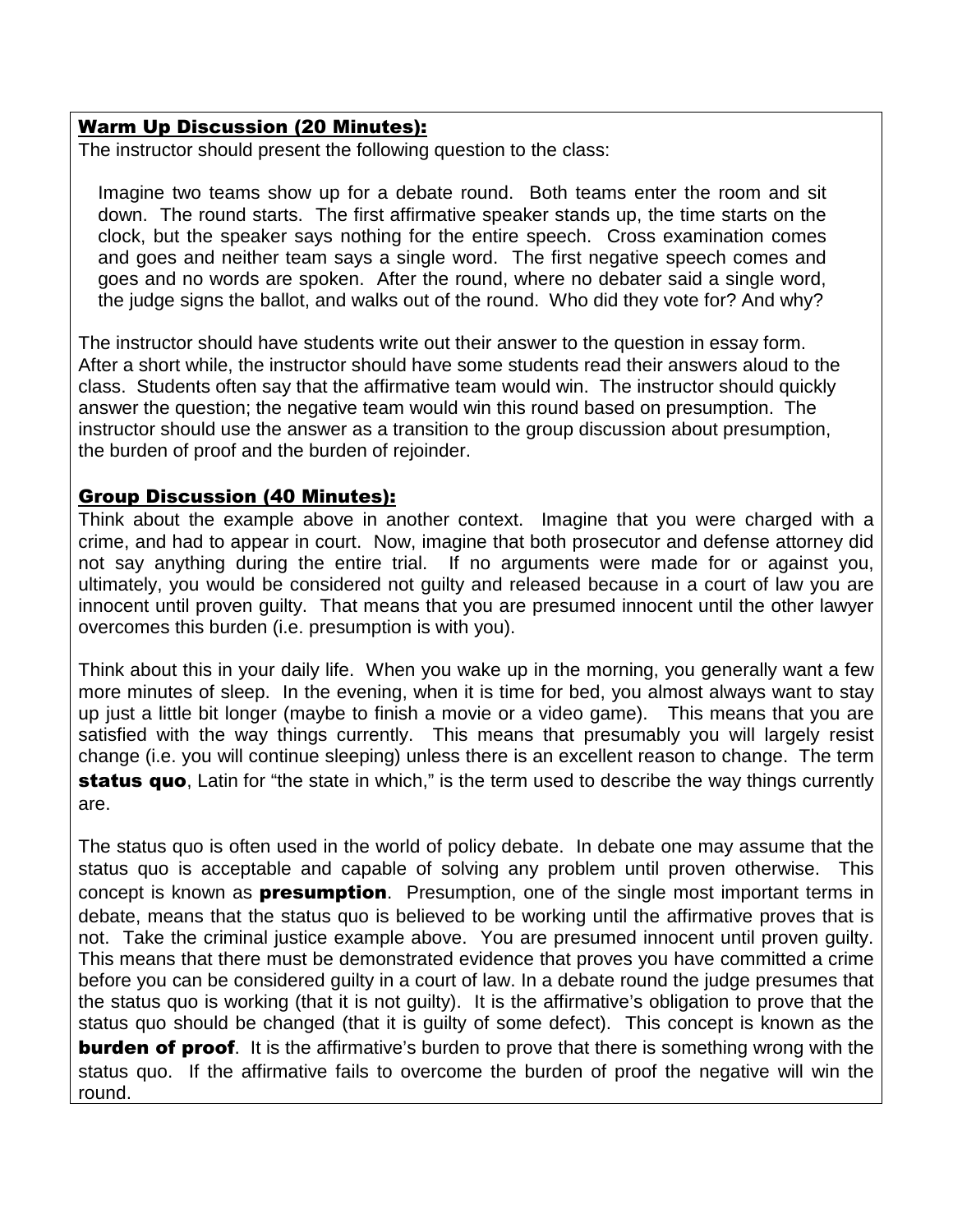## Warm Up Discussion (20 Minutes):

The instructor should present the following question to the class:

> Imagine two teams show up for a debate round. Both teams enter the room and sit down. The round starts. The first affirmative speaker stands up, the time starts on the clock, but the speaker says nothing for the entire speech. Cross examination comes and goes and neither team says a single word. The first negative speech comes and goes and no words are spoken. After the round, where no debater said a single word, the judge signs the ballot, and walks out of the round. Who did they vote for? And why?

The instructor should have students write out their answer to the question in essay form. After a short while, the instructor should have some students read their answers aloud to the class. Students often say that the affirmative team would win. The instructor should quickly answer the question; the negative team would win this round based on presumption. The instructor should use the answer as a transition to the group discussion about presumption, the burden of proof and the burden of rejoinder.

## Group Discussion (40 Minutes):

Think about the example above in another context. Imagine that you were charged with a crime, and had to appear in court. Now, imagine that both prosecutor and defense attorney did not say anything during the entire trial. If no arguments were made for or against you, ultimately, you would be considered not guilty and released because in a court of law you are innocent until proven guilty. That means that you are presumed innocent until the other lawyer overcomes this burden (i.e. presumption is with you).

Think about this in your daily life. When you wake up in the morning, you generally want a few more minutes of sleep. In the evening, when it is time for bed, you almost always want to stay up just a little bit longer (maybe to finish a movie or a video game). This means that you are satisfied with the way things currently. This means that presumably you will largely resist change (i.e. you will continue sleeping) unless there is an excellent reason to change. The term **status quo**, Latin for "the state in which," is the term used to describe the way things currently are.

The status quo is often used in the world of policy debate. In debate one may assume that the status quo is acceptable and capable of solving any problem until proven otherwise. This concept is known as **presumption**. Presumption, one of the single most important terms in debate, means that the status quo is believed to be working until the affirmative proves that is not. Take the criminal justice example above. You are presumed innocent until proven guilty. This means that there must be demonstrated evidence that proves you have committed a crime before you can be considered guilty in a court of law. In a debate round the judge presumes that the status quo is working (that it is not guilty). It is the affirmative's obligation to prove that the status quo should be changed (that it is guilty of some defect). This concept is known as the **burden of proof**. It is the affirmative's burden to prove that there is something wrong with the status quo. If the affirmative fails to overcome the burden of proof the negative will win the round.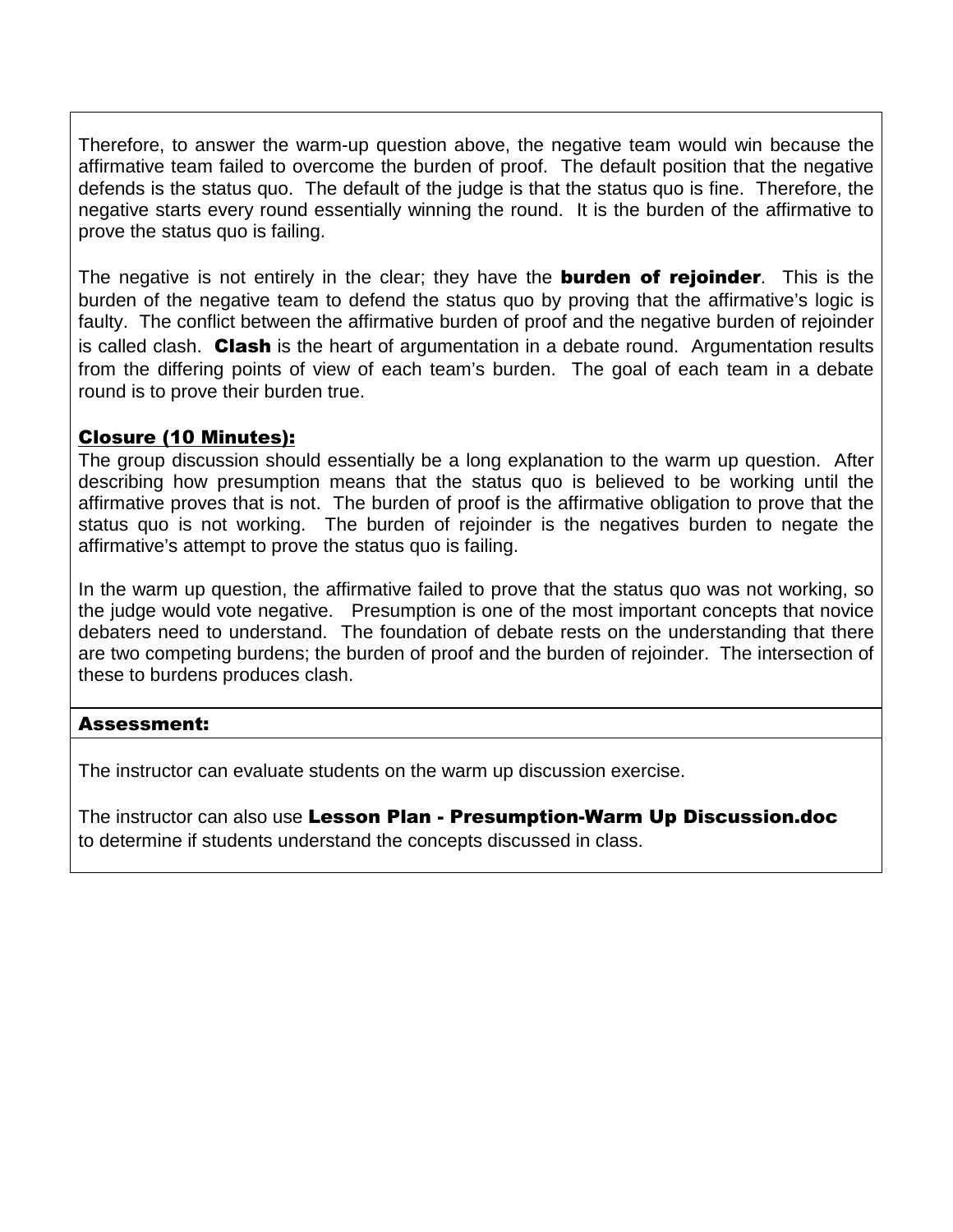Therefore, to answer the warm-up question above, the negative team would win because the affirmative team failed to overcome the burden of proof. The default position that the negative defends is the status quo. The default of the judge is that the status quo is fine. Therefore, the negative starts every round essentially winning the round. It is the burden of the affirmative to prove the status quo is failing.

The negative is not entirely in the clear; they have the **burden of rejoinder**. This is the burden of the negative team to defend the status quo by proving that the affirmative's logic is faulty. The conflict between the affirmative burden of proof and the negative burden of rejoinder is called clash. **Clash** is the heart of argumentation in a debate round. Argumentation results from the differing points of view of each team's burden. The goal of each team in a debate round is to prove their burden true.

**Closure (10 Minutes):**

The group discussion should essentially be a long explanation to the warm up question. After describing how presumption means that the status quo is believed to be working until the affirmative proves that is not. The burden of proof is the affirmative obligation to prove that the status quo is not working. The burden of rejoinder is the negatives burden to negate the affirmative's attempt to prove the status quo is failing.

In the warm up question, the affirmative failed to prove that the status quo was not working, so the judge would vote negative. Presumption is one of the most important concepts that novice debaters need to understand. The foundation of debate rests on the understanding that there are two competing burdens; the burden of proof and the burden of rejoinder. The intersection of these to burdens produces clash.

**Assessment:**

The instructor can evaluate students on the warm up discussion exercise.

The instructor can also use **Lesson Plan - Presumption-Warm Up Discussion.doc** to determine if students understand the concepts discussed in class.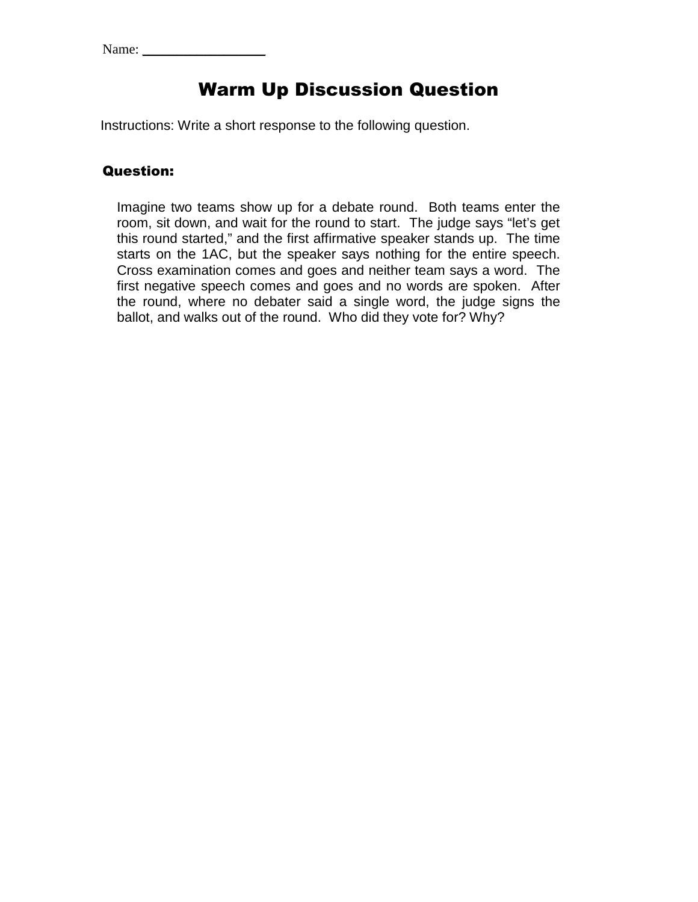Name: ________________

# Warm Up Discussion Question

Instructions: Write a short response to the following question.

### Question:

Imagine two teams show up for a debate round. Both teams enter the room, sit down, and wait for the round to start. The judge says "let's get this round started," and the first affirmative speaker stands up. The time starts on the 1AC, but the speaker says nothing for the entire speech. Cross examination comes and goes and neither team says a word. The first negative speech comes and goes and no words are spoken. After the round, where no debater said a single word, the judge signs the ballot, and walks out of the round. Who did they vote for? Why?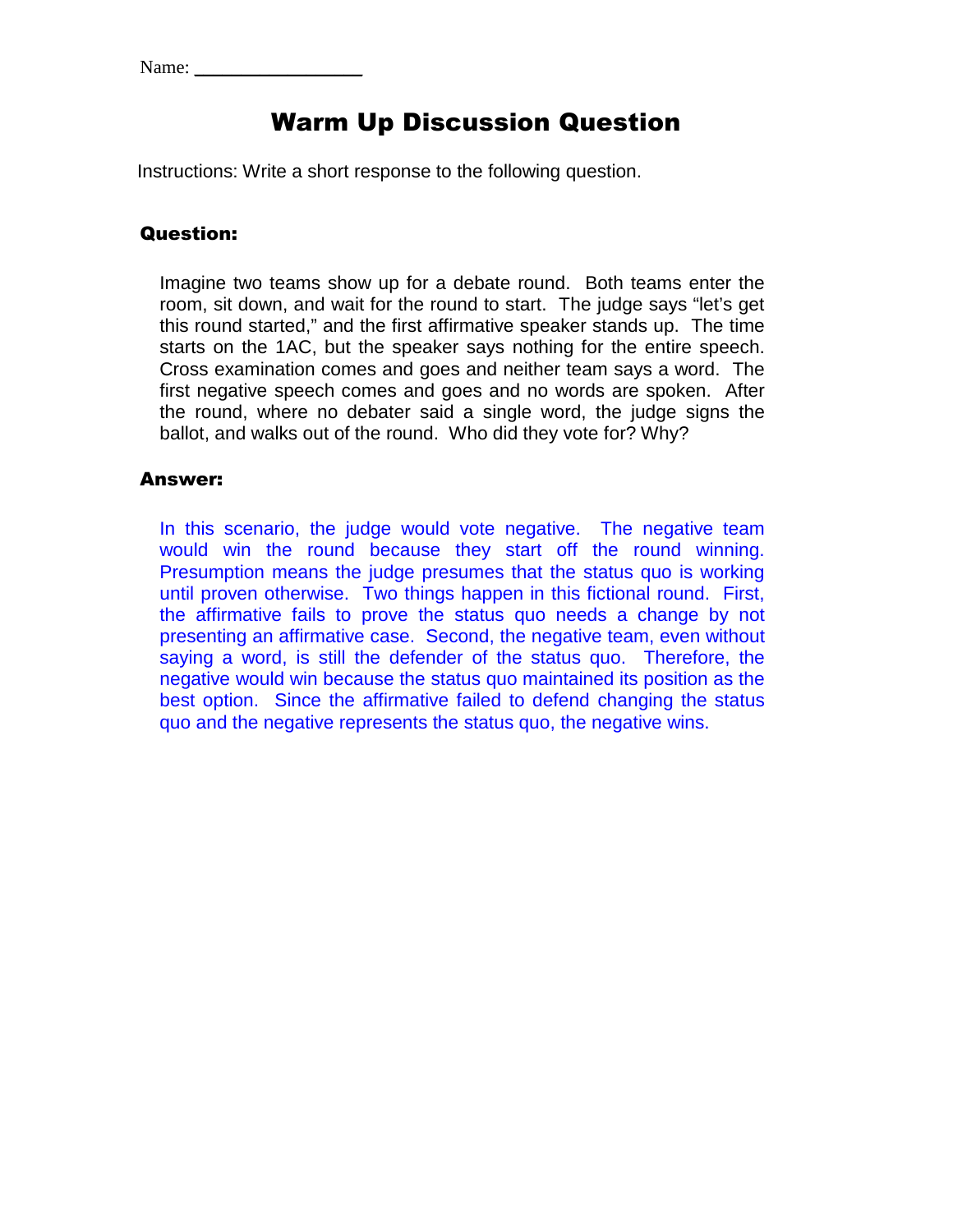Name: ________________

# Warm Up Discussion Question

Instructions: Write a short response to the following question.

### Question:

Imagine two teams show up for a debate round. Both teams enter the room, sit down, and wait for the round to start. The judge says "let's get this round started," and the first affirmative speaker stands up. The time starts on the 1AC, but the speaker says nothing for the entire speech. Cross examination comes and goes and neither team says a word. The first negative speech comes and goes and no words are spoken. After the round, where no debater said a single word, the judge signs the ballot, and walks out of the round. Who did they vote for? Why?

### Answer:

In this scenario, the judge would vote negative. The negative team would win the round because they start off the round winning. Presumption means the judge presumes that the status quo is working until proven otherwise. Two things happen in this fictional round. First, the affirmative fails to prove the status quo needs a change by not presenting an affirmative case. Second, the negative team, even without saying a word, is still the defender of the status quo. Therefore, the negative would win because the status quo maintained its position as the best option. Since the affirmative failed to defend changing the status quo and the negative represents the status quo, the negative wins.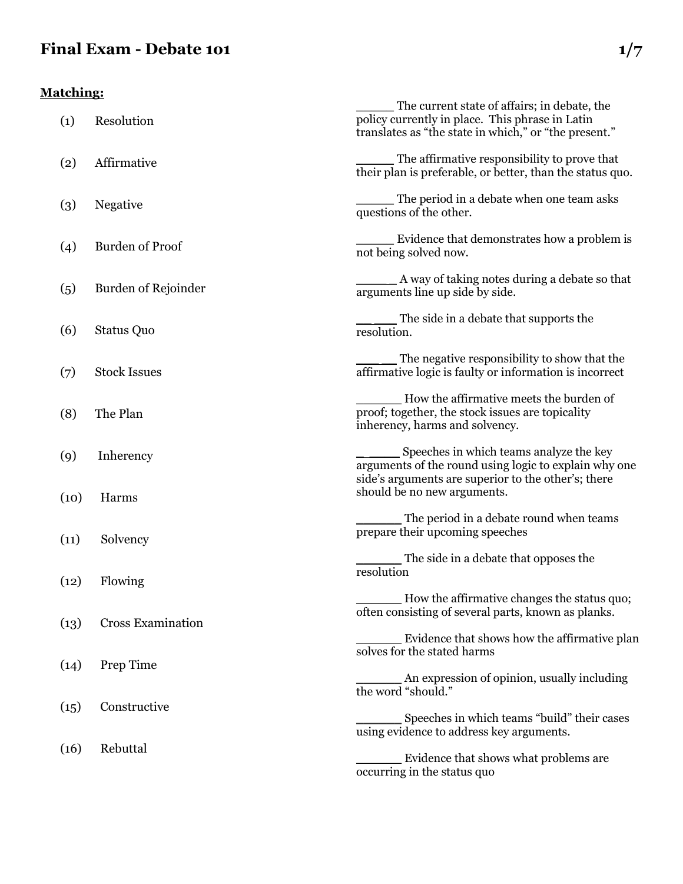# Final Exam - Debate 101

**Matching:**

(1) Resolution

(2) Affirmative

(3) Negative

(4) Burden of Proof

(5) Burden of Rejoinder

(6) Status Quo

(7) Stock Issues

(8) The Plan

(9) Inherency

(10) Harms

(11) Solvency

(12) Flowing

(13) Cross Examination

(14) Prep Time

(15) Constructive

(16) Rebuttal

_____ The current state of affairs; in debate, the policy currently in place. This phrase in Latin translates as "the state in which," or "the present."

_____ The affirmative responsibility to prove that their plan is preferable, or better, than the status quo.

_____ The period in a debate when one team asks questions of the other.

_____ Evidence that demonstrates how a problem is not being solved now.

_____ A way of taking notes during a debate so that arguments line up side by side.

__ ___ The side in a debate that supports the resolution.

___ __ The negative responsibility to show that the affirmative logic is faulty or information is incorrect

______ How the affirmative meets the burden of proof; together, the stock issues are topicality inherency, harms and solvency.

_ ____ Speeches in which teams analyze the key arguments of the round using logic to explain why one side's arguments are superior to the other's; there should be no new arguments.

______ The period in a debate round when teams prepare their upcoming speeches

______ The side in a debate that opposes the resolution

______ How the affirmative changes the status quo; often consisting of several parts, known as planks.

______ Evidence that shows how the affirmative plan solves for the stated harms

______ An expression of opinion, usually including the word "should."

______ Speeches in which teams "build" their cases using evidence to address key arguments.

______ Evidence that shows what problems are occurring in the status quo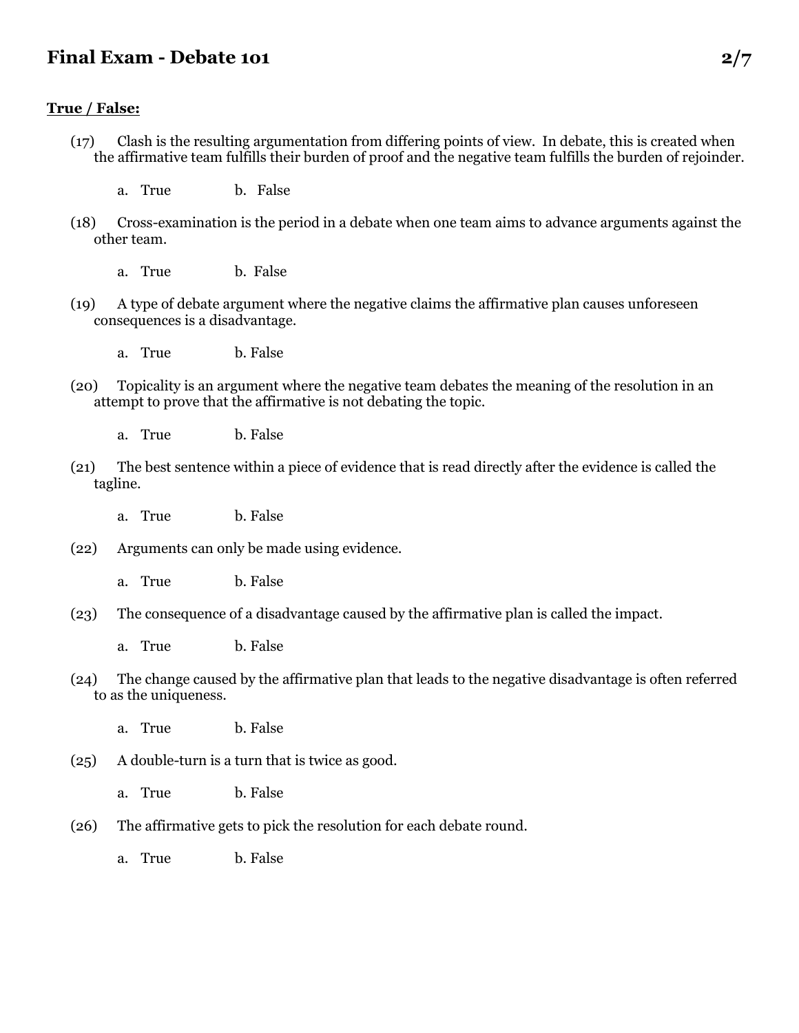# Final Exam - Debate 101

**True / False:**

(17) Clash is the resulting argumentation from differing points of view. In debate, this is created when the affirmative team fulfills their burden of proof and the negative team fulfills the burden of rejoinder.

a. True  b. False

(18) Cross-examination is the period in a debate when one team aims to advance arguments against the other team.

a. True  b. False

(19) A type of debate argument where the negative claims the affirmative plan causes unforeseen consequences is a disadvantage.

a. True  b. False

(20) Topicality is an argument where the negative team debates the meaning of the resolution in an attempt to prove that the affirmative is not debating the topic.

a. True  b. False

(21) The best sentence within a piece of evidence that is read directly after the evidence is called the tagline.

a. True  b. False

(22) Arguments can only be made using evidence.

a. True  b. False

(23) The consequence of a disadvantage caused by the affirmative plan is called the impact.

a. True  b. False

(24) The change caused by the affirmative plan that leads to the negative disadvantage is often referred to as the uniqueness.

a. True  b. False

(25) A double-turn is a turn that is twice as good.

a. True  b. False

(26) The affirmative gets to pick the resolution for each debate round.

a. True  b. False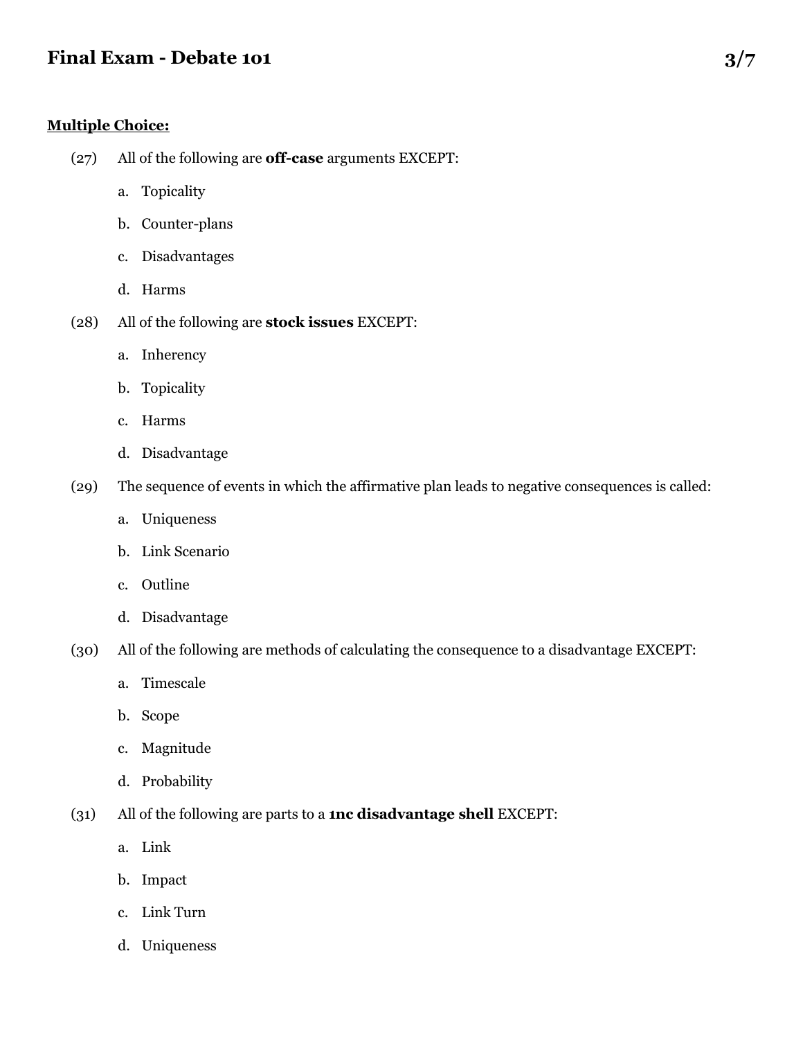# Final Exam - Debate 101

**Multiple Choice:**

(27) All of the following are **off-case** arguments EXCEPT:

a. Topicality
b. Counter-plans
c. Disadvantages
d. Harms

(28) All of the following are **stock issues** EXCEPT:

a. Inherency
b. Topicality
c. Harms
d. Disadvantage

(29) The sequence of events in which the affirmative plan leads to negative consequences is called:

a. Uniqueness
b. Link Scenario
c. Outline
d. Disadvantage

(30) All of the following are methods of calculating the consequence to a disadvantage EXCEPT:

a. Timescale
b. Scope
c. Magnitude
d. Probability

(31) All of the following are parts to a **1nc disadvantage shell** EXCEPT:

a. Link
b. Impact
c. Link Turn
d. Uniqueness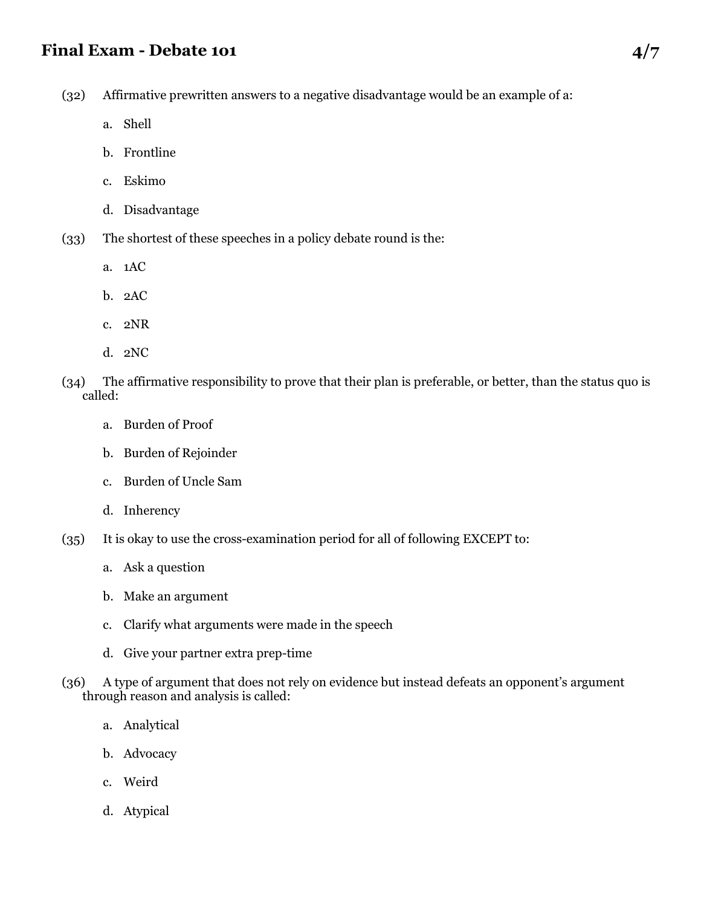(32) Affirmative prewritten answers to a negative disadvantage would be an example of a:

a. Shell

b. Frontline

c. Eskimo

d. Disadvantage

(33) The shortest of these speeches in a policy debate round is the:

a. 1AC

b. 2AC

c. 2NR

d. 2NC

(34) The affirmative responsibility to prove that their plan is preferable, or better, than the status quo is called:

a. Burden of Proof

b. Burden of Rejoinder

c. Burden of Uncle Sam

d. Inherency

(35) It is okay to use the cross-examination period for all of following EXCEPT to:

a. Ask a question

b. Make an argument

c. Clarify what arguments were made in the speech

d. Give your partner extra prep-time

(36) A type of argument that does not rely on evidence but instead defeats an opponent's argument through reason and analysis is called:

a. Analytical

b. Advocacy

c. Weird

d. Atypical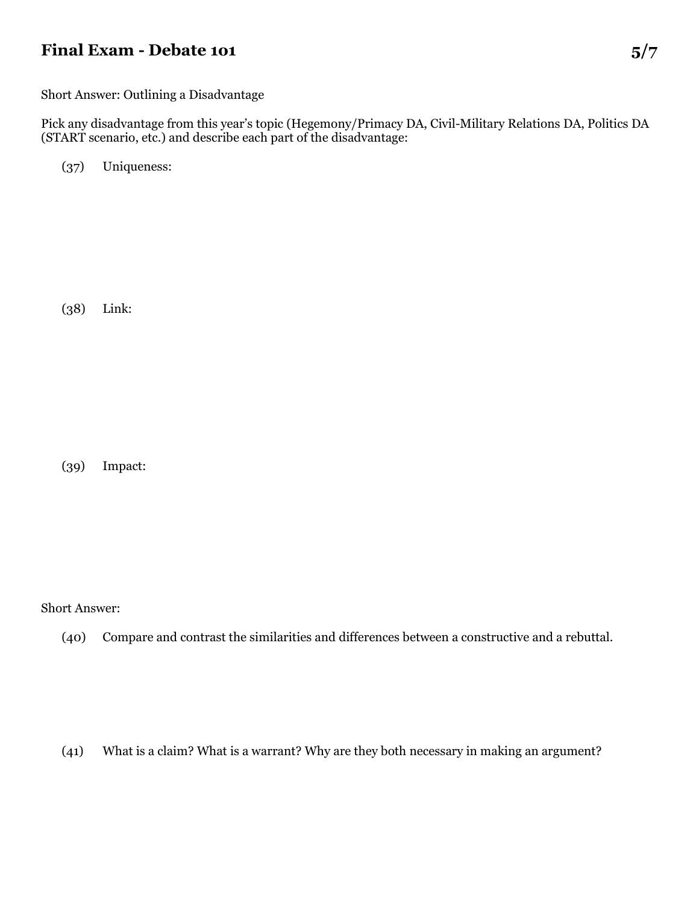# Final Exam - Debate 101

Short Answer: Outlining a Disadvantage

Pick any disadvantage from this year's topic (Hegemony/Primacy DA, Civil-Military Relations DA, Politics DA (START scenario, etc.) and describe each part of the disadvantage:

(37) Uniqueness:

(38) Link:

(39) Impact:

Short Answer:

(40) Compare and contrast the similarities and differences between a constructive and a rebuttal.

(41) What is a claim? What is a warrant? Why are they both necessary in making an argument?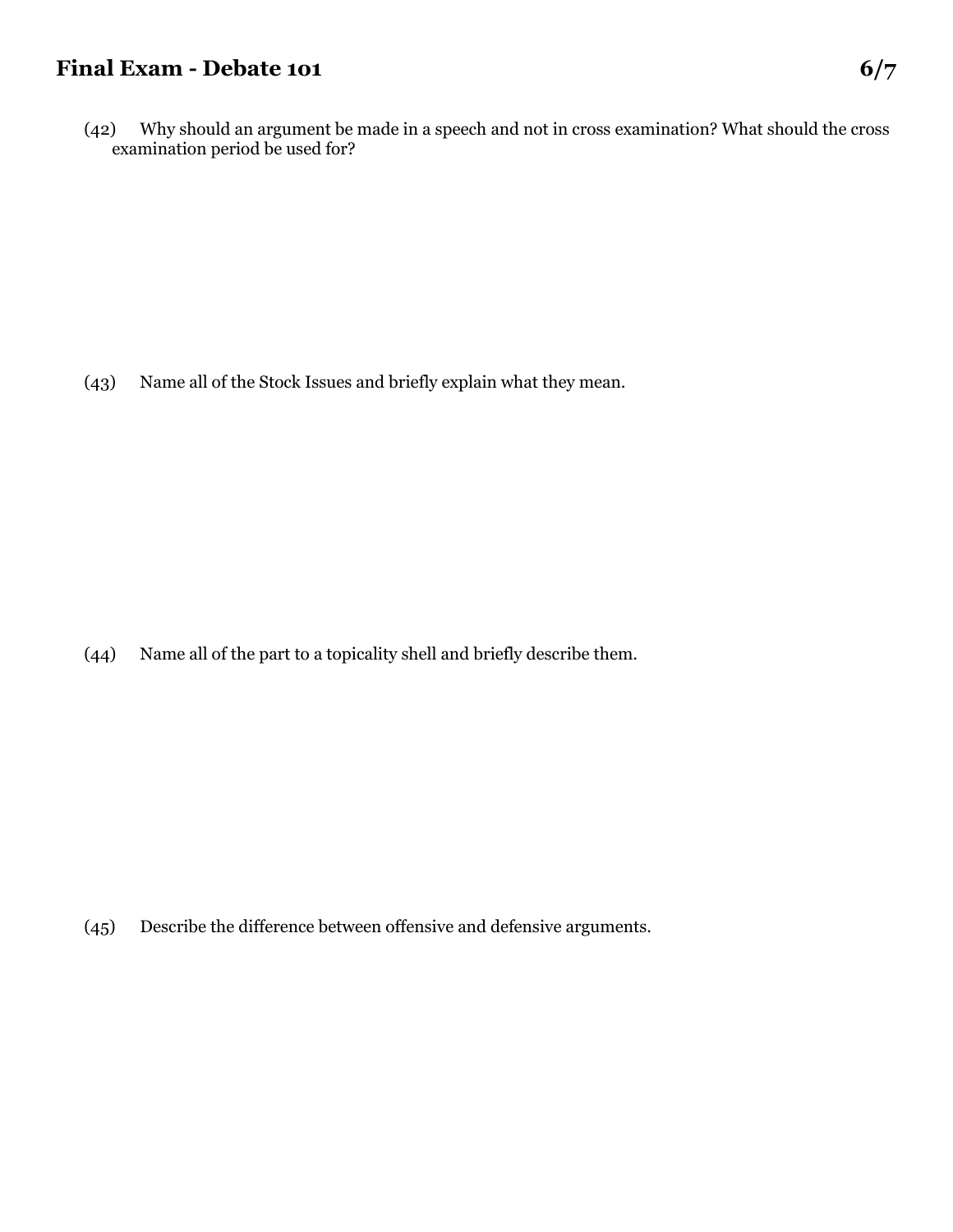(42) Why should an argument be made in a speech and not in cross examination? What should the cross examination period be used for?

(43) Name all of the Stock Issues and briefly explain what they mean.

(44) Name all of the part to a topicality shell and briefly describe them.

(45) Describe the difference between offensive and defensive arguments.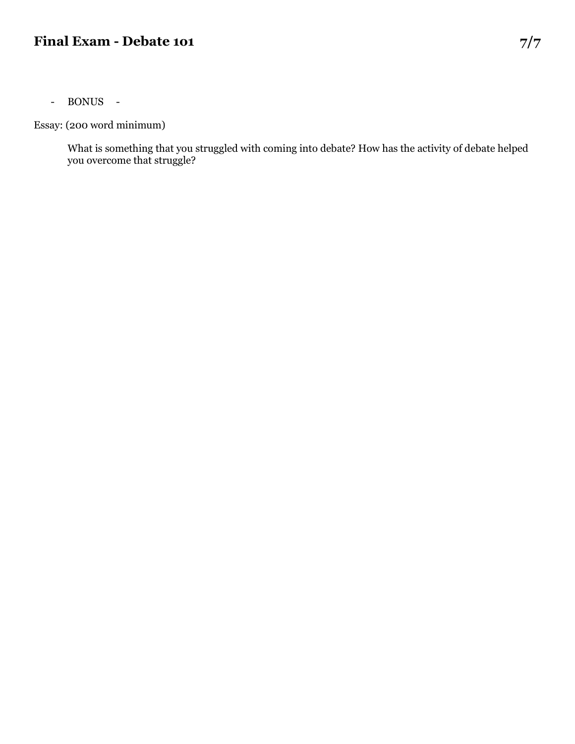- BONUS -

Essay: (200 word minimum)

What is something that you struggled with coming into debate? How has the activity of debate helped you overcome that struggle?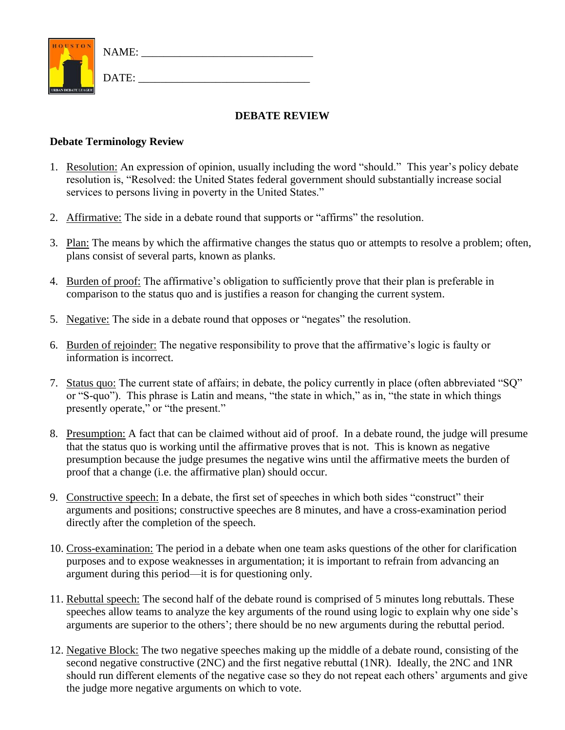NAME: ______________________________

DATE: ______________________________

## DEBATE REVIEW

### Debate Terminology Review

1. Resolution: An expression of opinion, usually including the word "should." This year's policy debate resolution is, "Resolved: the United States federal government should substantially increase social services to persons living in poverty in the United States."

2. Affirmative: The side in a debate round that supports or "affirms" the resolution.

3. Plan: The means by which the affirmative changes the status quo or attempts to resolve a problem; often, plans consist of several parts, known as planks.

4. Burden of proof: The affirmative's obligation to sufficiently prove that their plan is preferable in comparison to the status quo and is justifies a reason for changing the current system.

5. Negative: The side in a debate round that opposes or "negates" the resolution.

6. Burden of rejoinder: The negative responsibility to prove that the affirmative's logic is faulty or information is incorrect.

7. Status quo: The current state of affairs; in debate, the policy currently in place (often abbreviated "SQ" or "S-quo"). This phrase is Latin and means, "the state in which," as in, "the state in which things presently operate," or "the present."

8. Presumption: A fact that can be claimed without aid of proof. In a debate round, the judge will presume that the status quo is working until the affirmative proves that is not. This is known as negative presumption because the judge presumes the negative wins until the affirmative meets the burden of proof that a change (i.e. the affirmative plan) should occur.

9. Constructive speech: In a debate, the first set of speeches in which both sides "construct" their arguments and positions; constructive speeches are 8 minutes, and have a cross-examination period directly after the completion of the speech.

10. Cross-examination: The period in a debate when one team asks questions of the other for clarification purposes and to expose weaknesses in argumentation; it is important to refrain from advancing an argument during this period—it is for questioning only.

11. Rebuttal speech: The second half of the debate round is comprised of 5 minutes long rebuttals. These speeches allow teams to analyze the key arguments of the round using logic to explain why one side's arguments are superior to the others'; there should be no new arguments during the rebuttal period.

12. Negative Block: The two negative speeches making up the middle of a debate round, consisting of the second negative constructive (2NC) and the first negative rebuttal (1NR). Ideally, the 2NC and 1NR should run different elements of the negative case so they do not repeat each others' arguments and give the judge more negative arguments on which to vote.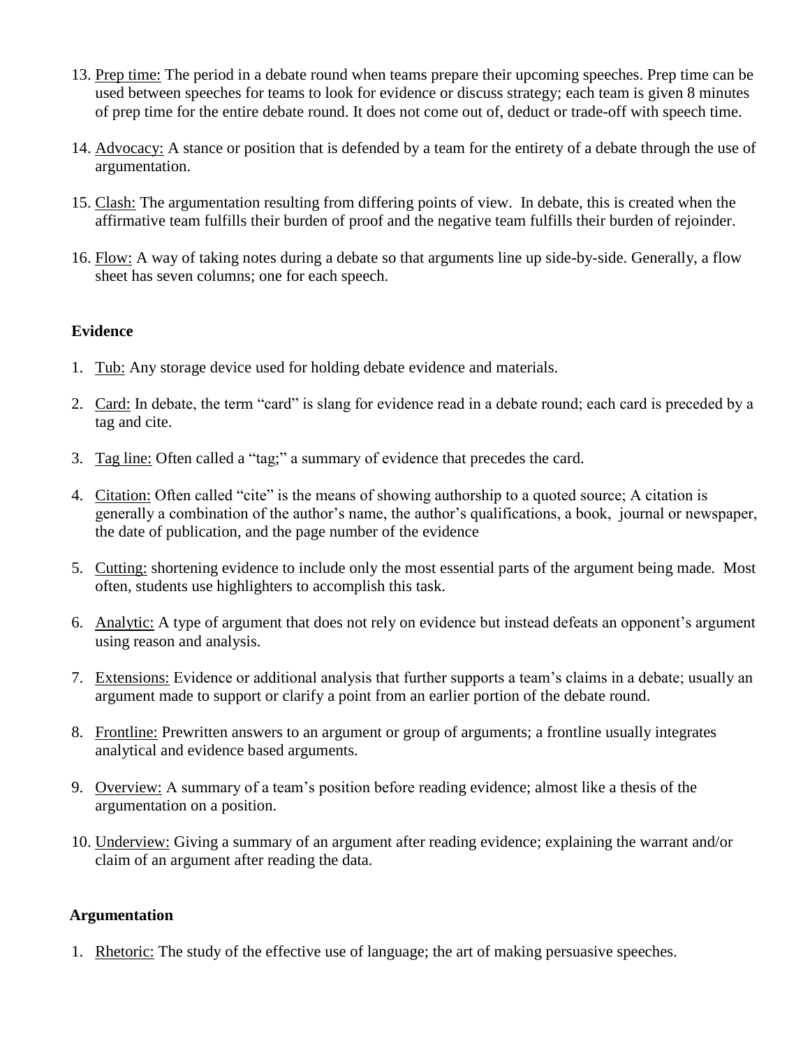13. Prep time: The period in a debate round when teams prepare their upcoming speeches. Prep time can be used between speeches for teams to look for evidence or discuss strategy; each team is given 8 minutes of prep time for the entire debate round. It does not come out of, deduct or trade-off with speech time.

14. Advocacy: A stance or position that is defended by a team for the entirety of a debate through the use of argumentation.

15. Clash: The argumentation resulting from differing points of view. In debate, this is created when the affirmative team fulfills their burden of proof and the negative team fulfills their burden of rejoinder.

16. Flow: A way of taking notes during a debate so that arguments line up side-by-side. Generally, a flow sheet has seven columns; one for each speech.

**Evidence**

1. Tub: Any storage device used for holding debate evidence and materials.

2. Card: In debate, the term "card" is slang for evidence read in a debate round; each card is preceded by a tag and cite.

3. Tag line: Often called a "tag;" a summary of evidence that precedes the card.

4. Citation: Often called "cite" is the means of showing authorship to a quoted source; A citation is generally a combination of the author's name, the author's qualifications, a book, journal or newspaper, the date of publication, and the page number of the evidence

5. Cutting: shortening evidence to include only the most essential parts of the argument being made. Most often, students use highlighters to accomplish this task.

6. Analytic: A type of argument that does not rely on evidence but instead defeats an opponent's argument using reason and analysis.

7. Extensions: Evidence or additional analysis that further supports a team's claims in a debate; usually an argument made to support or clarify a point from an earlier portion of the debate round.

8. Frontline: Prewritten answers to an argument or group of arguments; a frontline usually integrates analytical and evidence based arguments.

9. Overview: A summary of a team's position before reading evidence; almost like a thesis of the argumentation on a position.

10. Underview: Giving a summary of an argument after reading evidence; explaining the warrant and/or claim of an argument after reading the data.

**Argumentation**

1. Rhetoric: The study of the effective use of language; the art of making persuasive speeches.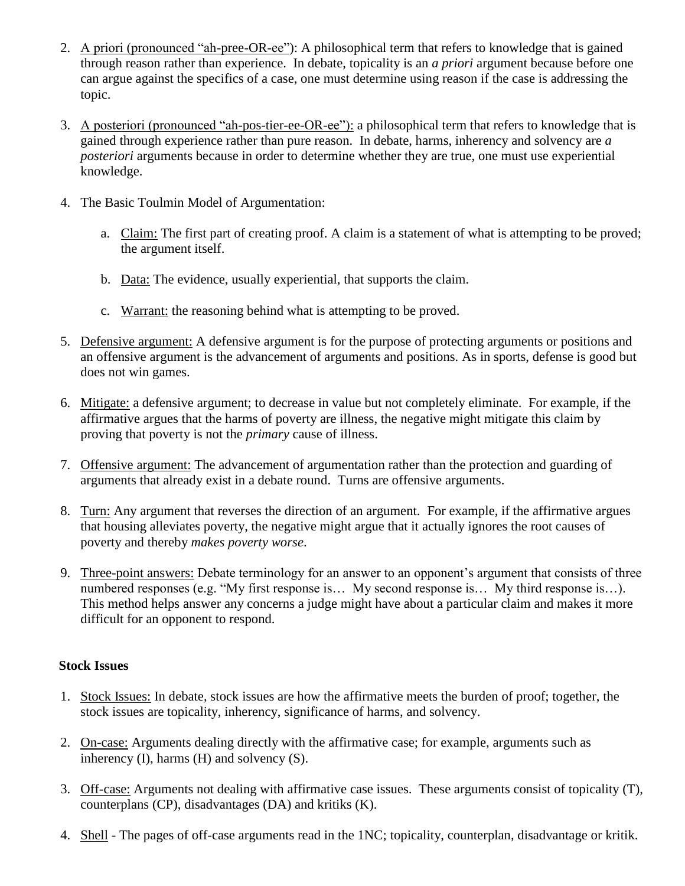2. A priori (pronounced “ah-pree-OR-ee”): A philosophical term that refers to knowledge that is gained through reason rather than experience. In debate, topicality is an *a priori* argument because before one can argue against the specifics of a case, one must determine using reason if the case is addressing the topic.

3. A posteriori (pronounced “ah-pos-tier-ee-OR-ee”): a philosophical term that refers to knowledge that is gained through experience rather than pure reason. In debate, harms, inherency and solvency are *a posteriori* arguments because in order to determine whether they are true, one must use experiential knowledge.

4. The Basic Toulmin Model of Argumentation:

   a. Claim: The first part of creating proof. A claim is a statement of what is attempting to be proved; the argument itself.

   b. Data: The evidence, usually experiential, that supports the claim.

   c. Warrant: the reasoning behind what is attempting to be proved.

5. Defensive argument: A defensive argument is for the purpose of protecting arguments or positions and an offensive argument is the advancement of arguments and positions. As in sports, defense is good but does not win games.

6. Mitigate: a defensive argument; to decrease in value but not completely eliminate. For example, if the affirmative argues that the harms of poverty are illness, the negative might mitigate this claim by proving that poverty is not the *primary* cause of illness.

7. Offensive argument: The advancement of argumentation rather than the protection and guarding of arguments that already exist in a debate round. Turns are offensive arguments.

8. Turn: Any argument that reverses the direction of an argument. For example, if the affirmative argues that housing alleviates poverty, the negative might argue that it actually ignores the root causes of poverty and thereby *makes poverty worse*.

9. Three-point answers: Debate terminology for an answer to an opponent’s argument that consists of three numbered responses (e.g. “My first response is… My second response is… My third response is…). This method helps answer any concerns a judge might have about a particular claim and makes it more difficult for an opponent to respond.

**Stock Issues**

1. Stock Issues: In debate, stock issues are how the affirmative meets the burden of proof; together, the stock issues are topicality, inherency, significance of harms, and solvency.

2. On-case: Arguments dealing directly with the affirmative case; for example, arguments such as inherency (I), harms (H) and solvency (S).

3. Off-case: Arguments not dealing with affirmative case issues. These arguments consist of topicality (T), counterplans (CP), disadvantages (DA) and kritiks (K).

4. Shell - The pages of off-case arguments read in the 1NC; topicality, counterplan, disadvantage or kritik.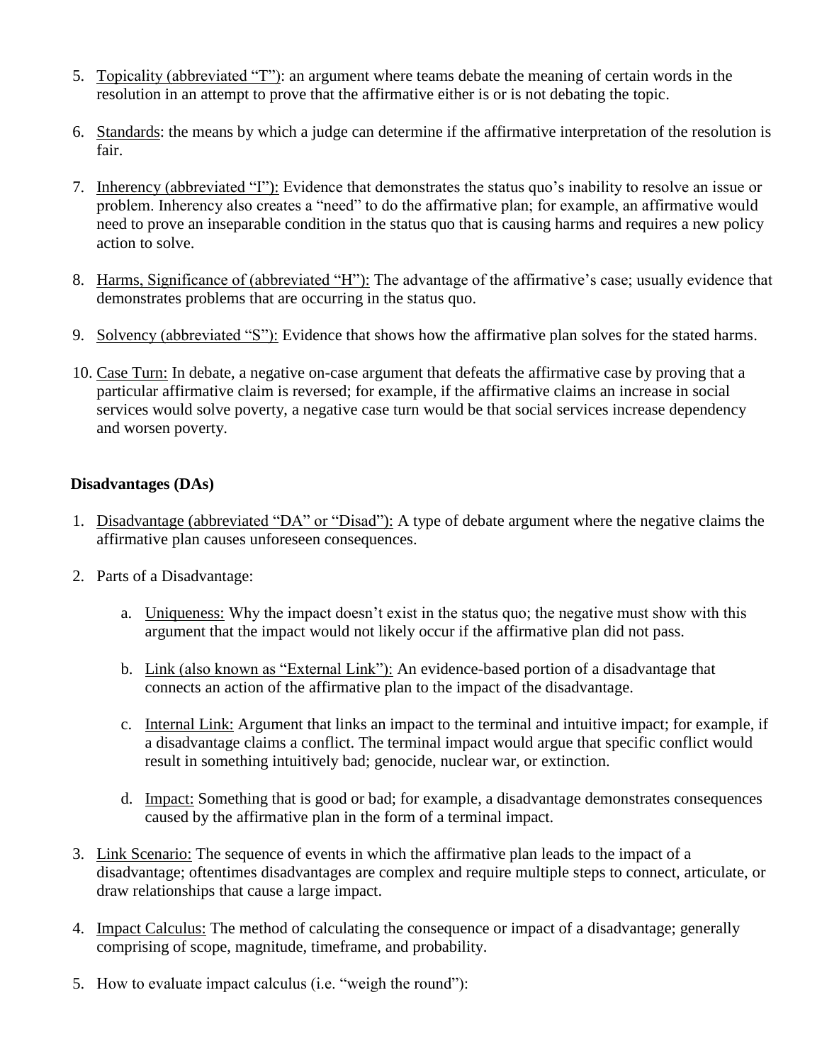5. Topicality (abbreviated "T"): an argument where teams debate the meaning of certain words in the resolution in an attempt to prove that the affirmative either is or is not debating the topic.

6. Standards: the means by which a judge can determine if the affirmative interpretation of the resolution is fair.

7. Inherency (abbreviated "I"): Evidence that demonstrates the status quo's inability to resolve an issue or problem. Inherency also creates a "need" to do the affirmative plan; for example, an affirmative would need to prove an inseparable condition in the status quo that is causing harms and requires a new policy action to solve.

8. Harms, Significance of (abbreviated "H"): The advantage of the affirmative's case; usually evidence that demonstrates problems that are occurring in the status quo.

9. Solvency (abbreviated "S"): Evidence that shows how the affirmative plan solves for the stated harms.

10. Case Turn: In debate, a negative on-case argument that defeats the affirmative case by proving that a particular affirmative claim is reversed; for example, if the affirmative claims an increase in social services would solve poverty, a negative case turn would be that social services increase dependency and worsen poverty.

**Disadvantages (DAs)**

1. Disadvantage (abbreviated "DA" or "Disad"): A type of debate argument where the negative claims the affirmative plan causes unforeseen consequences.

2. Parts of a Disadvantage:

    a. Uniqueness: Why the impact doesn't exist in the status quo; the negative must show with this argument that the impact would not likely occur if the affirmative plan did not pass.

    b. Link (also known as "External Link"): An evidence-based portion of a disadvantage that connects an action of the affirmative plan to the impact of the disadvantage.

    c. Internal Link: Argument that links an impact to the terminal and intuitive impact; for example, if a disadvantage claims a conflict. The terminal impact would argue that specific conflict would result in something intuitively bad; genocide, nuclear war, or extinction.

    d. Impact: Something that is good or bad; for example, a disadvantage demonstrates consequences caused by the affirmative plan in the form of a terminal impact.

3. Link Scenario: The sequence of events in which the affirmative plan leads to the impact of a disadvantage; oftentimes disadvantages are complex and require multiple steps to connect, articulate, or draw relationships that cause a large impact.

4. Impact Calculus: The method of calculating the consequence or impact of a disadvantage; generally comprising of scope, magnitude, timeframe, and probability.

5. How to evaluate impact calculus (i.e. "weigh the round"):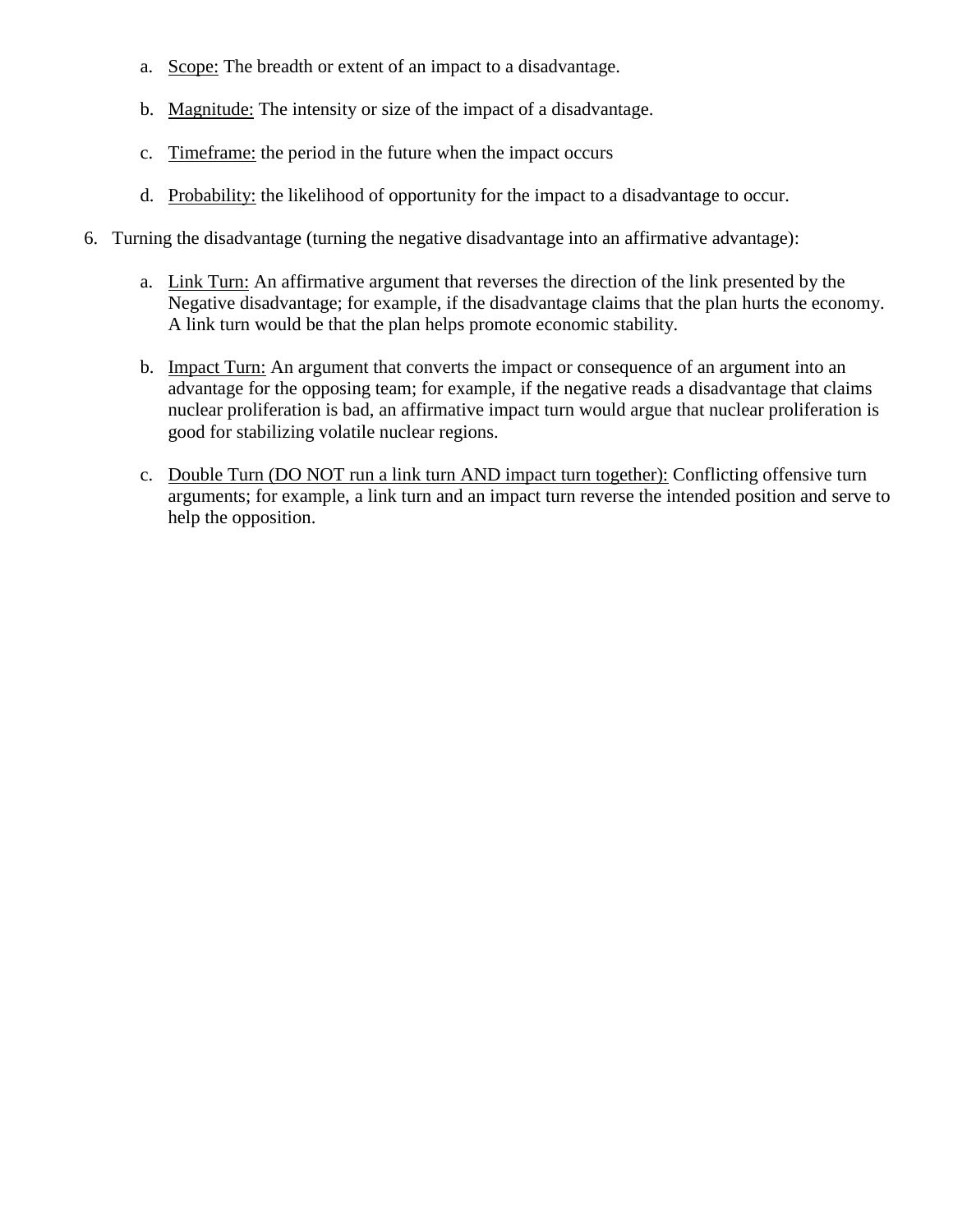a. <u>Scope:</u> The breadth or extent of an impact to a disadvantage.

b. <u>Magnitude:</u> The intensity or size of the impact of a disadvantage.

c. <u>Timeframe:</u> the period in the future when the impact occurs

d. <u>Probability:</u> the likelihood of opportunity for the impact to a disadvantage to occur.

6. Turning the disadvantage (turning the negative disadvantage into an affirmative advantage):

   a. <u>Link Turn:</u> An affirmative argument that reverses the direction of the link presented by the Negative disadvantage; for example, if the disadvantage claims that the plan hurts the economy. A link turn would be that the plan helps promote economic stability.

   b. <u>Impact Turn:</u> An argument that converts the impact or consequence of an argument into an advantage for the opposing team; for example, if the negative reads a disadvantage that claims nuclear proliferation is bad, an affirmative impact turn would argue that nuclear proliferation is good for stabilizing volatile nuclear regions.

   c. <u>Double Turn (DO NOT run a link turn AND impact turn together):</u> Conflicting offensive turn arguments; for example, a link turn and an impact turn reverse the intended position and serve to help the opposition.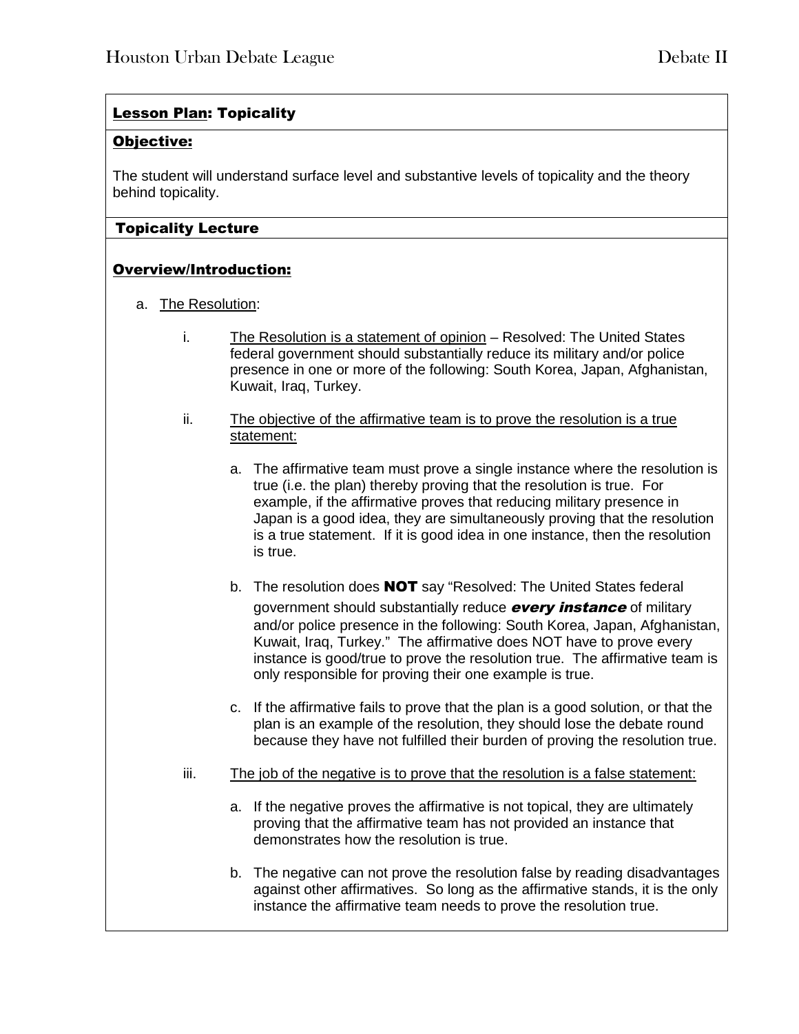### <u>Lesson Plan</u>: Topicality

#### <u>Objective:</u>

The student will understand surface level and substantive levels of topicality and the theory behind topicality.

### Topicality Lecture

#### <u>Overview/Introduction:</u>

a. <u>The Resolution</u>:

   i. <u>The Resolution is a statement of opinion</u> – Resolved: The United States federal government should substantially reduce its military and/or police presence in one or more of the following: South Korea, Japan, Afghanistan, Kuwait, Iraq, Turkey.

   ii. <u>The objective of the affirmative team is to prove the resolution is a true statement:</u>

      a. The affirmative team must prove a single instance where the resolution is true (i.e. the plan) thereby proving that the resolution is true. For example, if the affirmative proves that reducing military presence in Japan is a good idea, they are simultaneously proving that the resolution is a true statement. If it is good idea in one instance, then the resolution is true.

      b. The resolution does **NOT** say "Resolved: The United States federal government should substantially reduce ***every instance*** of military and/or police presence in the following: South Korea, Japan, Afghanistan, Kuwait, Iraq, Turkey." The affirmative does NOT have to prove every instance is good/true to prove the resolution true. The affirmative team is only responsible for proving their one example is true.

      c. If the affirmative fails to prove that the plan is a good solution, or that the plan is an example of the resolution, they should lose the debate round because they have not fulfilled their burden of proving the resolution true.

   iii. <u>The job of the negative is to prove that the resolution is a false statement:</u>

      a. If the negative proves the affirmative is not topical, they are ultimately proving that the affirmative team has not provided an instance that demonstrates how the resolution is true.

      b. The negative can not prove the resolution false by reading disadvantages against other affirmatives. So long as the affirmative stands, it is the only instance the affirmative team needs to prove the resolution true.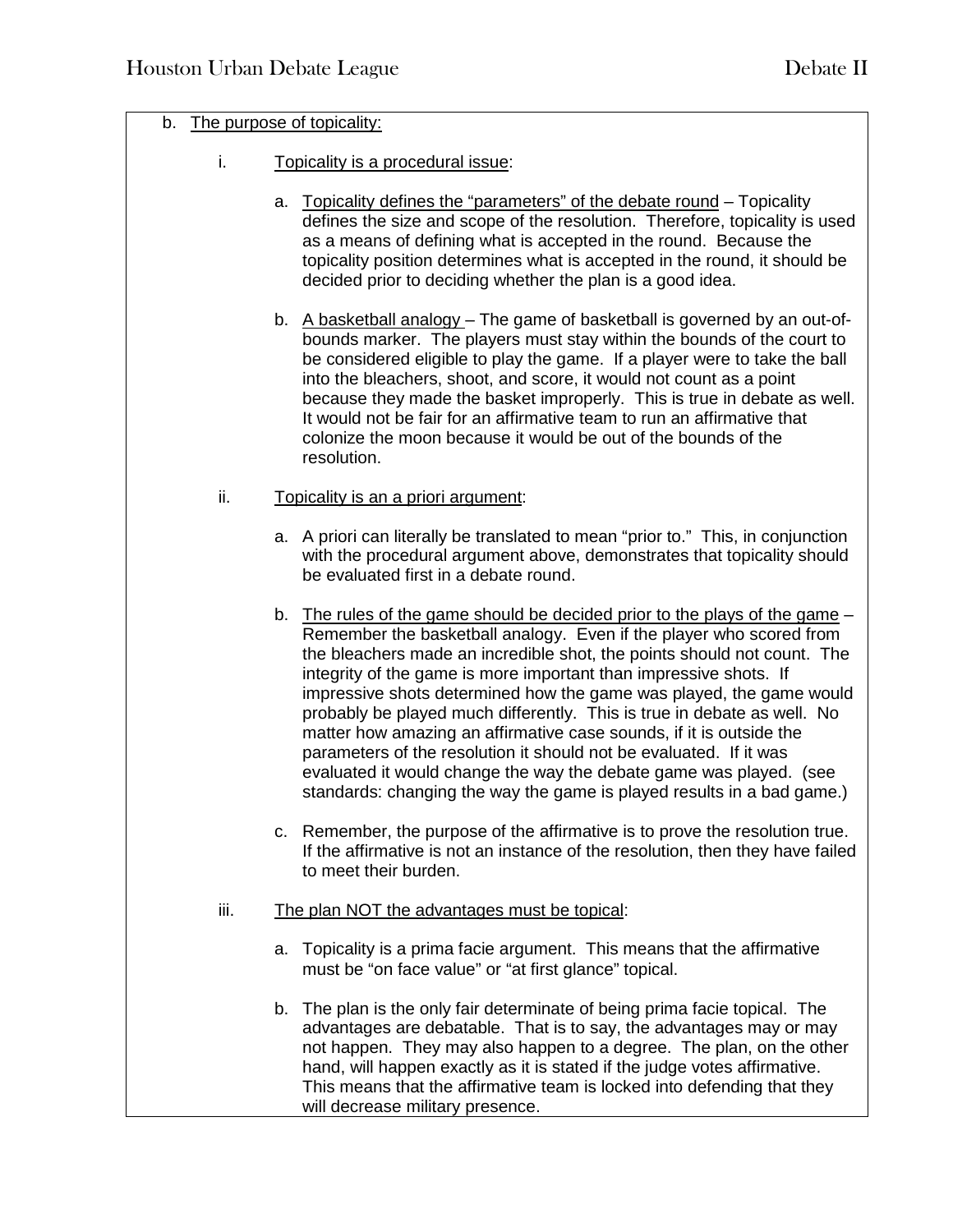b. <u>The purpose of topicality:</u>

i. <u>Topicality is a procedural issue</u>:

a. <u>Topicality defines the "parameters" of the debate round</u> – Topicality defines the size and scope of the resolution. Therefore, topicality is used as a means of defining what is accepted in the round. Because the topicality position determines what is accepted in the round, it should be decided prior to deciding whether the plan is a good idea.

b. <u>A basketball analogy</u> – The game of basketball is governed by an out-of-bounds marker. The players must stay within the bounds of the court to be considered eligible to play the game. If a player were to take the ball into the bleachers, shoot, and score, it would not count as a point because they made the basket improperly. This is true in debate as well. It would not be fair for an affirmative team to run an affirmative that colonize the moon because it would be out of the bounds of the resolution.

ii. <u>Topicality is an a priori argument</u>:

a. A priori can literally be translated to mean "prior to." This, in conjunction with the procedural argument above, demonstrates that topicality should be evaluated first in a debate round.

b. <u>The rules of the game should be decided prior to the plays of the game</u> – Remember the basketball analogy. Even if the player who scored from the bleachers made an incredible shot, the points should not count. The integrity of the game is more important than impressive shots. If impressive shots determined how the game was played, the game would probably be played much differently. This is true in debate as well. No matter how amazing an affirmative case sounds, if it is outside the parameters of the resolution it should not be evaluated. If it was evaluated it would change the way the debate game was played. (see standards: changing the way the game is played results in a bad game.)

c. Remember, the purpose of the affirmative is to prove the resolution true. If the affirmative is not an instance of the resolution, then they have failed to meet their burden.

iii. <u>The plan NOT the advantages must be topical</u>:

a. Topicality is a prima facie argument. This means that the affirmative must be "on face value" or "at first glance" topical.

b. The plan is the only fair determinate of being prima facie topical. The advantages are debatable. That is to say, the advantages may or may not happen. They may also happen to a degree. The plan, on the other hand, will happen exactly as it is stated if the judge votes affirmative. This means that the affirmative team is locked into defending that they will decrease military presence.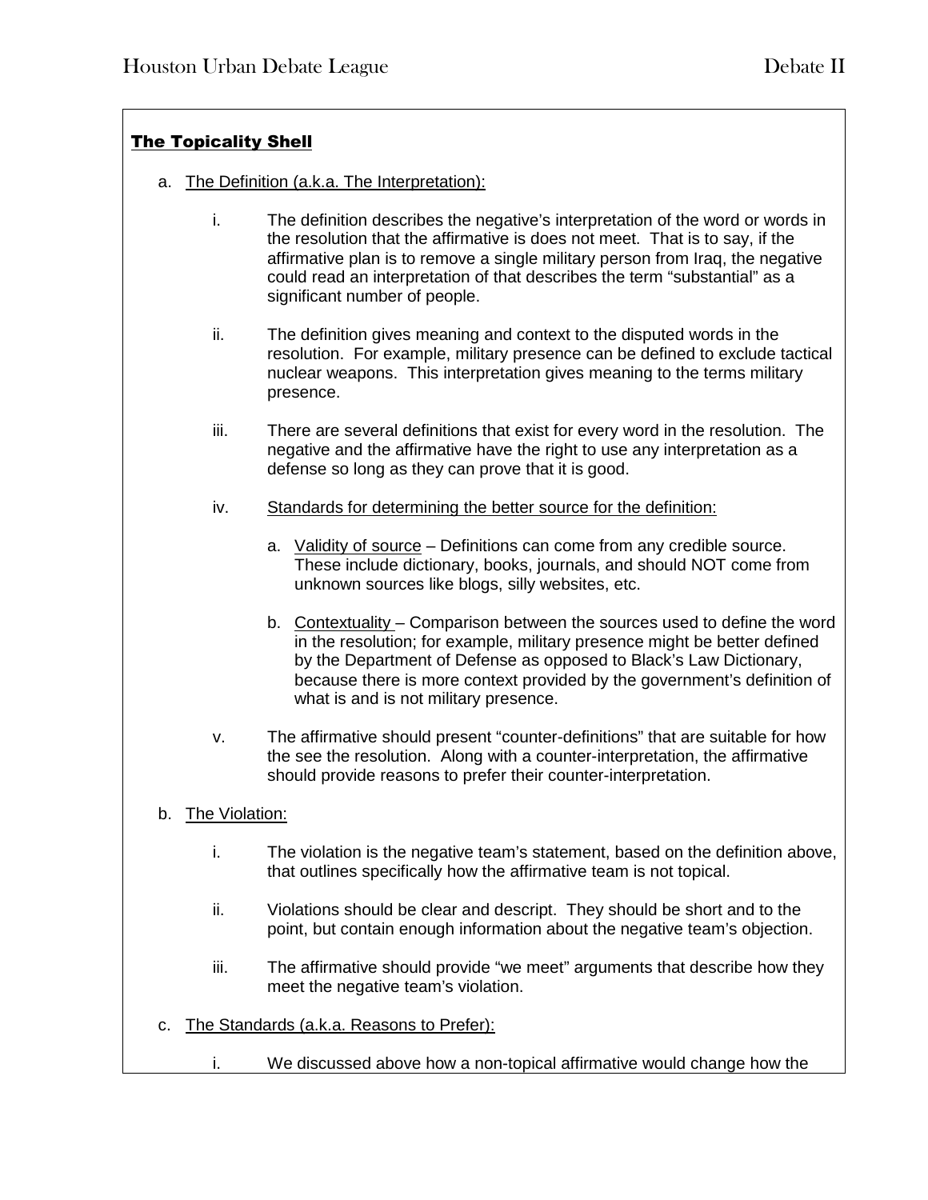## The Topicality Shell

a. The Definition (a.k.a. The Interpretation):

   i. The definition describes the negative's interpretation of the word or words in the resolution that the affirmative is does not meet. That is to say, if the affirmative plan is to remove a single military person from Iraq, the negative could read an interpretation of that describes the term "substantial" as a significant number of people.

   ii. The definition gives meaning and context to the disputed words in the resolution. For example, military presence can be defined to exclude tactical nuclear weapons. This interpretation gives meaning to the terms military presence.

   iii. There are several definitions that exist for every word in the resolution. The negative and the affirmative have the right to use any interpretation as a defense so long as they can prove that it is good.

   iv. Standards for determining the better source for the definition:

      a. Validity of source – Definitions can come from any credible source. These include dictionary, books, journals, and should NOT come from unknown sources like blogs, silly websites, etc.

      b. Contextuality – Comparison between the sources used to define the word in the resolution; for example, military presence might be better defined by the Department of Defense as opposed to Black's Law Dictionary, because there is more context provided by the government's definition of what is and is not military presence.

   v. The affirmative should present "counter-definitions" that are suitable for how the see the resolution. Along with a counter-interpretation, the affirmative should provide reasons to prefer their counter-interpretation.

b. The Violation:

   i. The violation is the negative team's statement, based on the definition above, that outlines specifically how the affirmative team is not topical.

   ii. Violations should be clear and descript. They should be short and to the point, but contain enough information about the negative team's objection.

   iii. The affirmative should provide "we meet" arguments that describe how they meet the negative team's violation.

c. The Standards (a.k.a. Reasons to Prefer):

   i. We discussed above how a non-topical affirmative would change how the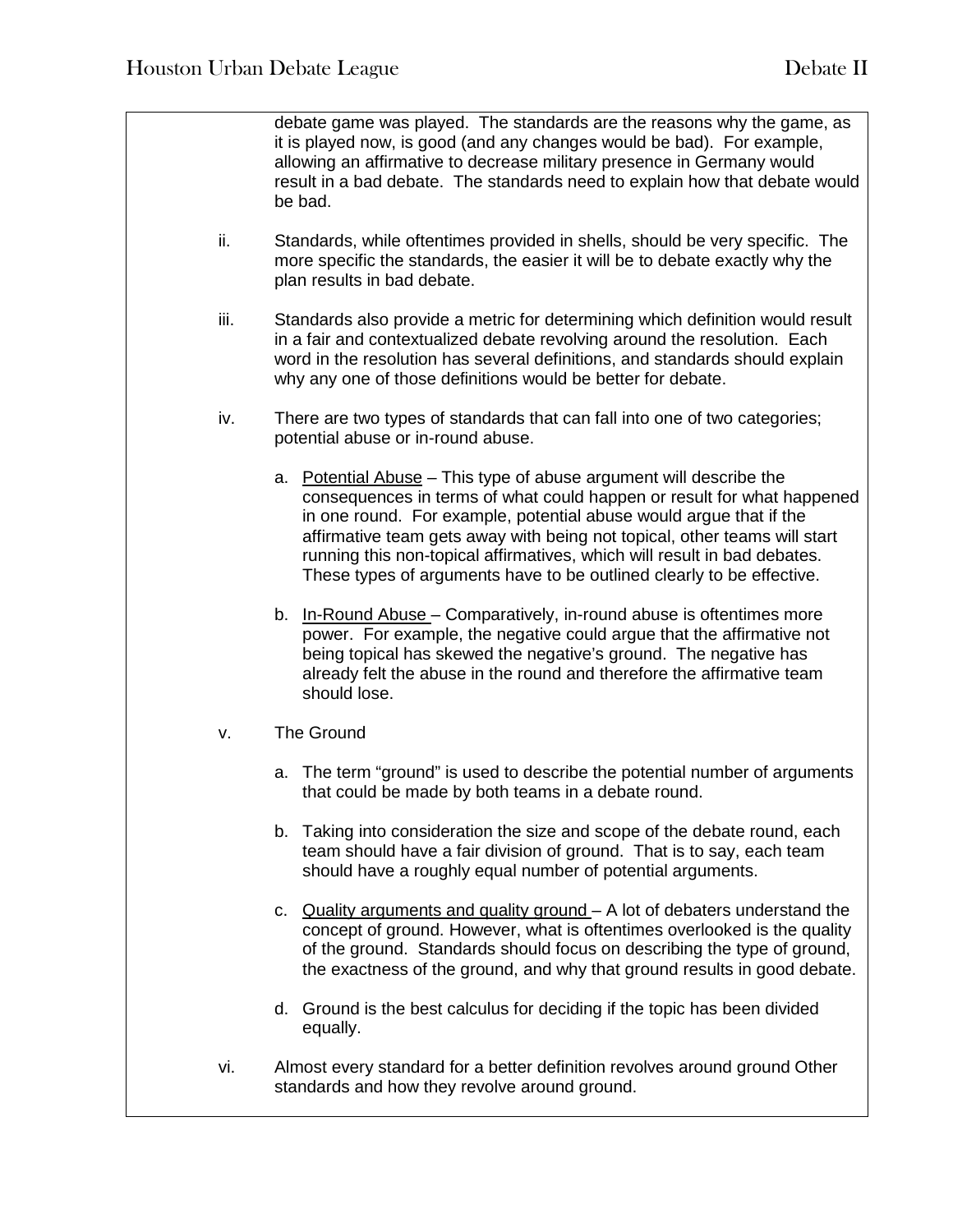debate game was played. The standards are the reasons why the game, as it is played now, is good (and any changes would be bad). For example, allowing an affirmative to decrease military presence in Germany would result in a bad debate. The standards need to explain how that debate would be bad.

ii. Standards, while oftentimes provided in shells, should be very specific. The more specific the standards, the easier it will be to debate exactly why the plan results in bad debate.

iii. Standards also provide a metric for determining which definition would result in a fair and contextualized debate revolving around the resolution. Each word in the resolution has several definitions, and standards should explain why any one of those definitions would be better for debate.

iv. There are two types of standards that can fall into one of two categories; potential abuse or in-round abuse.

   a. <u>Potential Abuse</u> – This type of abuse argument will describe the consequences in terms of what could happen or result for what happened in one round. For example, potential abuse would argue that if the affirmative team gets away with being not topical, other teams will start running this non-topical affirmatives, which will result in bad debates. These types of arguments have to be outlined clearly to be effective.

   b. <u>In-Round Abuse</u> – Comparatively, in-round abuse is oftentimes more power. For example, the negative could argue that the affirmative not being topical has skewed the negative's ground. The negative has already felt the abuse in the round and therefore the affirmative team should lose.

v. The Ground

   a. The term "ground" is used to describe the potential number of arguments that could be made by both teams in a debate round.

   b. Taking into consideration the size and scope of the debate round, each team should have a fair division of ground. That is to say, each team should have a roughly equal number of potential arguments.

   c. <u>Quality arguments and quality ground</u> – A lot of debaters understand the concept of ground. However, what is oftentimes overlooked is the quality of the ground. Standards should focus on describing the type of ground, the exactness of the ground, and why that ground results in good debate.

   d. Ground is the best calculus for deciding if the topic has been divided equally.

vi. Almost every standard for a better definition revolves around ground Other standards and how they revolve around ground.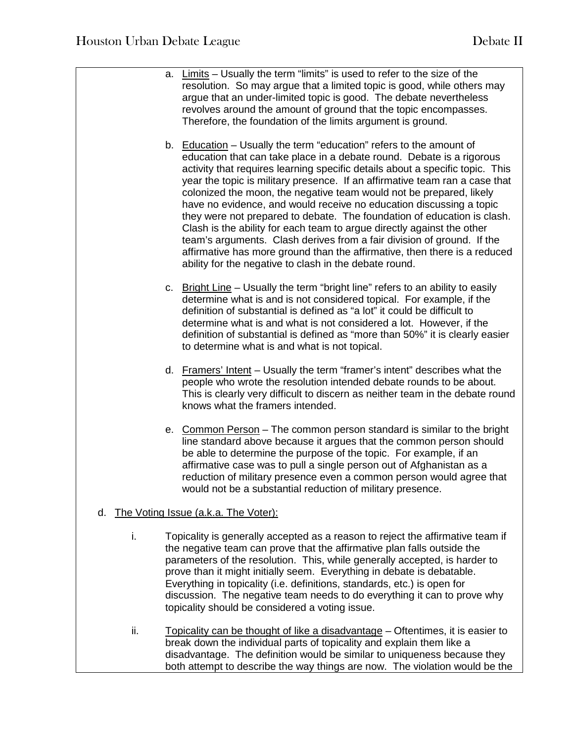a. Limits – Usually the term "limits" is used to refer to the size of the resolution. So may argue that a limited topic is good, while others may argue that an under-limited topic is good. The debate nevertheless revolves around the amount of ground that the topic encompasses. Therefore, the foundation of the limits argument is ground.

b. Education – Usually the term "education" refers to the amount of education that can take place in a debate round. Debate is a rigorous activity that requires learning specific details about a specific topic. This year the topic is military presence. If an affirmative team ran a case that colonized the moon, the negative team would not be prepared, likely have no evidence, and would receive no education discussing a topic they were not prepared to debate. The foundation of education is clash. Clash is the ability for each team to argue directly against the other team's arguments. Clash derives from a fair division of ground. If the affirmative has more ground than the affirmative, then there is a reduced ability for the negative to clash in the debate round.

c. Bright Line – Usually the term "bright line" refers to an ability to easily determine what is and is not considered topical. For example, if the definition of substantial is defined as "a lot" it could be difficult to determine what is and what is not considered a lot. However, if the definition of substantial is defined as "more than 50%" it is clearly easier to determine what is and what is not topical.

d. Framers' Intent – Usually the term "framer's intent" describes what the people who wrote the resolution intended debate rounds to be about. This is clearly very difficult to discern as neither team in the debate round knows what the framers intended.

e. Common Person – The common person standard is similar to the bright line standard above because it argues that the common person should be able to determine the purpose of the topic. For example, if an affirmative case was to pull a single person out of Afghanistan as a reduction of military presence even a common person would agree that would not be a substantial reduction of military presence.

d. The Voting Issue (a.k.a. The Voter):

i. Topicality is generally accepted as a reason to reject the affirmative team if the negative team can prove that the affirmative plan falls outside the parameters of the resolution. This, while generally accepted, is harder to prove than it might initially seem. Everything in debate is debatable. Everything in topicality (i.e. definitions, standards, etc.) is open for discussion. The negative team needs to do everything it can to prove why topicality should be considered a voting issue.

ii. Topicality can be thought of like a disadvantage – Oftentimes, it is easier to break down the individual parts of topicality and explain them like a disadvantage. The definition would be similar to uniqueness because they both attempt to describe the way things are now. The violation would be the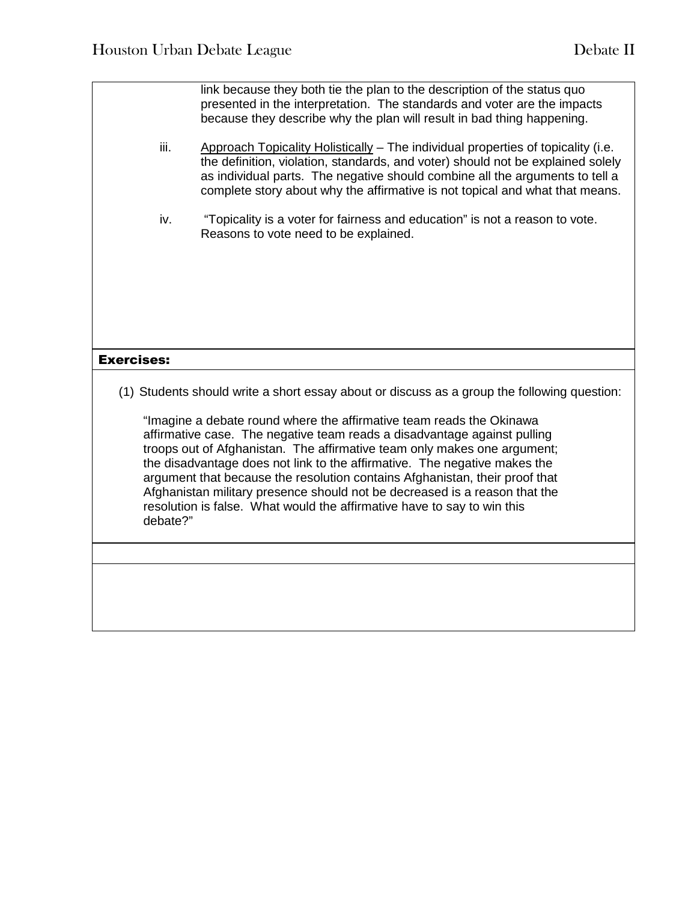link because they both tie the plan to the description of the status quo presented in the interpretation. The standards and voter are the impacts because they describe why the plan will result in bad thing happening.

iii. Approach Topicality Holistically – The individual properties of topicality (i.e. the definition, violation, standards, and voter) should not be explained solely as individual parts. The negative should combine all the arguments to tell a complete story about why the affirmative is not topical and what that means.

iv. "Topicality is a voter for fairness and education" is not a reason to vote. Reasons to vote need to be explained.

**Exercises:**

(1) Students should write a short essay about or discuss as a group the following question:

"Imagine a debate round where the affirmative team reads the Okinawa affirmative case. The negative team reads a disadvantage against pulling troops out of Afghanistan. The affirmative team only makes one argument; the disadvantage does not link to the affirmative. The negative makes the argument that because the resolution contains Afghanistan, their proof that Afghanistan military presence should not be decreased is a reason that the resolution is false. What would the affirmative have to say to win this debate?"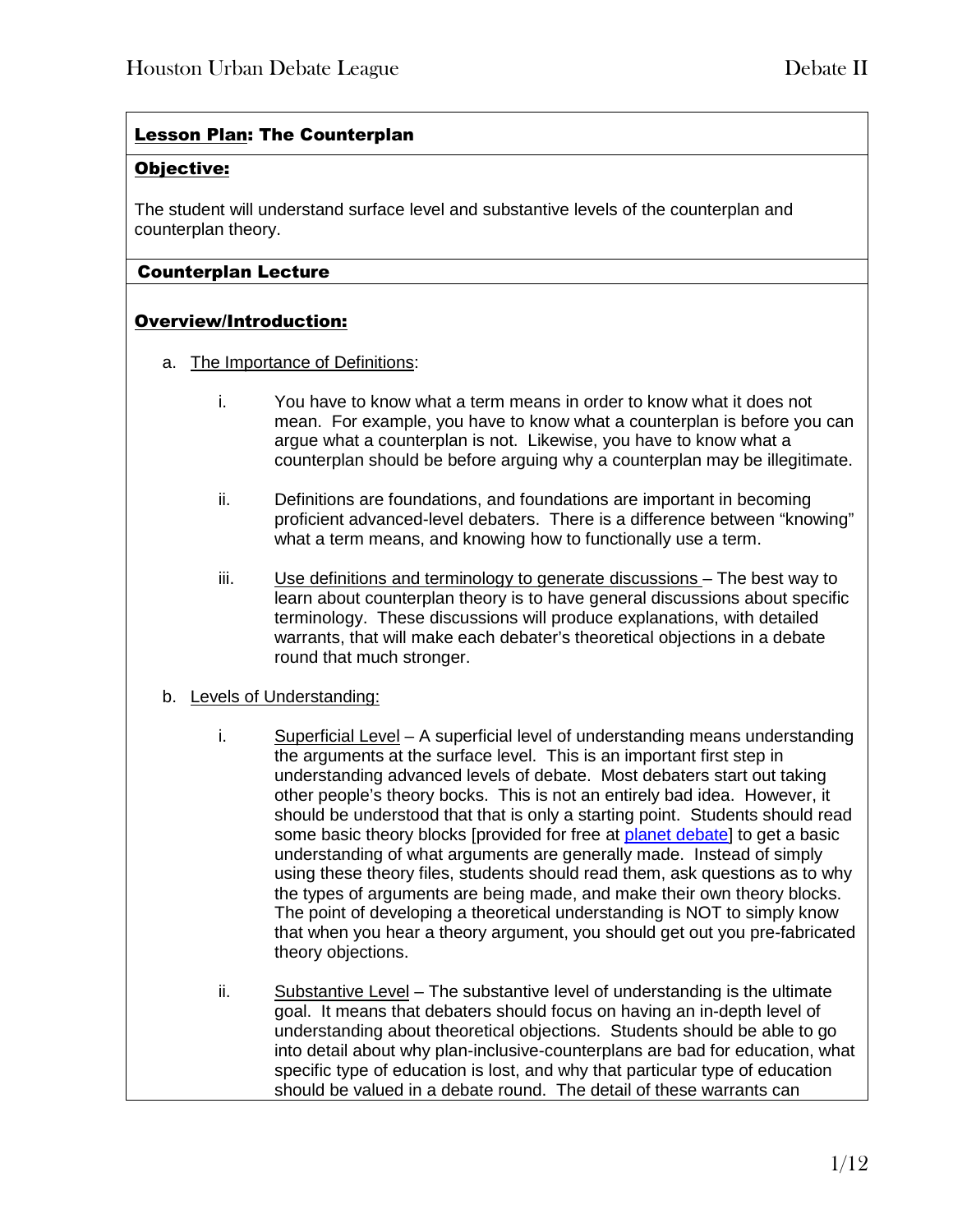## Lesson Plan: The Counterplan

### Objective:

The student will understand surface level and substantive levels of the counterplan and counterplan theory.

### Counterplan Lecture

### Overview/Introduction:

a. The Importance of Definitions:

   i. You have to know what a term means in order to know what it does not mean. For example, you have to know what a counterplan is before you can argue what a counterplan is not. Likewise, you have to know what a counterplan should be before arguing why a counterplan may be illegitimate.

   ii. Definitions are foundations, and foundations are important in becoming proficient advanced-level debaters. There is a difference between "knowing" what a term means, and knowing how to functionally use a term.

   iii. Use definitions and terminology to generate discussions – The best way to learn about counterplan theory is to have general discussions about specific terminology. These discussions will produce explanations, with detailed warrants, that will make each debater's theoretical objections in a debate round that much stronger.

b. Levels of Understanding:

   i. Superficial Level – A superficial level of understanding means understanding the arguments at the surface level. This is an important first step in understanding advanced levels of debate. Most debaters start out taking other people's theory bocks. This is not an entirely bad idea. However, it should be understood that that is only a starting point. Students should read some basic theory blocks [provided for free at planet debate] to get a basic understanding of what arguments are generally made. Instead of simply using these theory files, students should read them, ask questions as to why the types of arguments are being made, and make their own theory blocks. The point of developing a theoretical understanding is NOT to simply know that when you hear a theory argument, you should get out you pre-fabricated theory objections.

   ii. Substantive Level – The substantive level of understanding is the ultimate goal. It means that debaters should focus on having an in-depth level of understanding about theoretical objections. Students should be able to go into detail about why plan-inclusive-counterplans are bad for education, what specific type of education is lost, and why that particular type of education should be valued in a debate round. The detail of these warrants can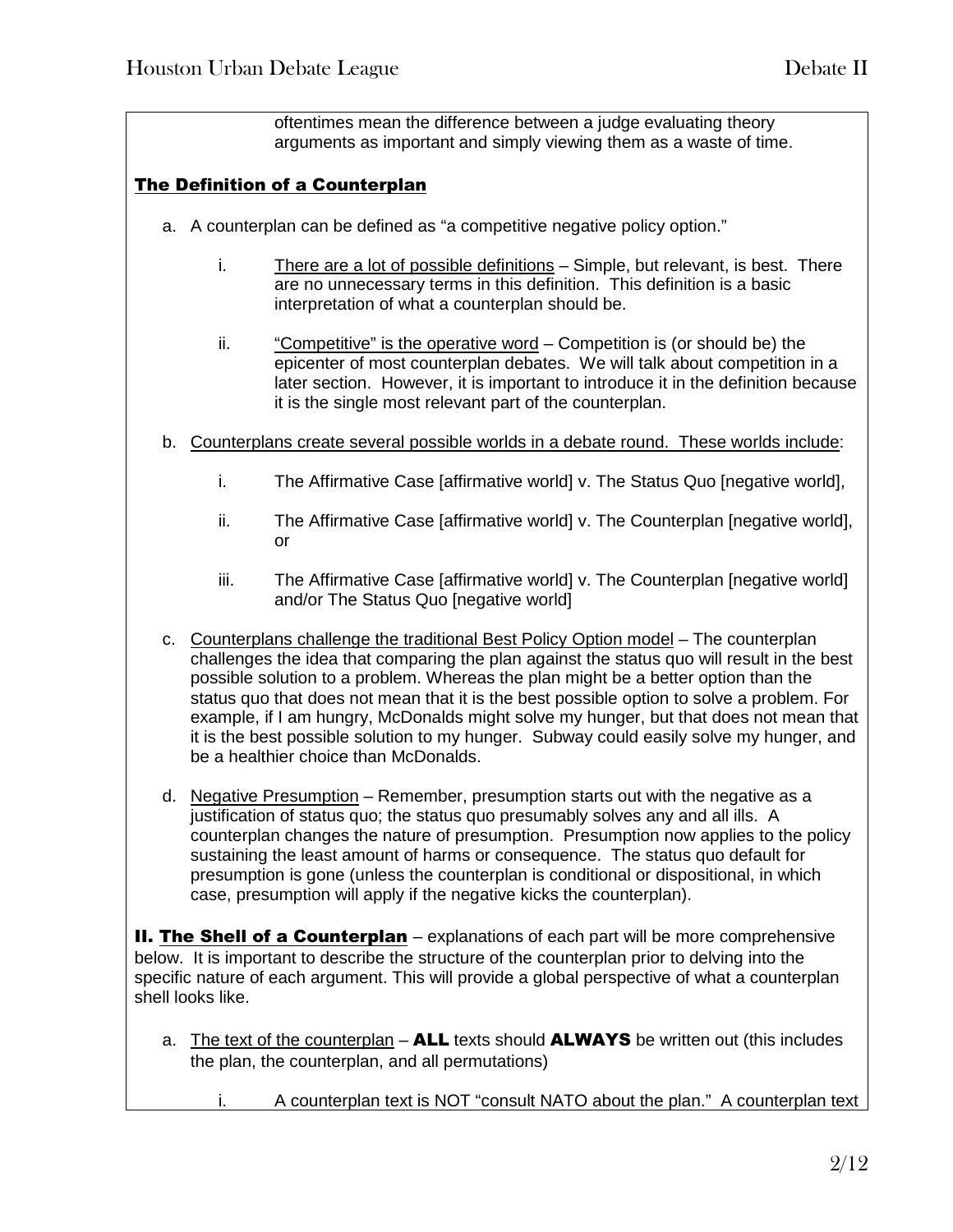oftentimes mean the difference between a judge evaluating theory arguments as important and simply viewing them as a waste of time.

## The Definition of a Counterplan

a. A counterplan can be defined as "a competitive negative policy option."

   i. There are a lot of possible definitions – Simple, but relevant, is best. There are no unnecessary terms in this definition. This definition is a basic interpretation of what a counterplan should be.

   ii. "Competitive" is the operative word – Competition is (or should be) the epicenter of most counterplan debates. We will talk about competition in a later section. However, it is important to introduce it in the definition because it is the single most relevant part of the counterplan.

b. Counterplans create several possible worlds in a debate round. These worlds include:

   i. The Affirmative Case [affirmative world] v. The Status Quo [negative world],

   ii. The Affirmative Case [affirmative world] v. The Counterplan [negative world], or

   iii. The Affirmative Case [affirmative world] v. The Counterplan [negative world] and/or The Status Quo [negative world]

c. Counterplans challenge the traditional Best Policy Option model – The counterplan challenges the idea that comparing the plan against the status quo will result in the best possible solution to a problem. Whereas the plan might be a better option than the status quo that does not mean that it is the best possible option to solve a problem. For example, if I am hungry, McDonalds might solve my hunger, but that does not mean that it is the best possible solution to my hunger. Subway could easily solve my hunger, and be a healthier choice than McDonalds.

d. Negative Presumption – Remember, presumption starts out with the negative as a justification of status quo; the status quo presumably solves any and all ills. A counterplan changes the nature of presumption. Presumption now applies to the policy sustaining the least amount of harms or consequence. The status quo default for presumption is gone (unless the counterplan is conditional or dispositional, in which case, presumption will apply if the negative kicks the counterplan).

## II. The Shell of a Counterplan

– explanations of each part will be more comprehensive below. It is important to describe the structure of the counterplan prior to delving into the specific nature of each argument. This will provide a global perspective of what a counterplan shell looks like.

a. The text of the counterplan – **ALL** texts should **ALWAYS** be written out (this includes the plan, the counterplan, and all permutations)

   i. A counterplan text is NOT "consult NATO about the plan." A counterplan text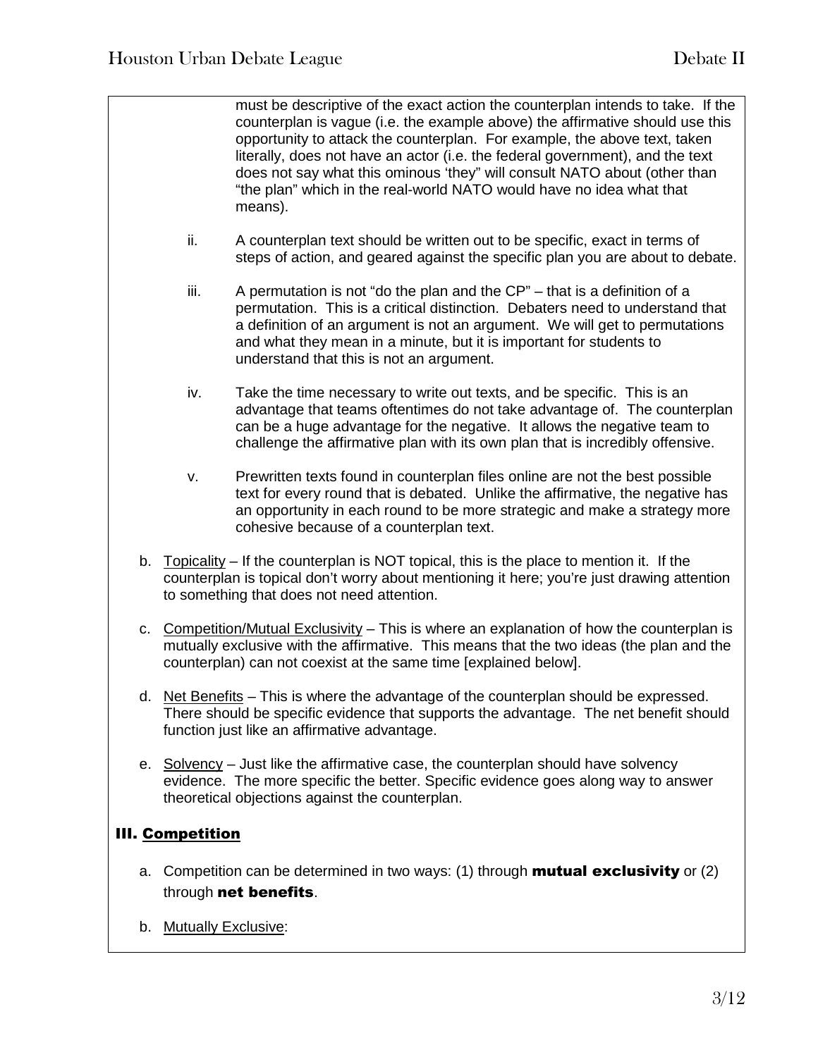must be descriptive of the exact action the counterplan intends to take. If the counterplan is vague (i.e. the example above) the affirmative should use this opportunity to attack the counterplan. For example, the above text, taken literally, does not have an actor (i.e. the federal government), and the text does not say what this ominous 'they" will consult NATO about (other than "the plan" which in the real-world NATO would have no idea what that means).

ii. A counterplan text should be written out to be specific, exact in terms of steps of action, and geared against the specific plan you are about to debate.

iii. A permutation is not "do the plan and the CP" – that is a definition of a permutation. This is a critical distinction. Debaters need to understand that a definition of an argument is not an argument. We will get to permutations and what they mean in a minute, but it is important for students to understand that this is not an argument.

iv. Take the time necessary to write out texts, and be specific. This is an advantage that teams oftentimes do not take advantage of. The counterplan can be a huge advantage for the negative. It allows the negative team to challenge the affirmative plan with its own plan that is incredibly offensive.

v. Prewritten texts found in counterplan files online are not the best possible text for every round that is debated. Unlike the affirmative, the negative has an opportunity in each round to be more strategic and make a strategy more cohesive because of a counterplan text.

b. <u>Topicality</u> – If the counterplan is NOT topical, this is the place to mention it. If the counterplan is topical don't worry about mentioning it here; you're just drawing attention to something that does not need attention.

c. <u>Competition/Mutual Exclusivity</u> – This is where an explanation of how the counterplan is mutually exclusive with the affirmative. This means that the two ideas (the plan and the counterplan) can not coexist at the same time [explained below].

d. <u>Net Benefits</u> – This is where the advantage of the counterplan should be expressed. There should be specific evidence that supports the advantage. The net benefit should function just like an affirmative advantage.

e. <u>Solvency</u> – Just like the affirmative case, the counterplan should have solvency evidence. The more specific the better. Specific evidence goes along way to answer theoretical objections against the counterplan.

## III. <u>Competition</u>

a. Competition can be determined in two ways: (1) through **mutual exclusivity** or (2) through **net benefits**.

b. <u>Mutually Exclusive</u>: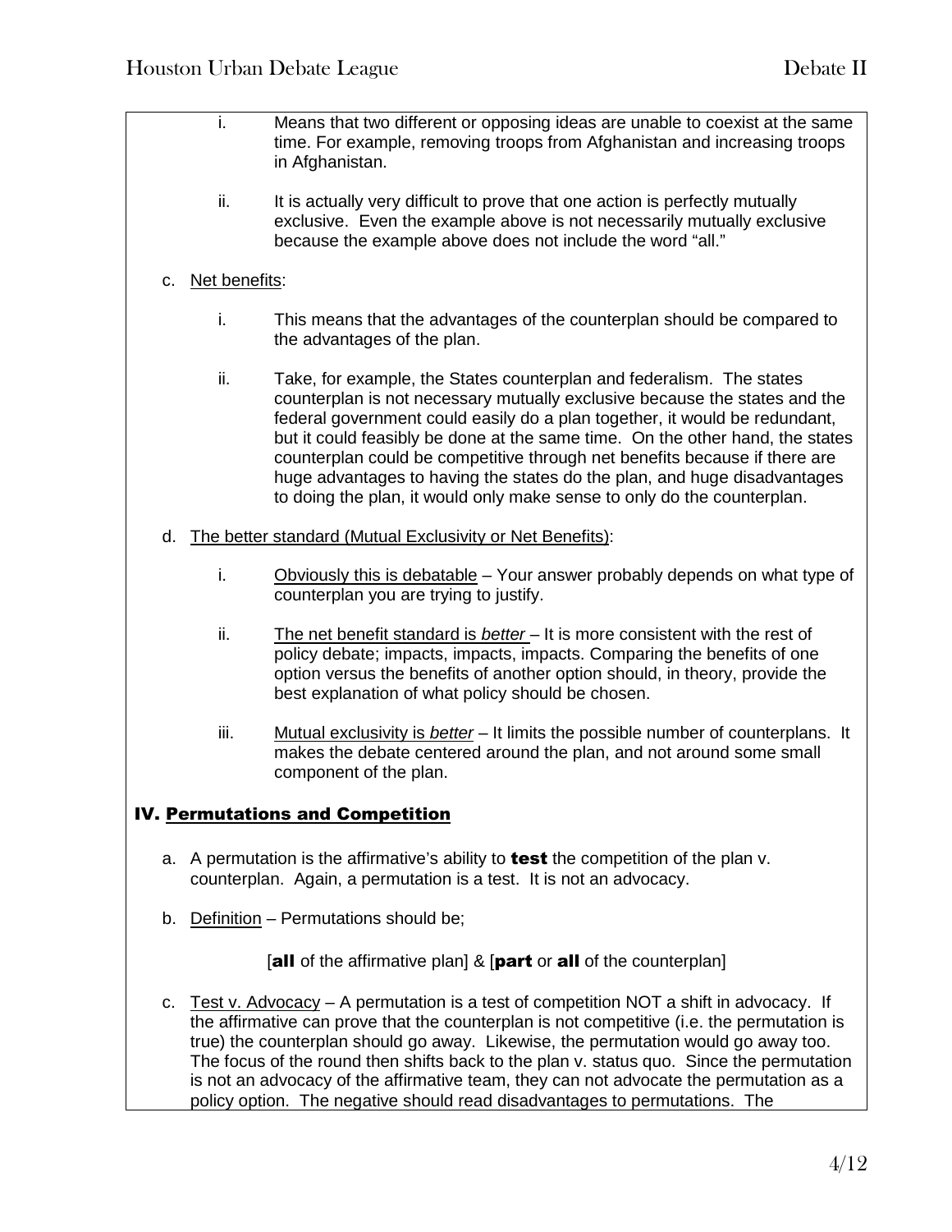i. Means that two different or opposing ideas are unable to coexist at the same time. For example, removing troops from Afghanistan and increasing troops in Afghanistan.

ii. It is actually very difficult to prove that one action is perfectly mutually exclusive. Even the example above is not necessarily mutually exclusive because the example above does not include the word "all."

c. Net benefits:

i. This means that the advantages of the counterplan should be compared to the advantages of the plan.

ii. Take, for example, the States counterplan and federalism. The states counterplan is not necessary mutually exclusive because the states and the federal government could easily do a plan together, it would be redundant, but it could feasibly be done at the same time. On the other hand, the states counterplan could be competitive through net benefits because if there are huge advantages to having the states do the plan, and huge disadvantages to doing the plan, it would only make sense to only do the counterplan.

d. The better standard (Mutual Exclusivity or Net Benefits):

i. Obviously this is debatable – Your answer probably depends on what type of counterplan you are trying to justify.

ii. The net benefit standard is *better* – It is more consistent with the rest of policy debate; impacts, impacts, impacts. Comparing the benefits of one option versus the benefits of another option should, in theory, provide the best explanation of what policy should be chosen.

iii. Mutual exclusivity is *better* – It limits the possible number of counterplans. It makes the debate centered around the plan, and not around some small component of the plan.

## IV. Permutations and Competition

a. A permutation is the affirmative's ability to **test** the competition of the plan v. counterplan. Again, a permutation is a test. It is not an advocacy.

b. Definition – Permutations should be;

[**all** of the affirmative plan] & [**part** or **all** of the counterplan]

c. Test v. Advocacy – A permutation is a test of competition NOT a shift in advocacy. If the affirmative can prove that the counterplan is not competitive (i.e. the permutation is true) the counterplan should go away. Likewise, the permutation would go away too. The focus of the round then shifts back to the plan v. status quo. Since the permutation is not an advocacy of the affirmative team, they can not advocate the permutation as a policy option. The negative should read disadvantages to permutations. The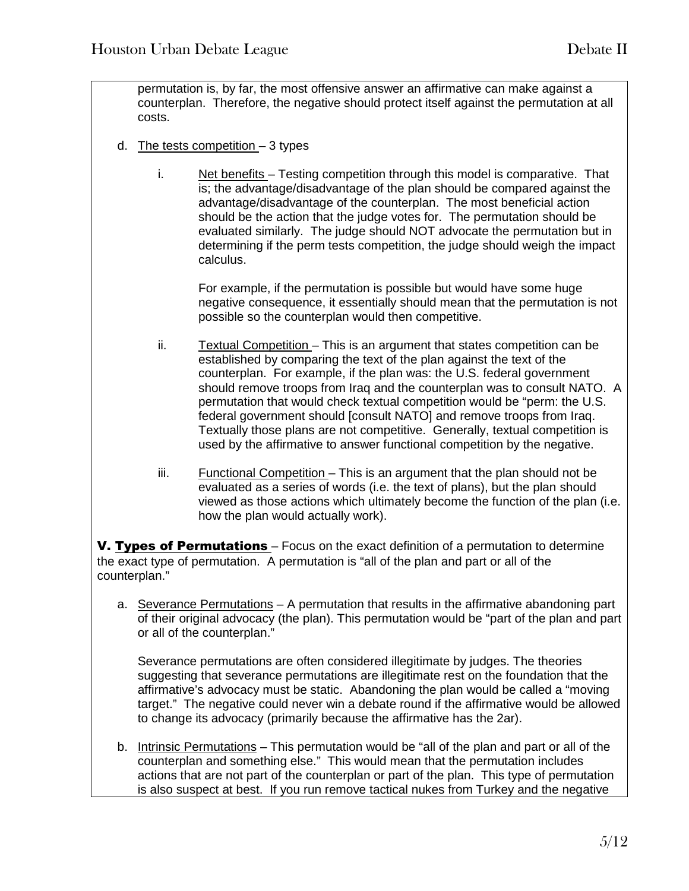permutation is, by far, the most offensive answer an affirmative can make against a counterplan. Therefore, the negative should protect itself against the permutation at all costs.

d. The tests competition – 3 types

   i. Net benefits – Testing competition through this model is comparative. That is; the advantage/disadvantage of the plan should be compared against the advantage/disadvantage of the counterplan. The most beneficial action should be the action that the judge votes for. The permutation should be evaluated similarly. The judge should NOT advocate the permutation but in determining if the perm tests competition, the judge should weigh the impact calculus.

      For example, if the permutation is possible but would have some huge negative consequence, it essentially should mean that the permutation is not possible so the counterplan would then competitive.

   ii. Textual Competition – This is an argument that states competition can be established by comparing the text of the plan against the text of the counterplan. For example, if the plan was: the U.S. federal government should remove troops from Iraq and the counterplan was to consult NATO. A permutation that would check textual competition would be "perm: the U.S. federal government should [consult NATO] and remove troops from Iraq. Textually those plans are not competitive. Generally, textual competition is used by the affirmative to answer functional competition by the negative.

   iii. Functional Competition – This is an argument that the plan should not be evaluated as a series of words (i.e. the text of plans), but the plan should viewed as those actions which ultimately become the function of the plan (i.e. how the plan would actually work).

**V. Types of Permutations** – Focus on the exact definition of a permutation to determine the exact type of permutation. A permutation is "all of the plan and part or all of the counterplan."

a. Severance Permutations – A permutation that results in the affirmative abandoning part of their original advocacy (the plan). This permutation would be "part of the plan and part or all of the counterplan."

   Severance permutations are often considered illegitimate by judges. The theories suggesting that severance permutations are illegitimate rest on the foundation that the affirmative's advocacy must be static. Abandoning the plan would be called a "moving target." The negative could never win a debate round if the affirmative would be allowed to change its advocacy (primarily because the affirmative has the 2ar).

b. Intrinsic Permutations – This permutation would be "all of the plan and part or all of the counterplan and something else." This would mean that the permutation includes actions that are not part of the counterplan or part of the plan. This type of permutation is also suspect at best. If you run remove tactical nukes from Turkey and the negative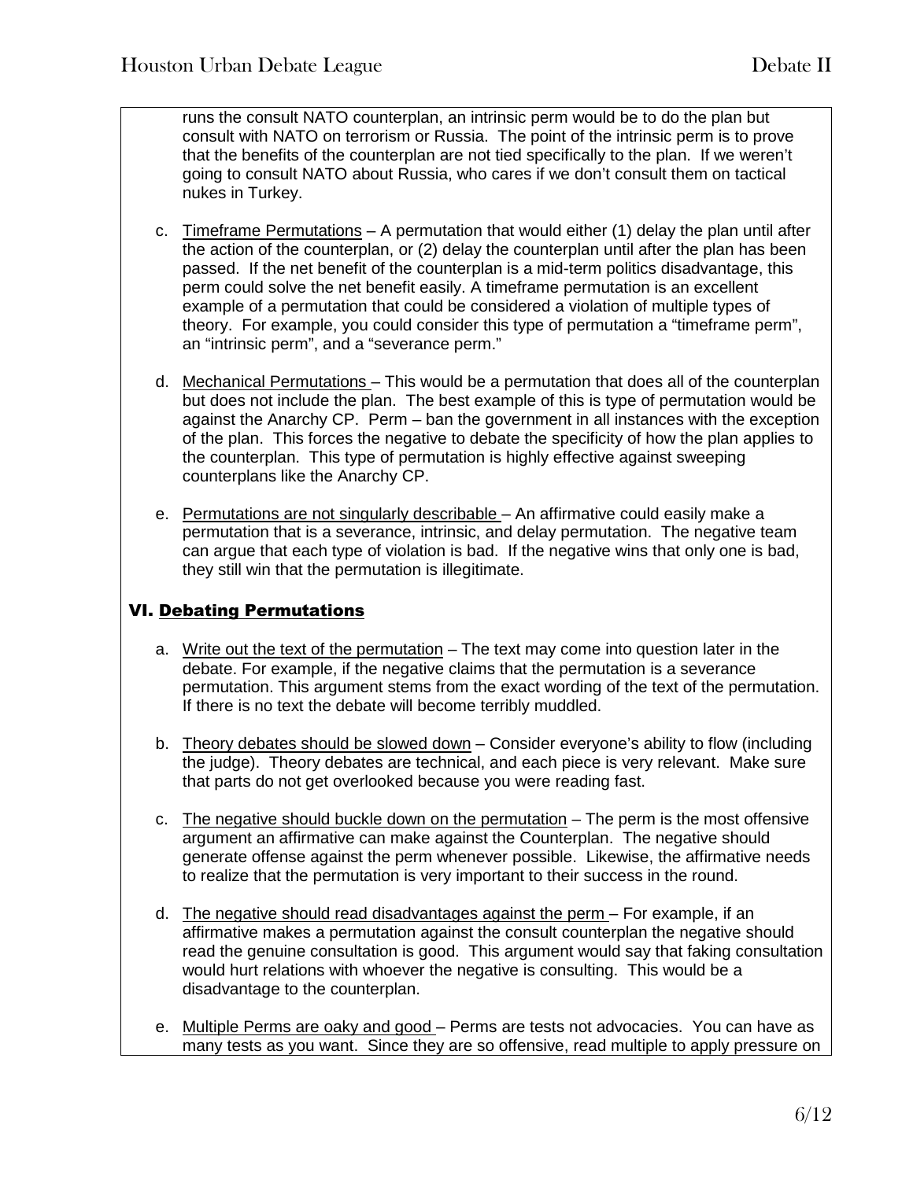runs the consult NATO counterplan, an intrinsic perm would be to do the plan but consult with NATO on terrorism or Russia. The point of the intrinsic perm is to prove that the benefits of the counterplan are not tied specifically to the plan. If we weren't going to consult NATO about Russia, who cares if we don't consult them on tactical nukes in Turkey.

c. Timeframe Permutations – A permutation that would either (1) delay the plan until after the action of the counterplan, or (2) delay the counterplan until after the plan has been passed. If the net benefit of the counterplan is a mid-term politics disadvantage, this perm could solve the net benefit easily. A timeframe permutation is an excellent example of a permutation that could be considered a violation of multiple types of theory. For example, you could consider this type of permutation a "timeframe perm", an "intrinsic perm", and a "severance perm."

d. Mechanical Permutations – This would be a permutation that does all of the counterplan but does not include the plan. The best example of this is type of permutation would be against the Anarchy CP. Perm – ban the government in all instances with the exception of the plan. This forces the negative to debate the specificity of how the plan applies to the counterplan. This type of permutation is highly effective against sweeping counterplans like the Anarchy CP.

e. Permutations are not singularly describable – An affirmative could easily make a permutation that is a severance, intrinsic, and delay permutation. The negative team can argue that each type of violation is bad. If the negative wins that only one is bad, they still win that the permutation is illegitimate.

## VI. Debating Permutations

a. Write out the text of the permutation – The text may come into question later in the debate. For example, if the negative claims that the permutation is a severance permutation. This argument stems from the exact wording of the text of the permutation. If there is no text the debate will become terribly muddled.

b. Theory debates should be slowed down – Consider everyone's ability to flow (including the judge). Theory debates are technical, and each piece is very relevant. Make sure that parts do not get overlooked because you were reading fast.

c. The negative should buckle down on the permutation – The perm is the most offensive argument an affirmative can make against the Counterplan. The negative should generate offense against the perm whenever possible. Likewise, the affirmative needs to realize that the permutation is very important to their success in the round.

d. The negative should read disadvantages against the perm – For example, if an affirmative makes a permutation against the consult counterplan the negative should read the genuine consultation is good. This argument would say that faking consultation would hurt relations with whoever the negative is consulting. This would be a disadvantage to the counterplan.

e. Multiple Perms are oaky and good – Perms are tests not advocacies. You can have as many tests as you want. Since they are so offensive, read multiple to apply pressure on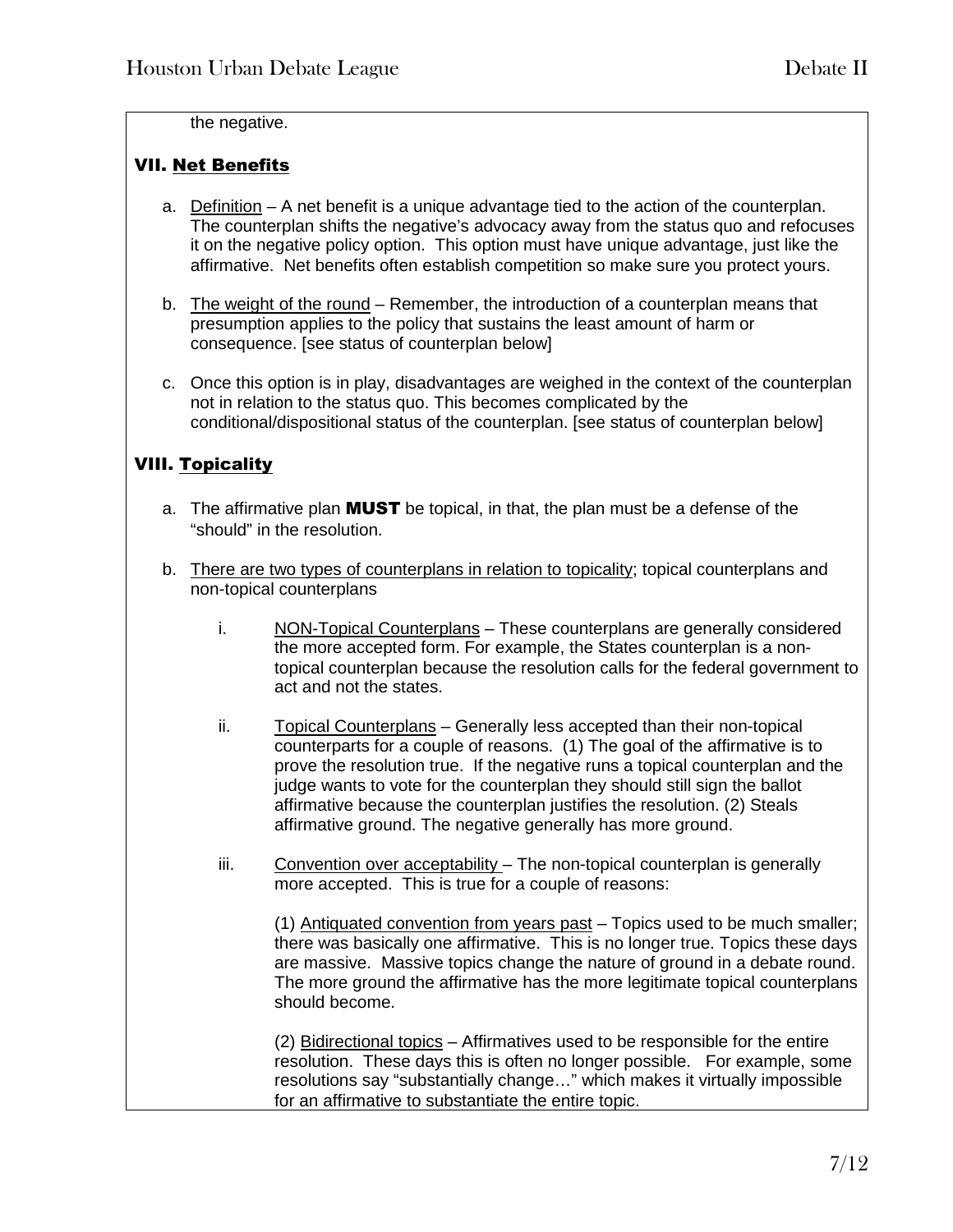the negative.

### VII. Net Benefits

a. Definition – A net benefit is a unique advantage tied to the action of the counterplan. The counterplan shifts the negative's advocacy away from the status quo and refocuses it on the negative policy option. This option must have unique advantage, just like the affirmative. Net benefits often establish competition so make sure you protect yours.

b. The weight of the round – Remember, the introduction of a counterplan means that presumption applies to the policy that sustains the least amount of harm or consequence. [see status of counterplan below]

c. Once this option is in play, disadvantages are weighed in the context of the counterplan not in relation to the status quo. This becomes complicated by the conditional/dispositional status of the counterplan. [see status of counterplan below]

### VIII. Topicality

a. The affirmative plan **MUST** be topical, in that, the plan must be a defense of the "should" in the resolution.

b. There are two types of counterplans in relation to topicality; topical counterplans and non-topical counterplans

   i. NON-Topical Counterplans – These counterplans are generally considered the more accepted form. For example, the States counterplan is a non-topical counterplan because the resolution calls for the federal government to act and not the states.

   ii. Topical Counterplans – Generally less accepted than their non-topical counterparts for a couple of reasons. (1) The goal of the affirmative is to prove the resolution true. If the negative runs a topical counterplan and the judge wants to vote for the counterplan they should still sign the ballot affirmative because the counterplan justifies the resolution. (2) Steals affirmative ground. The negative generally has more ground.

   iii. Convention over acceptability – The non-topical counterplan is generally more accepted. This is true for a couple of reasons:

   (1) Antiquated convention from years past – Topics used to be much smaller; there was basically one affirmative. This is no longer true. Topics these days are massive. Massive topics change the nature of ground in a debate round. The more ground the affirmative has the more legitimate topical counterplans should become.

   (2) Bidirectional topics – Affirmatives used to be responsible for the entire resolution. These days this is often no longer possible. For example, some resolutions say "substantially change…" which makes it virtually impossible for an affirmative to substantiate the entire topic.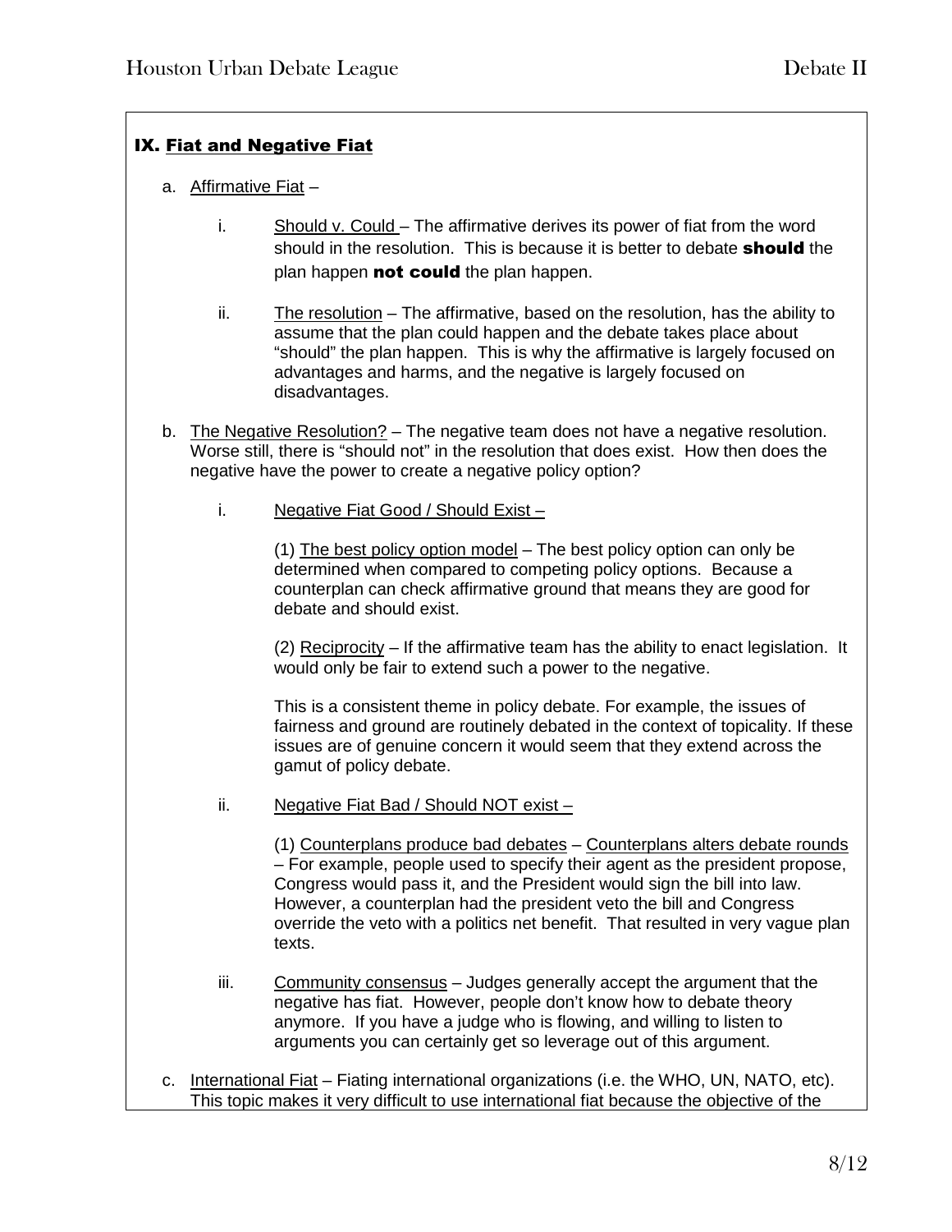## IX. Fiat and Negative Fiat

a. Affirmative Fiat –

  i. Should v. Could – The affirmative derives its power of fiat from the word should in the resolution. This is because it is better to debate **should** the plan happen **not could** the plan happen.

  ii. The resolution – The affirmative, based on the resolution, has the ability to assume that the plan could happen and the debate takes place about "should" the plan happen. This is why the affirmative is largely focused on advantages and harms, and the negative is largely focused on disadvantages.

b. The Negative Resolution? – The negative team does not have a negative resolution. Worse still, there is "should not" in the resolution that does exist. How then does the negative have the power to create a negative policy option?

  i. Negative Fiat Good / Should Exist –

  (1) The best policy option model – The best policy option can only be determined when compared to competing policy options. Because a counterplan can check affirmative ground that means they are good for debate and should exist.

  (2) Reciprocity – If the affirmative team has the ability to enact legislation. It would only be fair to extend such a power to the negative.

  This is a consistent theme in policy debate. For example, the issues of fairness and ground are routinely debated in the context of topicality. If these issues are of genuine concern it would seem that they extend across the gamut of policy debate.

  ii. Negative Fiat Bad / Should NOT exist –

  (1) Counterplans produce bad debates – Counterplans alters debate rounds – For example, people used to specify their agent as the president propose, Congress would pass it, and the President would sign the bill into law. However, a counterplan had the president veto the bill and Congress override the veto with a politics net benefit. That resulted in very vague plan texts.

  iii. Community consensus – Judges generally accept the argument that the negative has fiat. However, people don't know how to debate theory anymore. If you have a judge who is flowing, and willing to listen to arguments you can certainly get so leverage out of this argument.

c. International Fiat – Fiating international organizations (i.e. the WHO, UN, NATO, etc). This topic makes it very difficult to use international fiat because the objective of the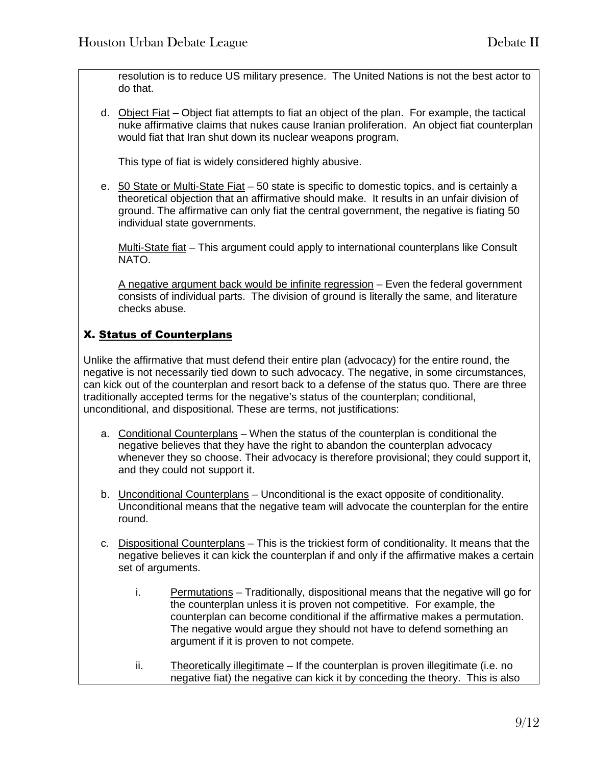resolution is to reduce US military presence. The United Nations is not the best actor to do that.

d. Object Fiat – Object fiat attempts to fiat an object of the plan. For example, the tactical nuke affirmative claims that nukes cause Iranian proliferation. An object fiat counterplan would fiat that Iran shut down its nuclear weapons program.

   This type of fiat is widely considered highly abusive.

e. 50 State or Multi-State Fiat – 50 state is specific to domestic topics, and is certainly a theoretical objection that an affirmative should make. It results in an unfair division of ground. The affirmative can only fiat the central government, the negative is fiating 50 individual state governments.

   Multi-State fiat – This argument could apply to international counterplans like Consult NATO.

   A negative argument back would be infinite regression – Even the federal government consists of individual parts. The division of ground is literally the same, and literature checks abuse.

## X. Status of Counterplans

Unlike the affirmative that must defend their entire plan (advocacy) for the entire round, the negative is not necessarily tied down to such advocacy. The negative, in some circumstances, can kick out of the counterplan and resort back to a defense of the status quo. There are three traditionally accepted terms for the negative's status of the counterplan; conditional, unconditional, and dispositional. These are terms, not justifications:

a. Conditional Counterplans – When the status of the counterplan is conditional the negative believes that they have the right to abandon the counterplan advocacy whenever they so choose. Their advocacy is therefore provisional; they could support it, and they could not support it.

b. Unconditional Counterplans – Unconditional is the exact opposite of conditionality. Unconditional means that the negative team will advocate the counterplan for the entire round.

c. Dispositional Counterplans – This is the trickiest form of conditionality. It means that the negative believes it can kick the counterplan if and only if the affirmative makes a certain set of arguments.

   i. Permutations – Traditionally, dispositional means that the negative will go for the counterplan unless it is proven not competitive. For example, the counterplan can become conditional if the affirmative makes a permutation. The negative would argue they should not have to defend something an argument if it is proven to not compete.

   ii. Theoretically illegitimate – If the counterplan is proven illegitimate (i.e. no negative fiat) the negative can kick it by conceding the theory. This is also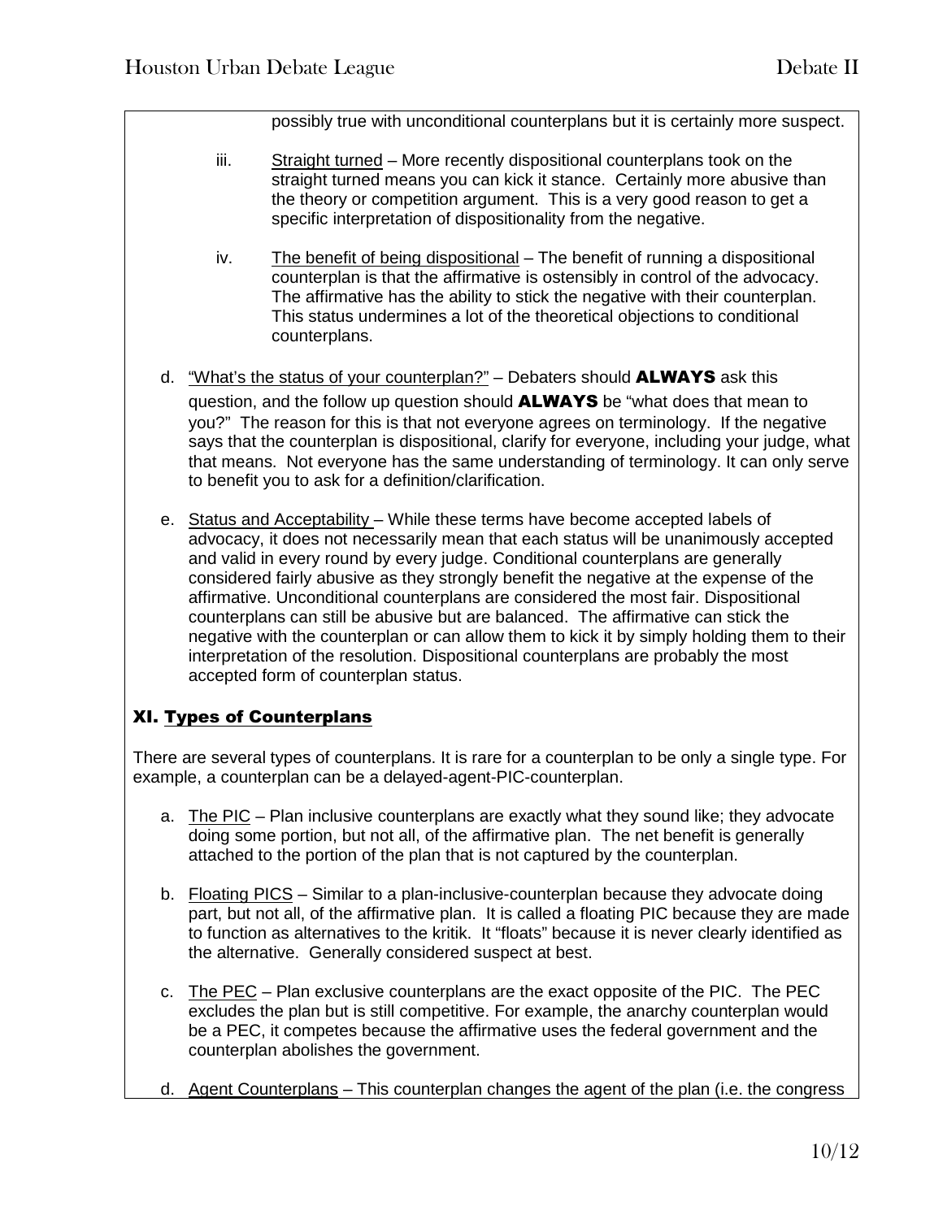possibly true with unconditional counterplans but it is certainly more suspect.

iii. Straight turned – More recently dispositional counterplans took on the straight turned means you can kick it stance. Certainly more abusive than the theory or competition argument. This is a very good reason to get a specific interpretation of dispositionality from the negative.

iv. The benefit of being dispositional – The benefit of running a dispositional counterplan is that the affirmative is ostensibly in control of the advocacy. The affirmative has the ability to stick the negative with their counterplan. This status undermines a lot of the theoretical objections to conditional counterplans.

d. "What's the status of your counterplan?" – Debaters should **ALWAYS** ask this question, and the follow up question should **ALWAYS** be "what does that mean to you?" The reason for this is that not everyone agrees on terminology. If the negative says that the counterplan is dispositional, clarify for everyone, including your judge, what that means. Not everyone has the same understanding of terminology. It can only serve to benefit you to ask for a definition/clarification.

e. Status and Acceptability – While these terms have become accepted labels of advocacy, it does not necessarily mean that each status will be unanimously accepted and valid in every round by every judge. Conditional counterplans are generally considered fairly abusive as they strongly benefit the negative at the expense of the affirmative. Unconditional counterplans are considered the most fair. Dispositional counterplans can still be abusive but are balanced. The affirmative can stick the negative with the counterplan or can allow them to kick it by simply holding them to their interpretation of the resolution. Dispositional counterplans are probably the most accepted form of counterplan status.

## XI. Types of Counterplans

There are several types of counterplans. It is rare for a counterplan to be only a single type. For example, a counterplan can be a delayed-agent-PIC-counterplan.

a. The PIC – Plan inclusive counterplans are exactly what they sound like; they advocate doing some portion, but not all, of the affirmative plan. The net benefit is generally attached to the portion of the plan that is not captured by the counterplan.

b. Floating PICS – Similar to a plan-inclusive-counterplan because they advocate doing part, but not all, of the affirmative plan. It is called a floating PIC because they are made to function as alternatives to the kritik. It "floats" because it is never clearly identified as the alternative. Generally considered suspect at best.

c. The PEC – Plan exclusive counterplans are the exact opposite of the PIC. The PEC excludes the plan but is still competitive. For example, the anarchy counterplan would be a PEC, it competes because the affirmative uses the federal government and the counterplan abolishes the government.

d. Agent Counterplans – This counterplan changes the agent of the plan (i.e. the congress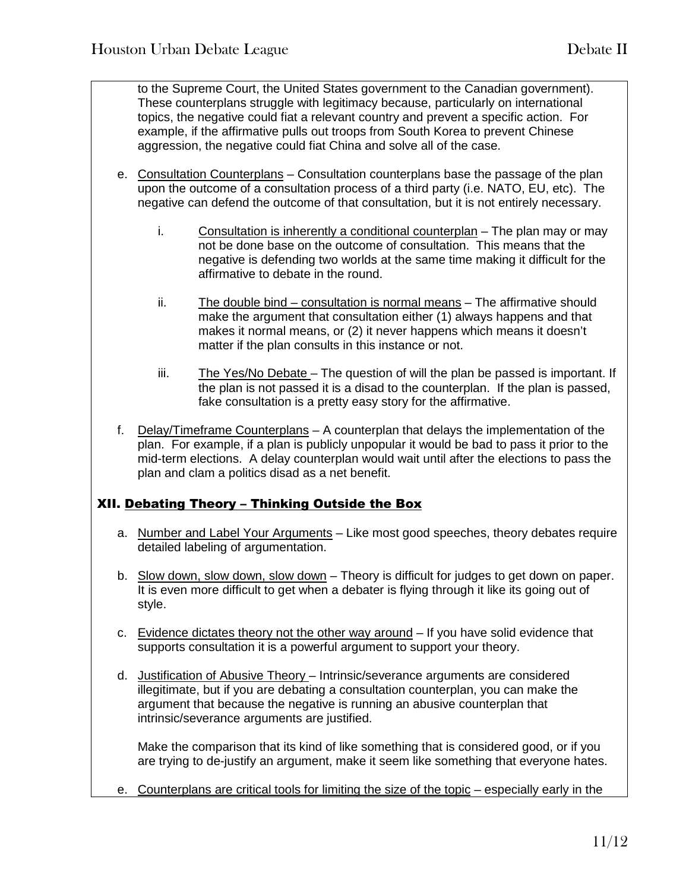to the Supreme Court, the United States government to the Canadian government). These counterplans struggle with legitimacy because, particularly on international topics, the negative could fiat a relevant country and prevent a specific action. For example, if the affirmative pulls out troops from South Korea to prevent Chinese aggression, the negative could fiat China and solve all of the case.

e. Consultation Counterplans – Consultation counterplans base the passage of the plan upon the outcome of a consultation process of a third party (i.e. NATO, EU, etc). The negative can defend the outcome of that consultation, but it is not entirely necessary.

   i. Consultation is inherently a conditional counterplan – The plan may or may not be done base on the outcome of consultation. This means that the negative is defending two worlds at the same time making it difficult for the affirmative to debate in the round.

   ii. The double bind – consultation is normal means – The affirmative should make the argument that consultation either (1) always happens and that makes it normal means, or (2) it never happens which means it doesn't matter if the plan consults in this instance or not.

   iii. The Yes/No Debate – The question of will the plan be passed is important. If the plan is not passed it is a disad to the counterplan. If the plan is passed, fake consultation is a pretty easy story for the affirmative.

f. Delay/Timeframe Counterplans – A counterplan that delays the implementation of the plan. For example, if a plan is publicly unpopular it would be bad to pass it prior to the mid-term elections. A delay counterplan would wait until after the elections to pass the plan and clam a politics disad as a net benefit.

## XII. Debating Theory – Thinking Outside the Box

a. Number and Label Your Arguments – Like most good speeches, theory debates require detailed labeling of argumentation.

b. Slow down, slow down, slow down – Theory is difficult for judges to get down on paper. It is even more difficult to get when a debater is flying through it like its going out of style.

c. Evidence dictates theory not the other way around – If you have solid evidence that supports consultation it is a powerful argument to support your theory.

d. Justification of Abusive Theory – Intrinsic/severance arguments are considered illegitimate, but if you are debating a consultation counterplan, you can make the argument that because the negative is running an abusive counterplan that intrinsic/severance arguments are justified.

   Make the comparison that its kind of like something that is considered good, or if you are trying to de-justify an argument, make it seem like something that everyone hates.

e. Counterplans are critical tools for limiting the size of the topic – especially early in the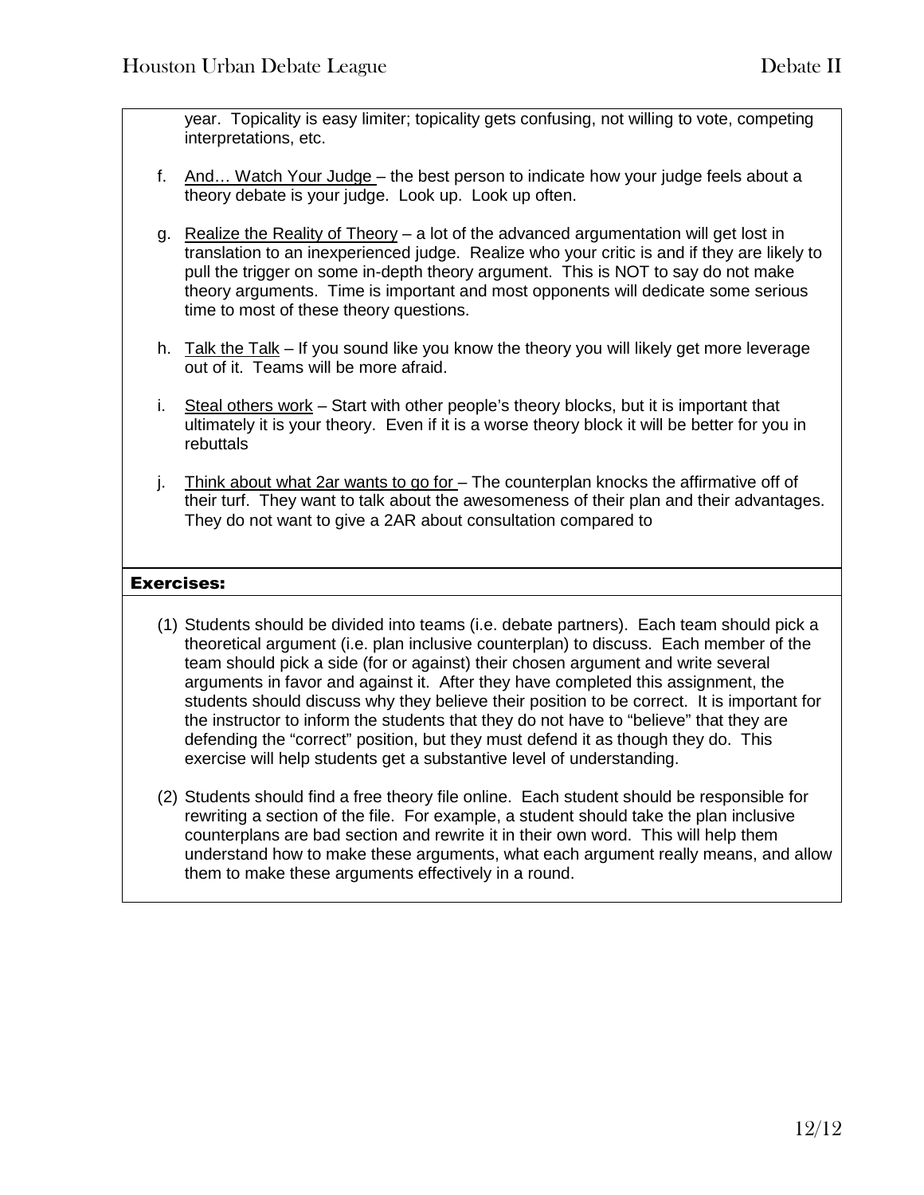year. Topicality is easy limiter; topicality gets confusing, not willing to vote, competing interpretations, etc.

f. <u>And… Watch Your Judge</u> – the best person to indicate how your judge feels about a theory debate is your judge. Look up. Look up often.

g. <u>Realize the Reality of Theory</u> – a lot of the advanced argumentation will get lost in translation to an inexperienced judge. Realize who your critic is and if they are likely to pull the trigger on some in-depth theory argument. This is NOT to say do not make theory arguments. Time is important and most opponents will dedicate some serious time to most of these theory questions.

h. <u>Talk the Talk</u> – If you sound like you know the theory you will likely get more leverage out of it. Teams will be more afraid.

i. <u>Steal others work</u> – Start with other people's theory blocks, but it is important that ultimately it is your theory. Even if it is a worse theory block it will be better for you in rebuttals

j. <u>Think about what 2ar wants to go for</u> – The counterplan knocks the affirmative off of their turf. They want to talk about the awesomeness of their plan and their advantages. They do not want to give a 2AR about consultation compared to

**Exercises:**

(1) Students should be divided into teams (i.e. debate partners). Each team should pick a theoretical argument (i.e. plan inclusive counterplan) to discuss. Each member of the team should pick a side (for or against) their chosen argument and write several arguments in favor and against it. After they have completed this assignment, the students should discuss why they believe their position to be correct. It is important for the instructor to inform the students that they do not have to "believe" that they are defending the "correct" position, but they must defend it as though they do. This exercise will help students get a substantive level of understanding.

(2) Students should find a free theory file online. Each student should be responsible for rewriting a section of the file. For example, a student should take the plan inclusive counterplans are bad section and rewrite it in their own word. This will help them understand how to make these arguments, what each argument really means, and allow them to make these arguments effectively in a round.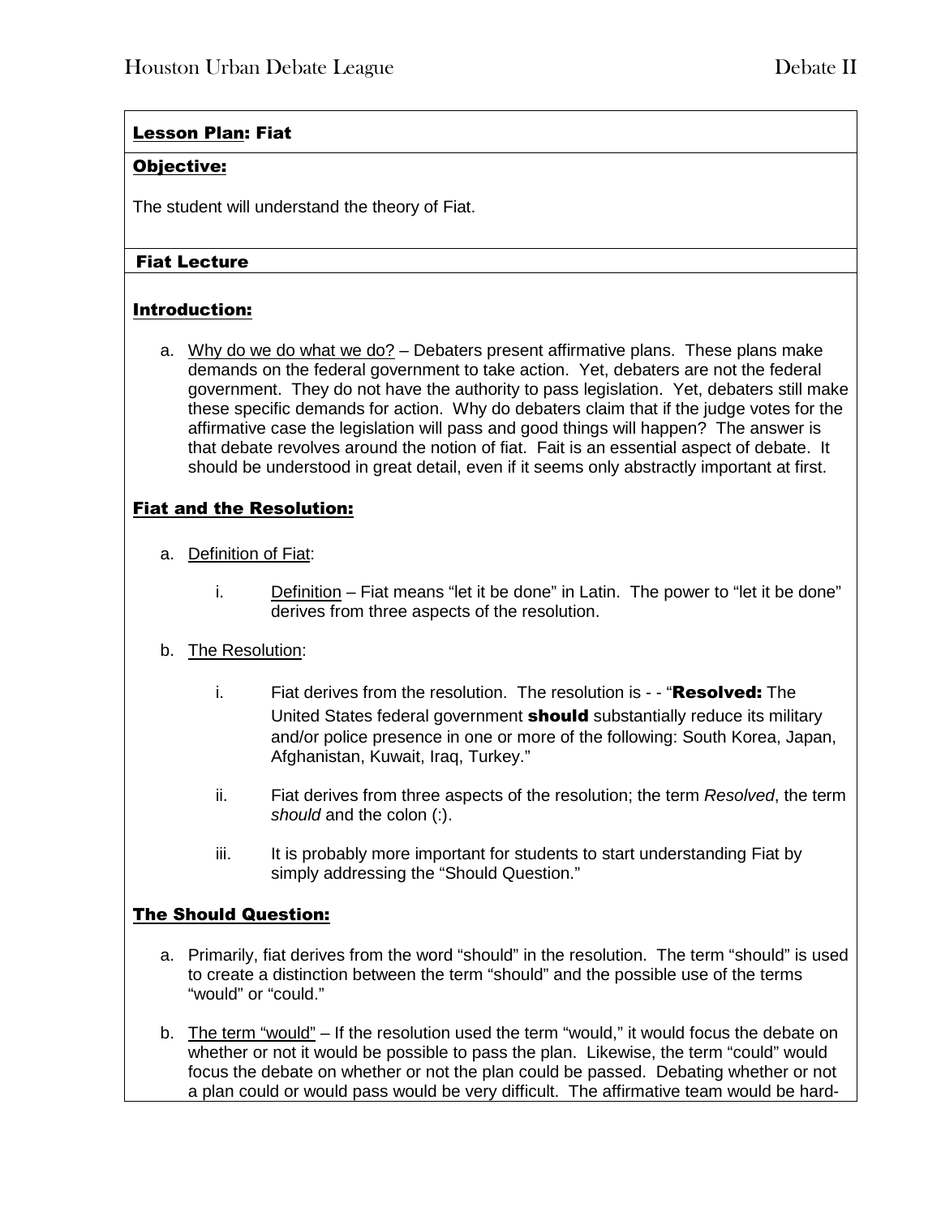## Lesson Plan: Fiat

### Objective:

The student will understand the theory of Fiat.

### Fiat Lecture

### Introduction:

a. Why do we do what we do? – Debaters present affirmative plans. These plans make demands on the federal government to take action. Yet, debaters are not the federal government. They do not have the authority to pass legislation. Yet, debaters still make these specific demands for action. Why do debaters claim that if the judge votes for the affirmative case the legislation will pass and good things will happen? The answer is that debate revolves around the notion of fiat. Fait is an essential aspect of debate. It should be understood in great detail, even if it seems only abstractly important at first.

### Fiat and the Resolution:

a. Definition of Fiat:

   i. Definition – Fiat means "let it be done" in Latin. The power to "let it be done" derives from three aspects of the resolution.

b. The Resolution:

   i. Fiat derives from the resolution. The resolution is - - "**Resolved:** The United States federal government **should** substantially reduce its military and/or police presence in one or more of the following: South Korea, Japan, Afghanistan, Kuwait, Iraq, Turkey."

   ii. Fiat derives from three aspects of the resolution; the term *Resolved*, the term *should* and the colon (:).

   iii. It is probably more important for students to start understanding Fiat by simply addressing the "Should Question."

### The Should Question:

a. Primarily, fiat derives from the word "should" in the resolution. The term "should" is used to create a distinction between the term "should" and the possible use of the terms "would" or "could."

b. The term "would" – If the resolution used the term "would," it would focus the debate on whether or not it would be possible to pass the plan. Likewise, the term "could" would focus the debate on whether or not the plan could be passed. Debating whether or not a plan could or would pass would be very difficult. The affirmative team would be hard-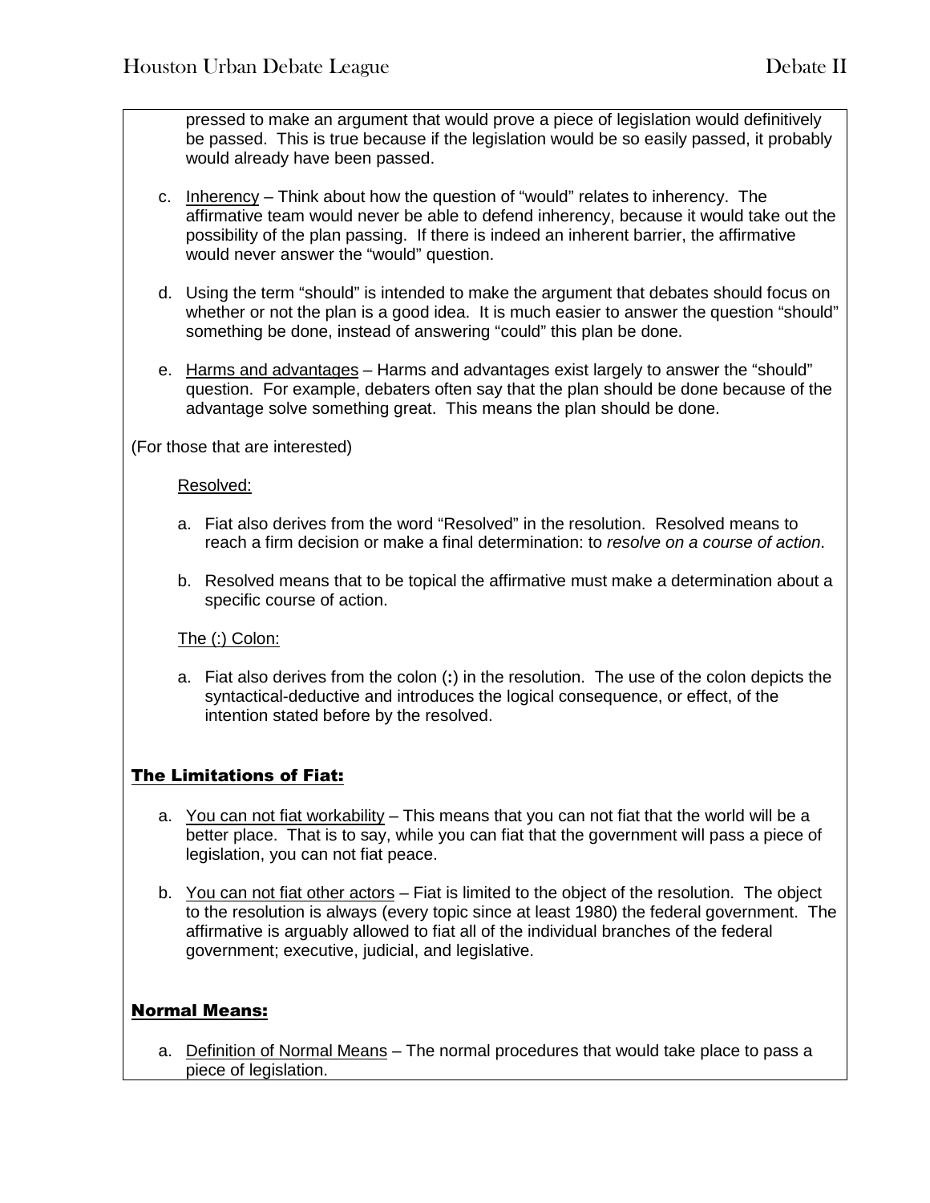pressed to make an argument that would prove a piece of legislation would definitively be passed. This is true because if the legislation would be so easily passed, it probably would already have been passed.

c. Inherency – Think about how the question of "would" relates to inherency. The affirmative team would never be able to defend inherency, because it would take out the possibility of the plan passing. If there is indeed an inherent barrier, the affirmative would never answer the "would" question.

d. Using the term "should" is intended to make the argument that debates should focus on whether or not the plan is a good idea. It is much easier to answer the question "should" something be done, instead of answering "could" this plan be done.

e. Harms and advantages – Harms and advantages exist largely to answer the "should" question. For example, debaters often say that the plan should be done because of the advantage solve something great. This means the plan should be done.

(For those that are interested)

Resolved:

a. Fiat also derives from the word "Resolved" in the resolution. Resolved means to reach a firm decision or make a final determination: to *resolve on a course of action*.

b. Resolved means that to be topical the affirmative must make a determination about a specific course of action.

The (:) Colon:

a. Fiat also derives from the colon (**:**) in the resolution. The use of the colon depicts the syntactical-deductive and introduces the logical consequence, or effect, of the intention stated before by the resolved.

## The Limitations of Fiat:

a. You can not fiat workability – This means that you can not fiat that the world will be a better place. That is to say, while you can fiat that the government will pass a piece of legislation, you can not fiat peace.

b. You can not fiat other actors – Fiat is limited to the object of the resolution. The object to the resolution is always (every topic since at least 1980) the federal government. The affirmative is arguably allowed to fiat all of the individual branches of the federal government; executive, judicial, and legislative.

## Normal Means:

a. Definition of Normal Means – The normal procedures that would take place to pass a piece of legislation.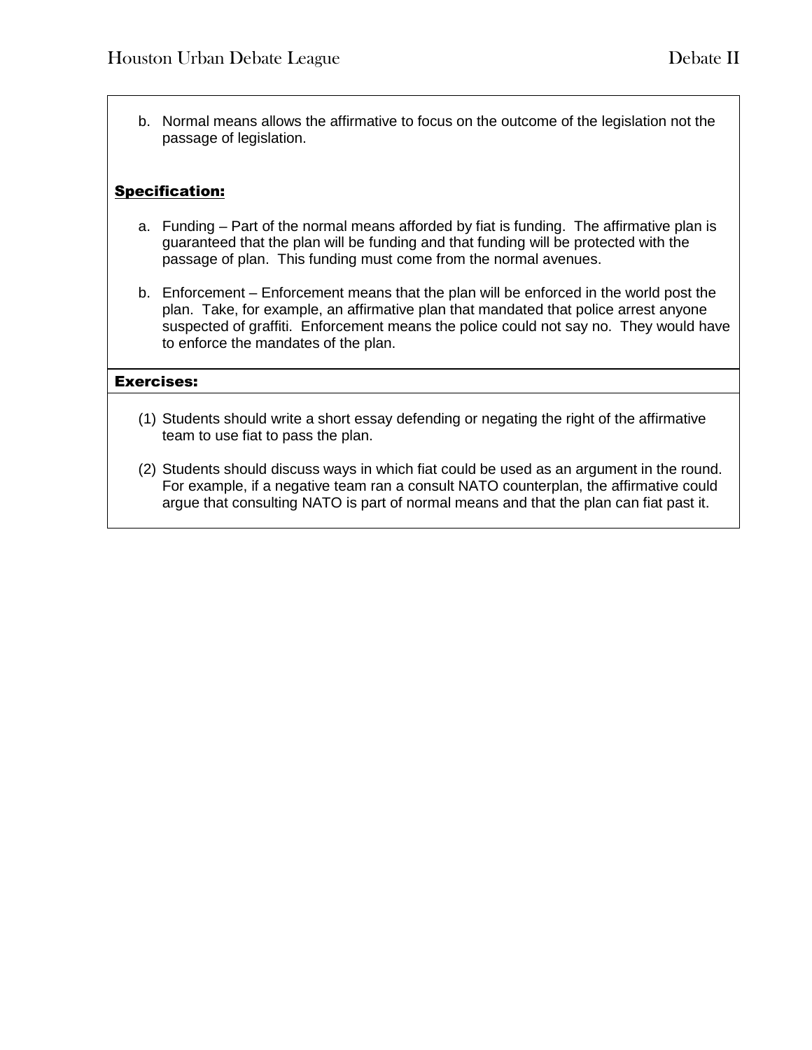b. Normal means allows the affirmative to focus on the outcome of the legislation not the passage of legislation.

## Specification:

a. Funding – Part of the normal means afforded by fiat is funding. The affirmative plan is guaranteed that the plan will be funding and that funding will be protected with the passage of plan. This funding must come from the normal avenues.

b. Enforcement – Enforcement means that the plan will be enforced in the world post the plan. Take, for example, an affirmative plan that mandated that police arrest anyone suspected of graffiti. Enforcement means the police could not say no. They would have to enforce the mandates of the plan.

## Exercises:

(1) Students should write a short essay defending or negating the right of the affirmative team to use fiat to pass the plan.

(2) Students should discuss ways in which fiat could be used as an argument in the round. For example, if a negative team ran a consult NATO counterplan, the affirmative could argue that consulting NATO is part of normal means and that the plan can fiat past it.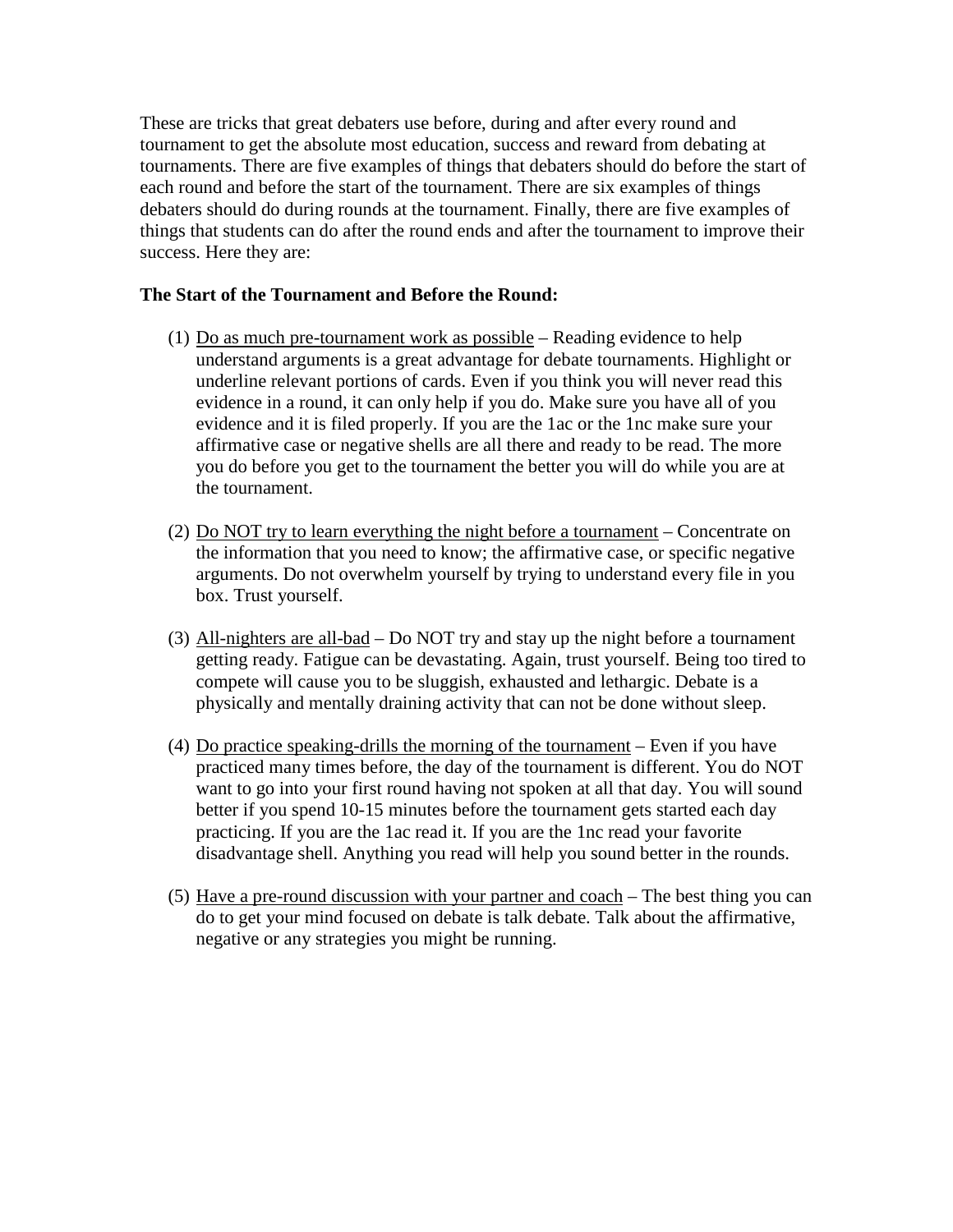These are tricks that great debaters use before, during and after every round and tournament to get the absolute most education, success and reward from debating at tournaments. There are five examples of things that debaters should do before the start of each round and before the start of the tournament. There are six examples of things debaters should do during rounds at the tournament. Finally, there are five examples of things that students can do after the round ends and after the tournament to improve their success. Here they are:

**The Start of the Tournament and Before the Round:**

(1) <u>Do as much pre-tournament work as possible</u> – Reading evidence to help understand arguments is a great advantage for debate tournaments. Highlight or underline relevant portions of cards. Even if you think you will never read this evidence in a round, it can only help if you do. Make sure you have all of you evidence and it is filed properly. If you are the 1ac or the 1nc make sure your affirmative case or negative shells are all there and ready to be read. The more you do before you get to the tournament the better you will do while you are at the tournament.

(2) <u>Do NOT try to learn everything the night before a tournament</u> – Concentrate on the information that you need to know; the affirmative case, or specific negative arguments. Do not overwhelm yourself by trying to understand every file in you box. Trust yourself.

(3) <u>All-nighters are all-bad</u> – Do NOT try and stay up the night before a tournament getting ready. Fatigue can be devastating. Again, trust yourself. Being too tired to compete will cause you to be sluggish, exhausted and lethargic. Debate is a physically and mentally draining activity that can not be done without sleep.

(4) <u>Do practice speaking-drills the morning of the tournament</u> – Even if you have practiced many times before, the day of the tournament is different. You do NOT want to go into your first round having not spoken at all that day. You will sound better if you spend 10-15 minutes before the tournament gets started each day practicing. If you are the 1ac read it. If you are the 1nc read your favorite disadvantage shell. Anything you read will help you sound better in the rounds.

(5) <u>Have a pre-round discussion with your partner and coach</u> – The best thing you can do to get your mind focused on debate is talk debate. Talk about the affirmative, negative or any strategies you might be running.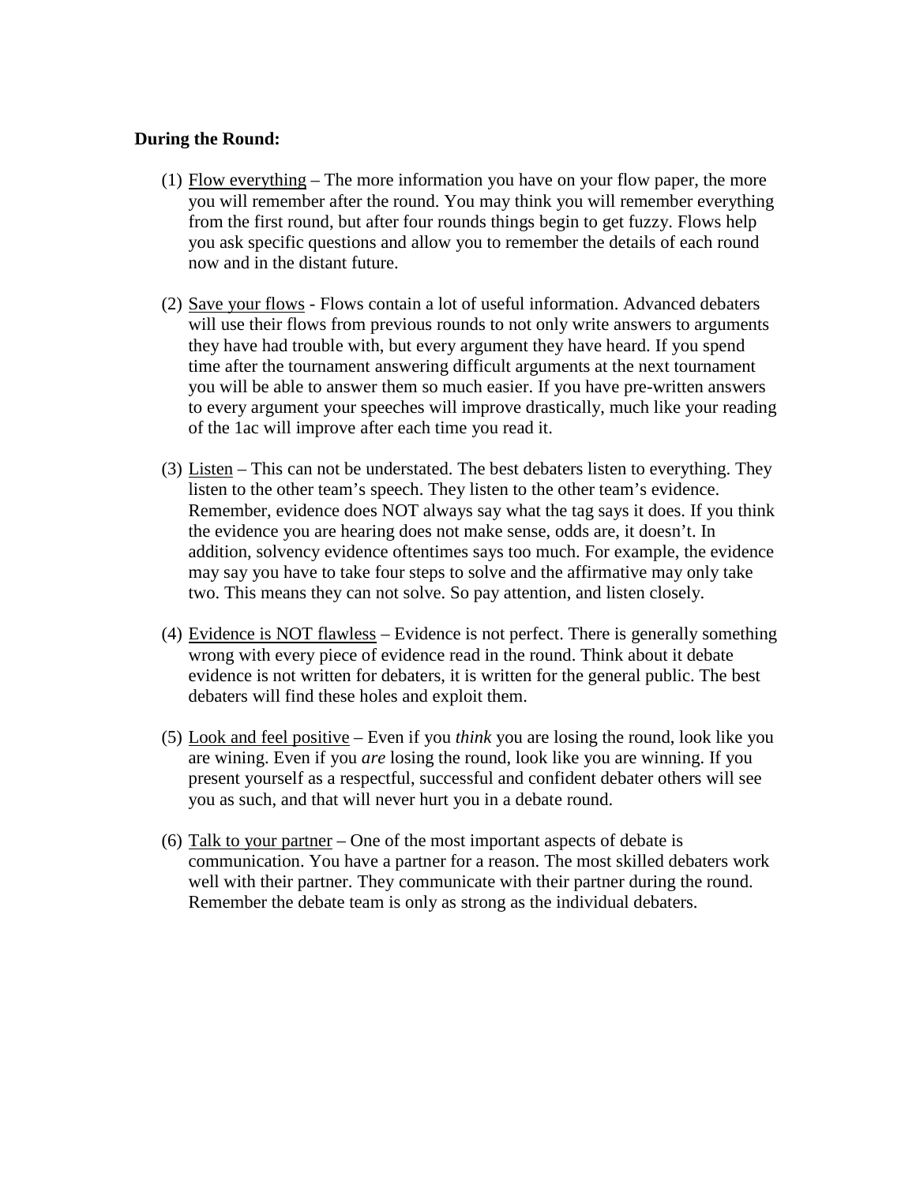**During the Round:**

(1) <u>Flow everything</u> – The more information you have on your flow paper, the more you will remember after the round. You may think you will remember everything from the first round, but after four rounds things begin to get fuzzy. Flows help you ask specific questions and allow you to remember the details of each round now and in the distant future.

(2) <u>Save your flows</u> - Flows contain a lot of useful information. Advanced debaters will use their flows from previous rounds to not only write answers to arguments they have had trouble with, but every argument they have heard. If you spend time after the tournament answering difficult arguments at the next tournament you will be able to answer them so much easier. If you have pre-written answers to every argument your speeches will improve drastically, much like your reading of the 1ac will improve after each time you read it.

(3) <u>Listen</u> – This can not be understated. The best debaters listen to everything. They listen to the other team's speech. They listen to the other team's evidence. Remember, evidence does NOT always say what the tag says it does. If you think the evidence you are hearing does not make sense, odds are, it doesn't. In addition, solvency evidence oftentimes says too much. For example, the evidence may say you have to take four steps to solve and the affirmative may only take two. This means they can not solve. So pay attention, and listen closely.

(4) <u>Evidence is NOT flawless</u> – Evidence is not perfect. There is generally something wrong with every piece of evidence read in the round. Think about it debate evidence is not written for debaters, it is written for the general public. The best debaters will find these holes and exploit them.

(5) <u>Look and feel positive</u> – Even if you *think* you are losing the round, look like you are wining. Even if you *are* losing the round, look like you are winning. If you present yourself as a respectful, successful and confident debater others will see you as such, and that will never hurt you in a debate round.

(6) <u>Talk to your partner</u> – One of the most important aspects of debate is communication. You have a partner for a reason. The most skilled debaters work well with their partner. They communicate with their partner during the round. Remember the debate team is only as strong as the individual debaters.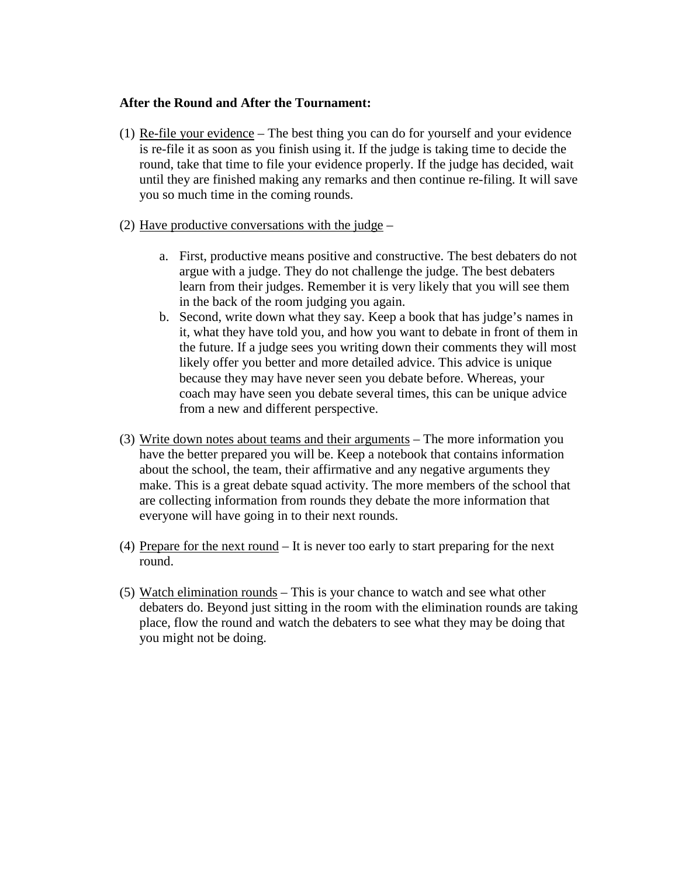**After the Round and After the Tournament:**

(1) <u>Re-file your evidence</u> – The best thing you can do for yourself and your evidence is re-file it as soon as you finish using it. If the judge is taking time to decide the round, take that time to file your evidence properly. If the judge has decided, wait until they are finished making any remarks and then continue re-filing. It will save you so much time in the coming rounds.

(2) <u>Have productive conversations with the judge</u> –

   a. First, productive means positive and constructive. The best debaters do not argue with a judge. They do not challenge the judge. The best debaters learn from their judges. Remember it is very likely that you will see them in the back of the room judging you again.
   b. Second, write down what they say. Keep a book that has judge's names in it, what they have told you, and how you want to debate in front of them in the future. If a judge sees you writing down their comments they will most likely offer you better and more detailed advice. This advice is unique because they may have never seen you debate before. Whereas, your coach may have seen you debate several times, this can be unique advice from a new and different perspective.

(3) <u>Write down notes about teams and their arguments</u> – The more information you have the better prepared you will be. Keep a notebook that contains information about the school, the team, their affirmative and any negative arguments they make. This is a great debate squad activity. The more members of the school that are collecting information from rounds they debate the more information that everyone will have going in to their next rounds.

(4) <u>Prepare for the next round</u> – It is never too early to start preparing for the next round.

(5) <u>Watch elimination rounds</u> – This is your chance to watch and see what other debaters do. Beyond just sitting in the room with the elimination rounds are taking place, flow the round and watch the debaters to see what they may be doing that you might not be doing.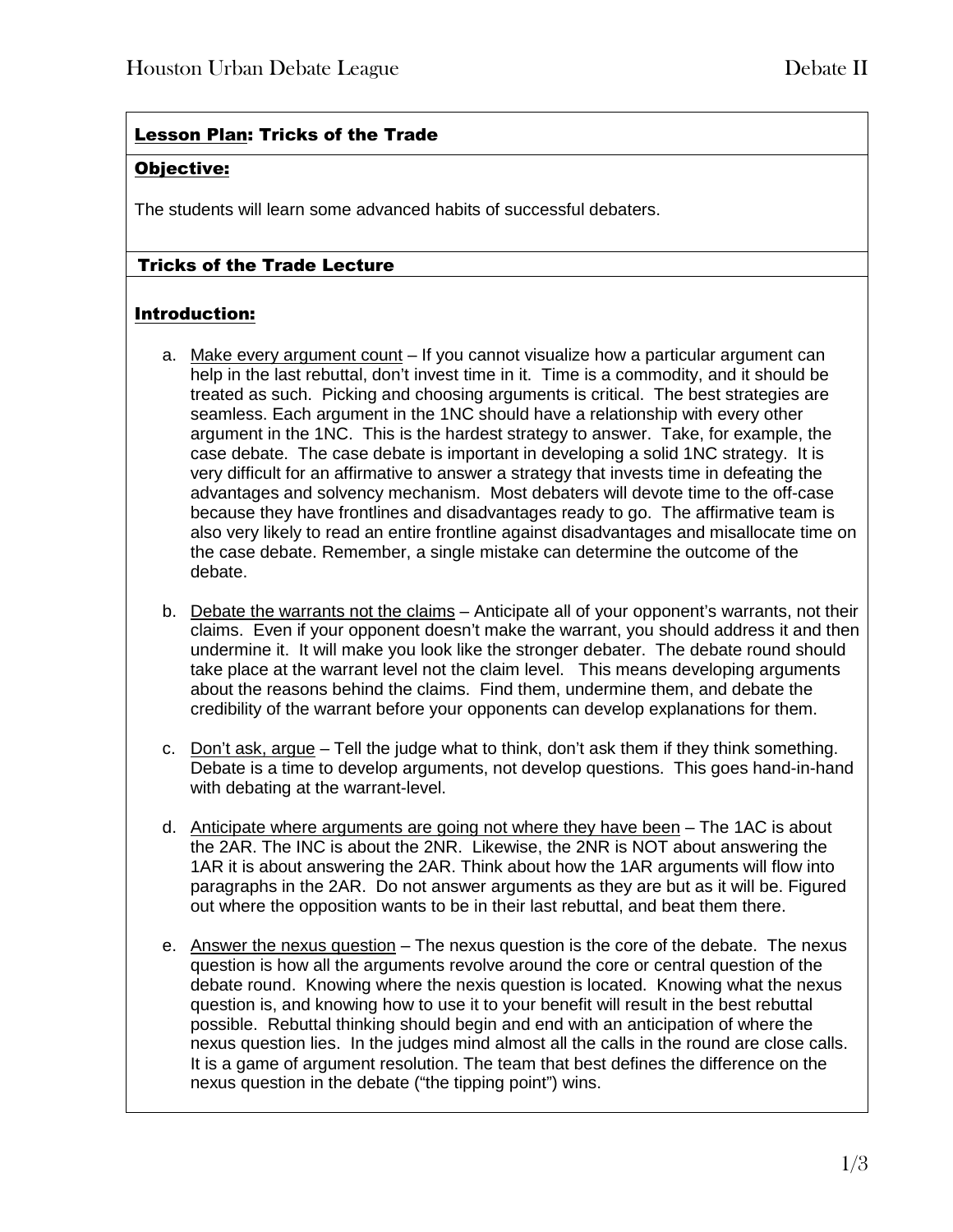## Lesson Plan: Tricks of the Trade

### Objective:

The students will learn some advanced habits of successful debaters.

### Tricks of the Trade Lecture

### Introduction:

a. Make every argument count – If you cannot visualize how a particular argument can help in the last rebuttal, don't invest time in it. Time is a commodity, and it should be treated as such. Picking and choosing arguments is critical. The best strategies are seamless. Each argument in the 1NC should have a relationship with every other argument in the 1NC. This is the hardest strategy to answer. Take, for example, the case debate. The case debate is important in developing a solid 1NC strategy. It is very difficult for an affirmative to answer a strategy that invests time in defeating the advantages and solvency mechanism. Most debaters will devote time to the off-case because they have frontlines and disadvantages ready to go. The affirmative team is also very likely to read an entire frontline against disadvantages and misallocate time on the case debate. Remember, a single mistake can determine the outcome of the debate.

b. Debate the warrants not the claims – Anticipate all of your opponent's warrants, not their claims. Even if your opponent doesn't make the warrant, you should address it and then undermine it. It will make you look like the stronger debater. The debate round should take place at the warrant level not the claim level. This means developing arguments about the reasons behind the claims. Find them, undermine them, and debate the credibility of the warrant before your opponents can develop explanations for them.

c. Don't ask, argue – Tell the judge what to think, don't ask them if they think something. Debate is a time to develop arguments, not develop questions. This goes hand-in-hand with debating at the warrant-level.

d. Anticipate where arguments are going not where they have been – The 1AC is about the 2AR. The INC is about the 2NR. Likewise, the 2NR is NOT about answering the 1AR it is about answering the 2AR. Think about how the 1AR arguments will flow into paragraphs in the 2AR. Do not answer arguments as they are but as it will be. Figured out where the opposition wants to be in their last rebuttal, and beat them there.

e. Answer the nexus question – The nexus question is the core of the debate. The nexus question is how all the arguments revolve around the core or central question of the debate round. Knowing where the nexis question is located. Knowing what the nexus question is, and knowing how to use it to your benefit will result in the best rebuttal possible. Rebuttal thinking should begin and end with an anticipation of where the nexus question lies. In the judges mind almost all the calls in the round are close calls. It is a game of argument resolution. The team that best defines the difference on the nexus question in the debate ("the tipping point") wins.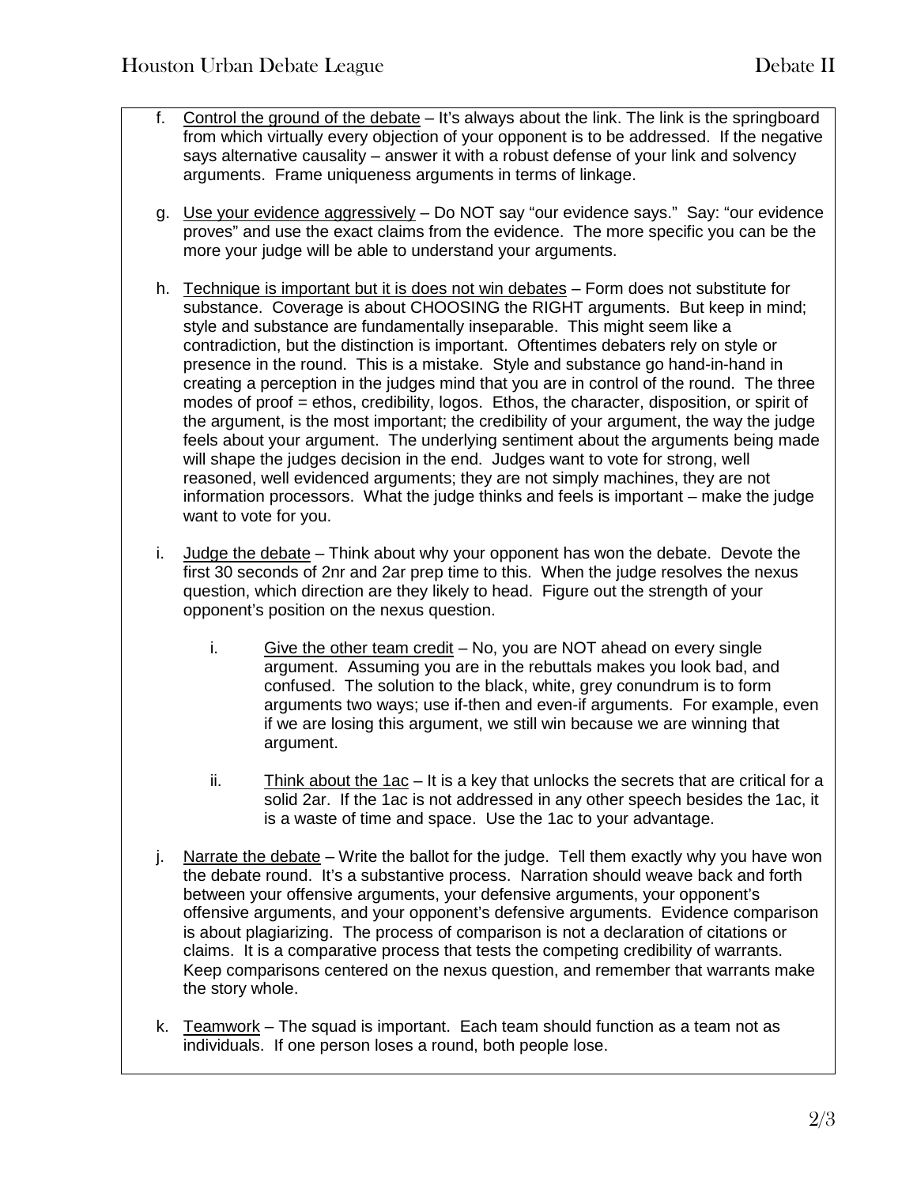f. <u>Control the ground of the debate</u> – It's always about the link. The link is the springboard from which virtually every objection of your opponent is to be addressed. If the negative says alternative causality – answer it with a robust defense of your link and solvency arguments. Frame uniqueness arguments in terms of linkage.

g. <u>Use your evidence aggressively</u> – Do NOT say "our evidence says." Say: "our evidence proves" and use the exact claims from the evidence. The more specific you can be the more your judge will be able to understand your arguments.

h. <u>Technique is important but it is does not win debates</u> – Form does not substitute for substance. Coverage is about CHOOSING the RIGHT arguments. But keep in mind; style and substance are fundamentally inseparable. This might seem like a contradiction, but the distinction is important. Oftentimes debaters rely on style or presence in the round. This is a mistake. Style and substance go hand-in-hand in creating a perception in the judges mind that you are in control of the round. The three modes of proof = ethos, credibility, logos. Ethos, the character, disposition, or spirit of the argument, is the most important; the credibility of your argument, the way the judge feels about your argument. The underlying sentiment about the arguments being made will shape the judges decision in the end. Judges want to vote for strong, well reasoned, well evidenced arguments; they are not simply machines, they are not information processors. What the judge thinks and feels is important – make the judge want to vote for you.

i. <u>Judge the debate</u> – Think about why your opponent has won the debate. Devote the first 30 seconds of 2nr and 2ar prep time to this. When the judge resolves the nexus question, which direction are they likely to head. Figure out the strength of your opponent's position on the nexus question.

   i. <u>Give the other team credit</u> – No, you are NOT ahead on every single argument. Assuming you are in the rebuttals makes you look bad, and confused. The solution to the black, white, grey conundrum is to form arguments two ways; use if-then and even-if arguments. For example, even if we are losing this argument, we still win because we are winning that argument.

   ii. <u>Think about the 1ac</u> – It is a key that unlocks the secrets that are critical for a solid 2ar. If the 1ac is not addressed in any other speech besides the 1ac, it is a waste of time and space. Use the 1ac to your advantage.

j. <u>Narrate the debate</u> – Write the ballot for the judge. Tell them exactly why you have won the debate round. It's a substantive process. Narration should weave back and forth between your offensive arguments, your defensive arguments, your opponent's offensive arguments, and your opponent's defensive arguments. Evidence comparison is about plagiarizing. The process of comparison is not a declaration of citations or claims. It is a comparative process that tests the competing credibility of warrants. Keep comparisons centered on the nexus question, and remember that warrants make the story whole.

k. <u>Teamwork</u> – The squad is important. Each team should function as a team not as individuals. If one person loses a round, both people lose.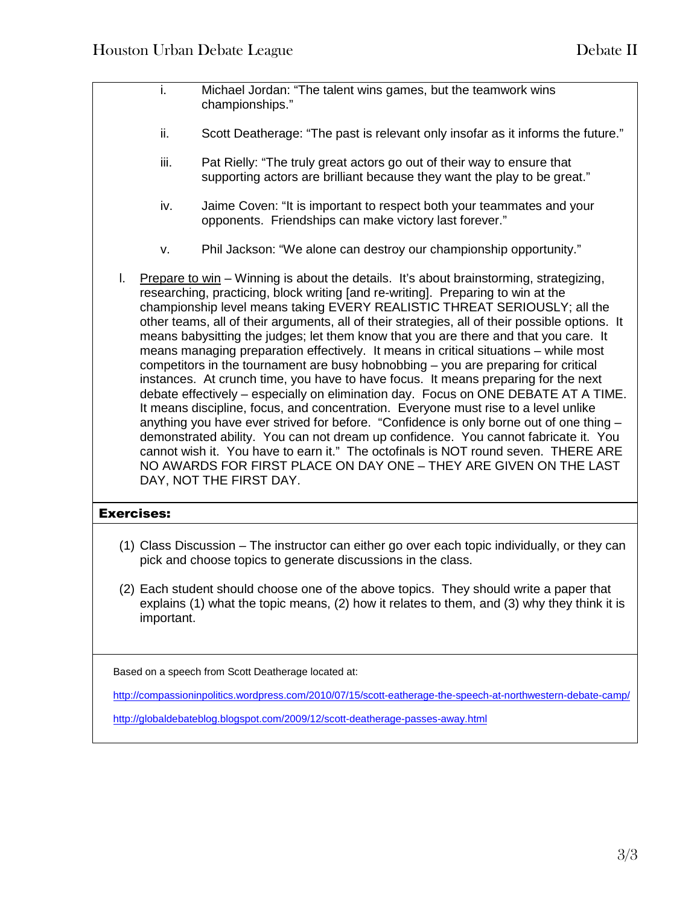i. Michael Jordan: "The talent wins games, but the teamwork wins championships."

ii. Scott Deatherage: "The past is relevant only insofar as it informs the future."

iii. Pat Rielly: "The truly great actors go out of their way to ensure that supporting actors are brilliant because they want the play to be great."

iv. Jaime Coven: "It is important to respect both your teammates and your opponents. Friendships can make victory last forever."

v. Phil Jackson: "We alone can destroy our championship opportunity."

l. <u>Prepare to win</u> – Winning is about the details. It's about brainstorming, strategizing, researching, practicing, block writing [and re-writing]. Preparing to win at the championship level means taking EVERY REALISTIC THREAT SERIOUSLY; all the other teams, all of their arguments, all of their strategies, all of their possible options. It means babysitting the judges; let them know that you are there and that you care. It means managing preparation effectively. It means in critical situations – while most competitors in the tournament are busy hobnobbing – you are preparing for critical instances. At crunch time, you have to have focus. It means preparing for the next debate effectively – especially on elimination day. Focus on ONE DEBATE AT A TIME. It means discipline, focus, and concentration. Everyone must rise to a level unlike anything you have ever strived for before. "Confidence is only borne out of one thing – demonstrated ability. You can not dream up confidence. You cannot fabricate it. You cannot wish it. You have to earn it." The octofinals is NOT round seven. THERE ARE NO AWARDS FOR FIRST PLACE ON DAY ONE – THEY ARE GIVEN ON THE LAST DAY, NOT THE FIRST DAY.

**Exercises:**

(1) Class Discussion – The instructor can either go over each topic individually, or they can pick and choose topics to generate discussions in the class.

(2) Each student should choose one of the above topics. They should write a paper that explains (1) what the topic means, (2) how it relates to them, and (3) why they think it is important.

Based on a speech from Scott Deatherage located at:

http://compassioninpolitics.wordpress.com/2010/07/15/scott-eatherage-the-speech-at-northwestern-debate-camp/

http://globaldebateblog.blogspot.com/2009/12/scott-deatherage-passes-away.html